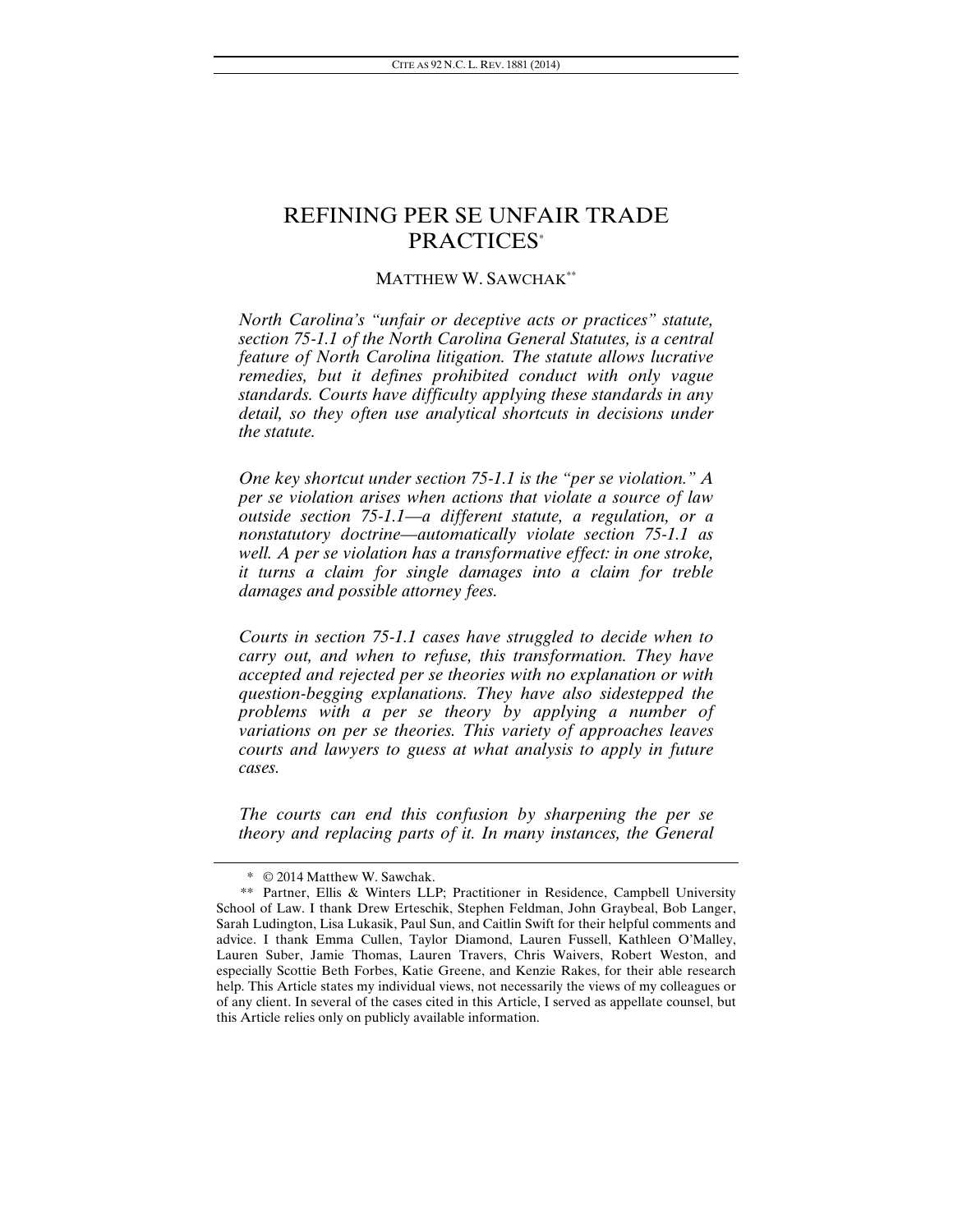# REFINING PER SE UNFAIR TRADE PRACTICES[*]

MATTHEW W. SAWCHAK[**]

*North Carolina's "unfair or deceptive acts or practices" statute, section 75-1.1 of the North Carolina General Statutes, is a central feature of North Carolina litigation. The statute allows lucrative remedies, but it defines prohibited conduct with only vague standards. Courts have difficulty applying these standards in any detail, so they often use analytical shortcuts in decisions under the statute.*

*One key shortcut under section 75-1.1 is the "per se violation." A per se violation arises when actions that violate a source of law outside section 75-1.1—a different statute, a regulation, or a nonstatutory doctrine—automatically violate section 75-1.1 as well. A per se violation has a transformative effect: in one stroke, it turns a claim for single damages into a claim for treble damages and possible attorney fees.*

*Courts in section 75-1.1 cases have struggled to decide when to carry out, and when to refuse, this transformation. They have accepted and rejected per se theories with no explanation or with question-begging explanations. They have also sidestepped the problems with a per se theory by applying a number of variations on per se theories. This variety of approaches leaves courts and lawyers to guess at what analysis to apply in future cases.*

*The courts can end this confusion by sharpening the per se theory and replacing parts of it. In many instances, the General*

---

\* © 2014 Matthew W. Sawchak.

\*\* Partner, Ellis & Winters LLP; Practitioner in Residence, Campbell University School of Law. I thank Drew Erteschik, Stephen Feldman, John Graybeal, Bob Langer, Sarah Ludington, Lisa Lukasik, Paul Sun, and Caitlin Swift for their helpful comments and advice. I thank Emma Cullen, Taylor Diamond, Lauren Fussell, Kathleen O'Malley, Lauren Suber, Jamie Thomas, Lauren Travers, Chris Waivers, Robert Weston, and especially Scottie Beth Forbes, Katie Greene, and Kenzie Rakes, for their able research help. This Article states my individual views, not necessarily the views of my colleagues or of any client. In several of the cases cited in this Article, I served as appellate counsel, but this Article relies only on publicly available information.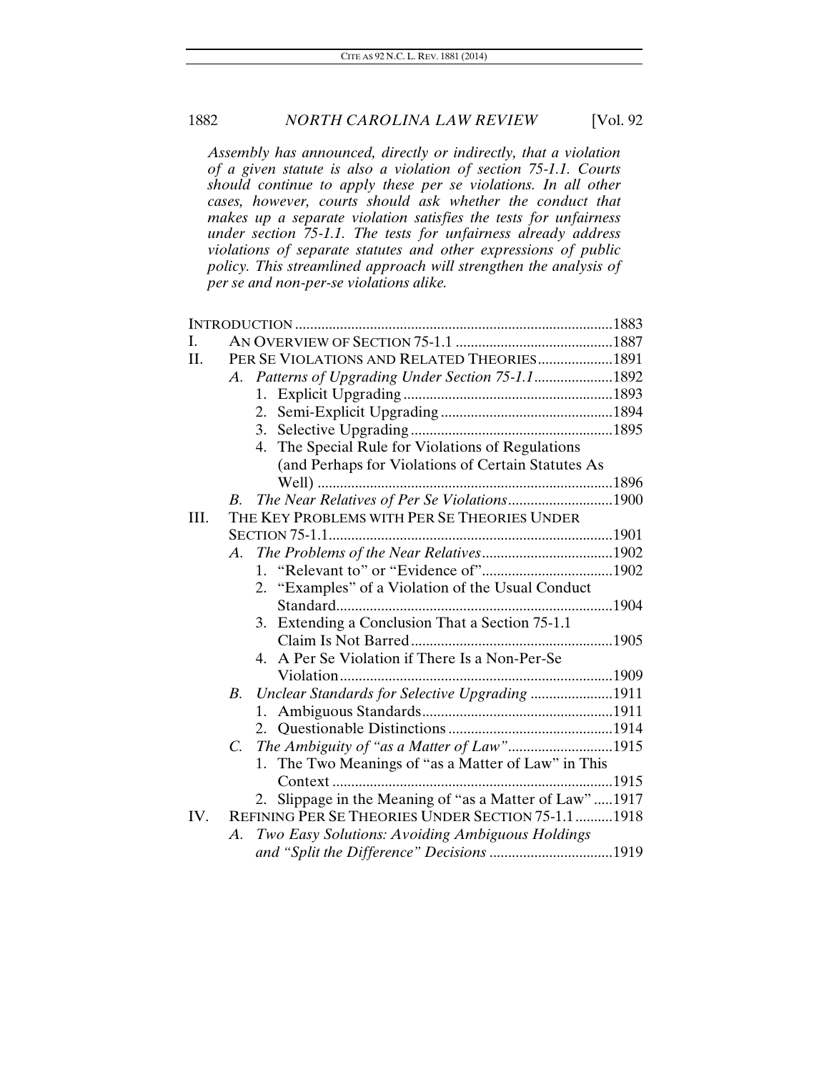*Assembly has announced, directly or indirectly, that a violation of a given statute is also a violation of section 75-1.1. Courts should continue to apply these per se violations. In all other cases, however, courts should ask whether the conduct that makes up a separate violation satisfies the tests for unfairness under section 75-1.1. The tests for unfairness already address violations of separate statutes and other expressions of public policy. This streamlined approach will strengthen the analysis of per se and non-per-se violations alike.*

INTRODUCTION ....................................................................................1883

I. AN OVERVIEW OF SECTION 75-1.1 ..........................................1887

II. PER SE VIOLATIONS AND RELATED THEORIES....................1891

- A. *Patterns of Upgrading Under Section 75-1.1*.....................1892
  1. Explicit Upgrading........................................................1893
  2. Semi-Explicit Upgrading..............................................1894
  3. Selective Upgrading......................................................1895
  4. The Special Rule for Violations of Regulations (and Perhaps for Violations of Certain Statutes As Well) ..............................................................................1896
- B. *The Near Relatives of Per Se Violations*............................1900

III. THE KEY PROBLEMS WITH PER SE THEORIES UNDER SECTION 75-1.1...........................................................................1901

- A. *The Problems of the Near Relatives*...................................1902
  1. "Relevant to" or "Evidence of"...................................1902
  2. "Examples" of a Violation of the Usual Conduct Standard..........................................................................1904
  3. Extending a Conclusion That a Section 75-1.1 Claim Is Not Barred......................................................1905
  4. A Per Se Violation if There Is a Non-Per-Se Violation.........................................................................1909
- B. *Unclear Standards for Selective Upgrading* ......................1911
  1. Ambiguous Standards...................................................1911
  2. Questionable Distinctions ............................................1914
- C. *The Ambiguity of "as a Matter of Law"*............................1915
  1. The Two Meanings of "as a Matter of Law" in This Context ..........................................................................1915
  2. Slippage in the Meaning of "as a Matter of Law" .....1917

IV. REFINING PER SE THEORIES UNDER SECTION 75-1.1..........1918

- A. *Two Easy Solutions: Avoiding Ambiguous Holdings and "Split the Difference" Decisions* .................................1919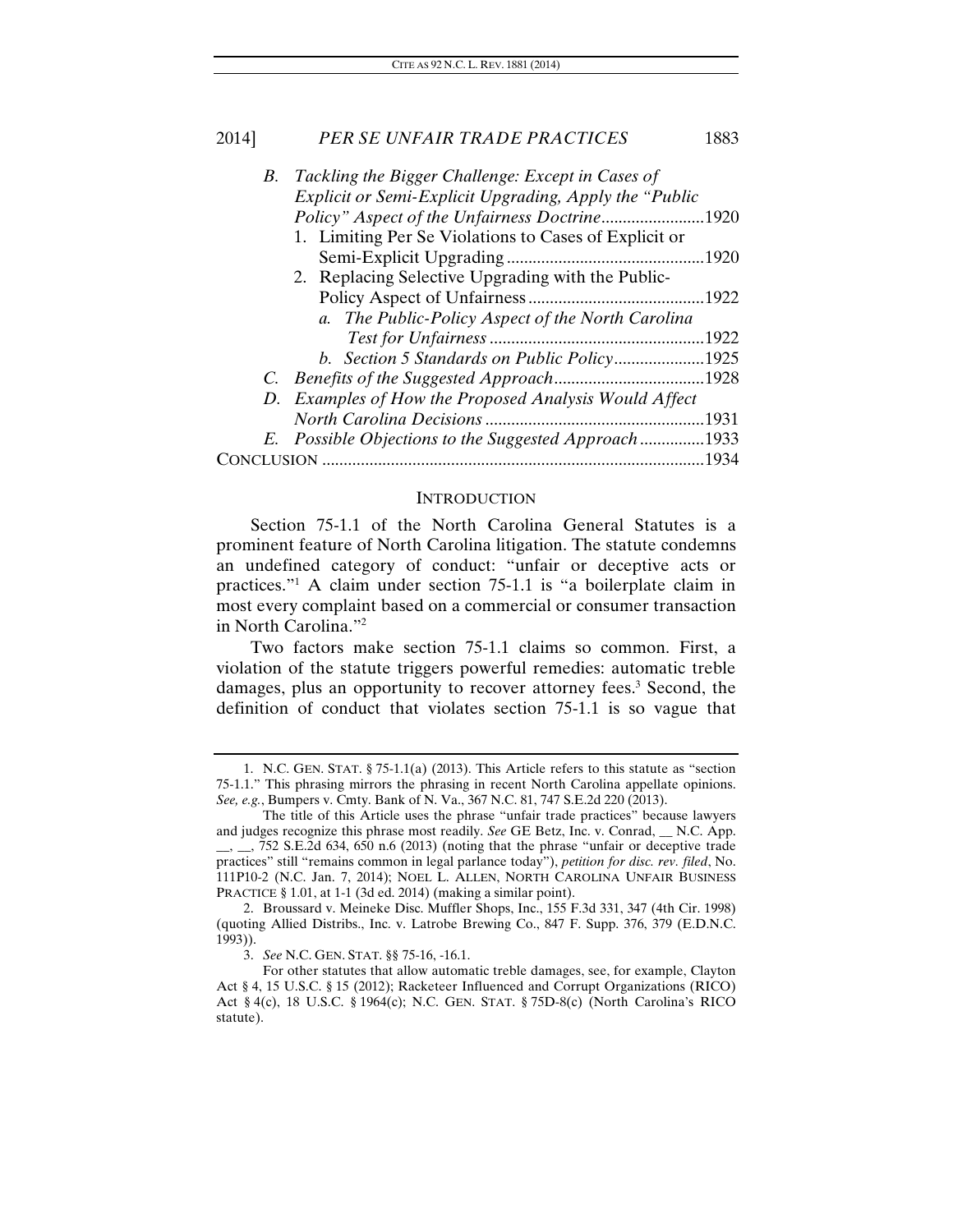- *B. Tackling the Bigger Challenge: Except in Cases of Explicit or Semi-Explicit Upgrading, Apply the "Public Policy" Aspect of the Unfairness Doctrine*........................1920
  - 1. Limiting Per Se Violations to Cases of Explicit or Semi-Explicit Upgrading..............................................1920
  - 2. Replacing Selective Upgrading with the Public-Policy Aspect of Unfairness..........................................1922
    - *a. The Public-Policy Aspect of the North Carolina Test for Unfairness*..................................................1922
    - *b. Section 5 Standards on Public Policy*.....................1925
- *C. Benefits of the Suggested Approach*...................................1928
- *D. Examples of How the Proposed Analysis Would Affect North Carolina Decisions*...................................................1931
- *E. Possible Objections to the Suggested Approach*...............1933

CONCLUSION ........................................................................................1934

## INTRODUCTION

Section 75-1.1 of the North Carolina General Statutes is a prominent feature of North Carolina litigation. The statute condemns an undefined category of conduct: "unfair or deceptive acts or practices."[1] A claim under section 75-1.1 is "a boilerplate claim in most every complaint based on a commercial or consumer transaction in North Carolina."[2]

Two factors make section 75-1.1 claims so common. First, a violation of the statute triggers powerful remedies: automatic treble damages, plus an opportunity to recover attorney fees.[3] Second, the definition of conduct that violates section 75-1.1 is so vague that

---

1. N.C. GEN. STAT. § 75-1.1(a) (2013). This Article refers to this statute as "section 75-1.1." This phrasing mirrors the phrasing in recent North Carolina appellate opinions. *See, e.g.*, Bumpers v. Cmty. Bank of N. Va., 367 N.C. 81, 747 S.E.2d 220 (2013).

The title of this Article uses the phrase "unfair trade practices" because lawyers and judges recognize this phrase most readily. *See* GE Betz, Inc. v. Conrad, __ N.C. App. __, __, 752 S.E.2d 634, 650 n.6 (2013) (noting that the phrase "unfair or deceptive trade practices" still "remains common in legal parlance today"), *petition for disc. rev. filed*, No. 111P10-2 (N.C. Jan. 7, 2014); NOEL L. ALLEN, NORTH CAROLINA UNFAIR BUSINESS PRACTICE § 1.01, at 1-1 (3d ed. 2014) (making a similar point).

2. Broussard v. Meineke Disc. Muffler Shops, Inc., 155 F.3d 331, 347 (4th Cir. 1998) (quoting Allied Distribs., Inc. v. Latrobe Brewing Co., 847 F. Supp. 376, 379 (E.D.N.C. 1993)).

3. *See* N.C. GEN. STAT. §§ 75-16, -16.1.

For other statutes that allow automatic treble damages, see, for example, Clayton Act § 4, 15 U.S.C. § 15 (2012); Racketeer Influenced and Corrupt Organizations (RICO) Act § 4(c), 18 U.S.C. § 1964(c); N.C. GEN. STAT. § 75D-8(c) (North Carolina's RICO statute).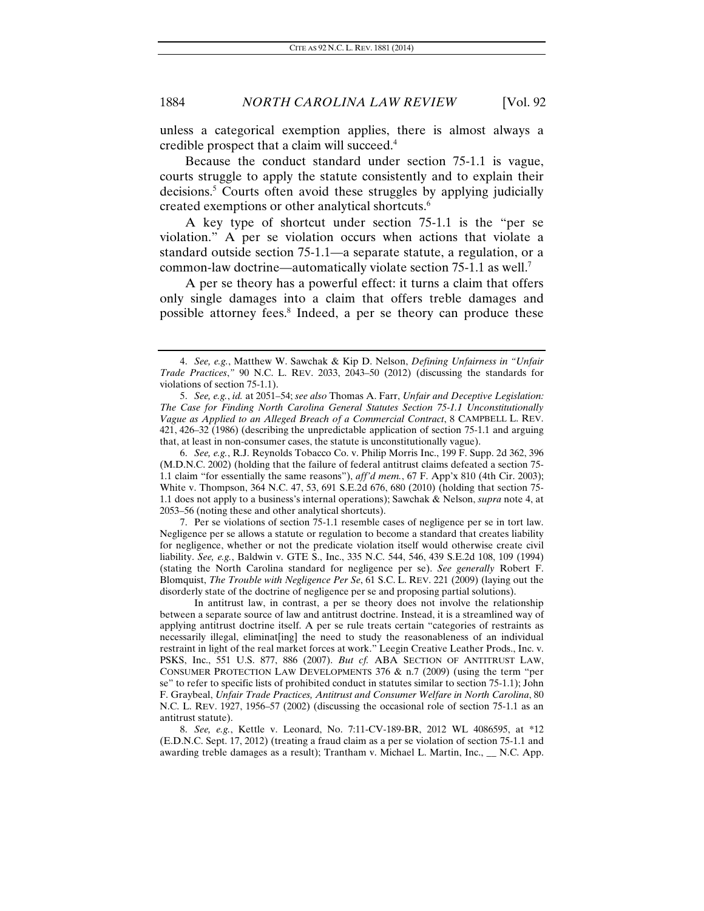unless a categorical exemption applies, there is almost always a credible prospect that a claim will succeed.[4]

Because the conduct standard under section 75-1.1 is vague, courts struggle to apply the statute consistently and to explain their decisions.[5] Courts often avoid these struggles by applying judicially created exemptions or other analytical shortcuts.[6]

A key type of shortcut under section 75-1.1 is the "per se violation." A per se violation occurs when actions that violate a standard outside section 75-1.1—a separate statute, a regulation, or a common-law doctrine—automatically violate section 75-1.1 as well.[7]

A per se theory has a powerful effect: it turns a claim that offers only single damages into a claim that offers treble damages and possible attorney fees.[8] Indeed, a per se theory can produce these

---

4. *See, e.g.*, Matthew W. Sawchak & Kip D. Nelson, *Defining Unfairness in "Unfair Trade Practices*,*"* 90 N.C. L. REV. 2033, 2043–50 (2012) (discussing the standards for violations of section 75-1.1).

5. *See, e.g.*, *id.* at 2051–54; *see also* Thomas A. Farr, *Unfair and Deceptive Legislation: The Case for Finding North Carolina General Statutes Section 75-1.1 Unconstitutionally Vague as Applied to an Alleged Breach of a Commercial Contract*, 8 CAMPBELL L. REV. 421, 426–32 (1986) (describing the unpredictable application of section 75-1.1 and arguing that, at least in non-consumer cases, the statute is unconstitutionally vague).

6. *See, e.g.*, R.J. Reynolds Tobacco Co. v. Philip Morris Inc., 199 F. Supp. 2d 362, 396 (M.D.N.C. 2002) (holding that the failure of federal antitrust claims defeated a section 75-1.1 claim "for essentially the same reasons"), *aff'd mem.*, 67 F. App'x 810 (4th Cir. 2003); White v. Thompson, 364 N.C. 47, 53, 691 S.E.2d 676, 680 (2010) (holding that section 75-1.1 does not apply to a business's internal operations); Sawchak & Nelson, *supra* note 4, at 2053–56 (noting these and other analytical shortcuts).

7. Per se violations of section 75-1.1 resemble cases of negligence per se in tort law. Negligence per se allows a statute or regulation to become a standard that creates liability for negligence, whether or not the predicate violation itself would otherwise create civil liability. *See, e.g.*, Baldwin v. GTE S., Inc., 335 N.C. 544, 546, 439 S.E.2d 108, 109 (1994) (stating the North Carolina standard for negligence per se). *See generally* Robert F. Blomquist, *The Trouble with Negligence Per Se*, 61 S.C. L. REV. 221 (2009) (laying out the disorderly state of the doctrine of negligence per se and proposing partial solutions).

In antitrust law, in contrast, a per se theory does not involve the relationship between a separate source of law and antitrust doctrine. Instead, it is a streamlined way of applying antitrust doctrine itself. A per se rule treats certain "categories of restraints as necessarily illegal, eliminat[ing] the need to study the reasonableness of an individual restraint in light of the real market forces at work." Leegin Creative Leather Prods., Inc. v. PSKS, Inc., 551 U.S. 877, 886 (2007). *But cf.* ABA SECTION OF ANTITRUST LAW, CONSUMER PROTECTION LAW DEVELOPMENTS 376 & n.7 (2009) (using the term "per se" to refer to specific lists of prohibited conduct in statutes similar to section 75-1.1); John F. Graybeal, *Unfair Trade Practices, Antitrust and Consumer Welfare in North Carolina*, 80 N.C. L. REV. 1927, 1956–57 (2002) (discussing the occasional role of section 75-1.1 as an antitrust statute).

8. *See, e.g.*, Kettle v. Leonard, No. 7:11-CV-189-BR, 2012 WL 4086595, at *12 (E.D.N.C. Sept. 17, 2012) (treating a fraud claim as a per se violation of section 75-1.1 and awarding treble damages as a result); Trantham v. Michael L. Martin, Inc., __ N.C. App.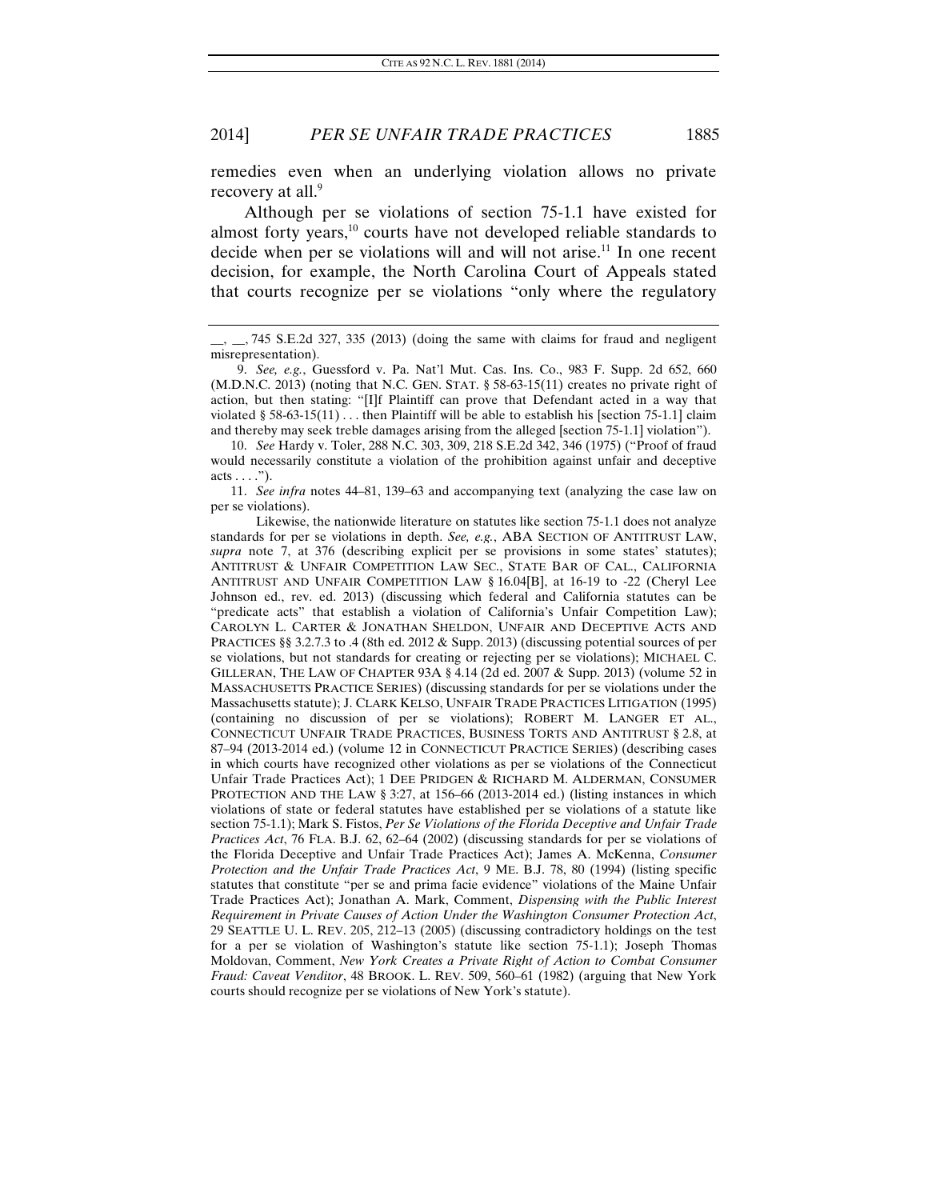remedies even when an underlying violation allows no private recovery at all.[9]

Although per se violations of section 75-1.1 have existed for almost forty years,[10] courts have not developed reliable standards to decide when per se violations will and will not arise.[11] In one recent decision, for example, the North Carolina Court of Appeals stated that courts recognize per se violations "only where the regulatory

__, __, 745 S.E.2d 327, 335 (2013) (doing the same with claims for fraud and negligent misrepresentation).

9. *See, e.g.*, Guessford v. Pa. Nat'l Mut. Cas. Ins. Co., 983 F. Supp. 2d 652, 660 (M.D.N.C. 2013) (noting that N.C. GEN. STAT. § 58-63-15(11) creates no private right of action, but then stating: "[I]f Plaintiff can prove that Defendant acted in a way that violated § 58-63-15(11) . . . then Plaintiff will be able to establish his [section 75-1.1] claim and thereby may seek treble damages arising from the alleged [section 75-1.1] violation").

10. *See* Hardy v. Toler, 288 N.C. 303, 309, 218 S.E.2d 342, 346 (1975) ("Proof of fraud would necessarily constitute a violation of the prohibition against unfair and deceptive acts . . . .").

11. *See infra* notes 44–81, 139–63 and accompanying text (analyzing the case law on per se violations).

Likewise, the nationwide literature on statutes like section 75-1.1 does not analyze standards for per se violations in depth. *See, e.g.*, ABA SECTION OF ANTITRUST LAW, *supra* note 7, at 376 (describing explicit per se provisions in some states' statutes); ANTITRUST & UNFAIR COMPETITION LAW SEC., STATE BAR OF CAL., CALIFORNIA ANTITRUST AND UNFAIR COMPETITION LAW § 16.04[B], at 16-19 to -22 (Cheryl Lee Johnson ed., rev. ed. 2013) (discussing which federal and California statutes can be "predicate acts" that establish a violation of California's Unfair Competition Law); CAROLYN L. CARTER & JONATHAN SHELDON, UNFAIR AND DECEPTIVE ACTS AND PRACTICES §§ 3.2.7.3 to .4 (8th ed. 2012 & Supp. 2013) (discussing potential sources of per se violations, but not standards for creating or rejecting per se violations); MICHAEL C. GILLERAN, THE LAW OF CHAPTER 93A § 4.14 (2d ed. 2007 & Supp. 2013) (volume 52 in MASSACHUSETTS PRACTICE SERIES) (discussing standards for per se violations under the Massachusetts statute); J. CLARK KELSO, UNFAIR TRADE PRACTICES LITIGATION (1995) (containing no discussion of per se violations); ROBERT M. LANGER ET AL., CONNECTICUT UNFAIR TRADE PRACTICES, BUSINESS TORTS AND ANTITRUST § 2.8, at 87–94 (2013-2014 ed.) (volume 12 in CONNECTICUT PRACTICE SERIES) (describing cases in which courts have recognized other violations as per se violations of the Connecticut Unfair Trade Practices Act); 1 DEE PRIDGEN & RICHARD M. ALDERMAN, CONSUMER PROTECTION AND THE LAW § 3:27, at 156–66 (2013-2014 ed.) (listing instances in which violations of state or federal statutes have established per se violations of a statute like section 75-1.1); Mark S. Fistos, *Per Se Violations of the Florida Deceptive and Unfair Trade Practices Act*, 76 FLA. B.J. 62, 62–64 (2002) (discussing standards for per se violations of the Florida Deceptive and Unfair Trade Practices Act); James A. McKenna, *Consumer Protection and the Unfair Trade Practices Act*, 9 ME. B.J. 78, 80 (1994) (listing specific statutes that constitute "per se and prima facie evidence" violations of the Maine Unfair Trade Practices Act); Jonathan A. Mark, Comment, *Dispensing with the Public Interest Requirement in Private Causes of Action Under the Washington Consumer Protection Act*, 29 SEATTLE U. L. REV. 205, 212–13 (2005) (discussing contradictory holdings on the test for a per se violation of Washington's statute like section 75-1.1); Joseph Thomas Moldovan, Comment, *New York Creates a Private Right of Action to Combat Consumer Fraud: Caveat Venditor*, 48 BROOK. L. REV. 509, 560–61 (1982) (arguing that New York courts should recognize per se violations of New York's statute).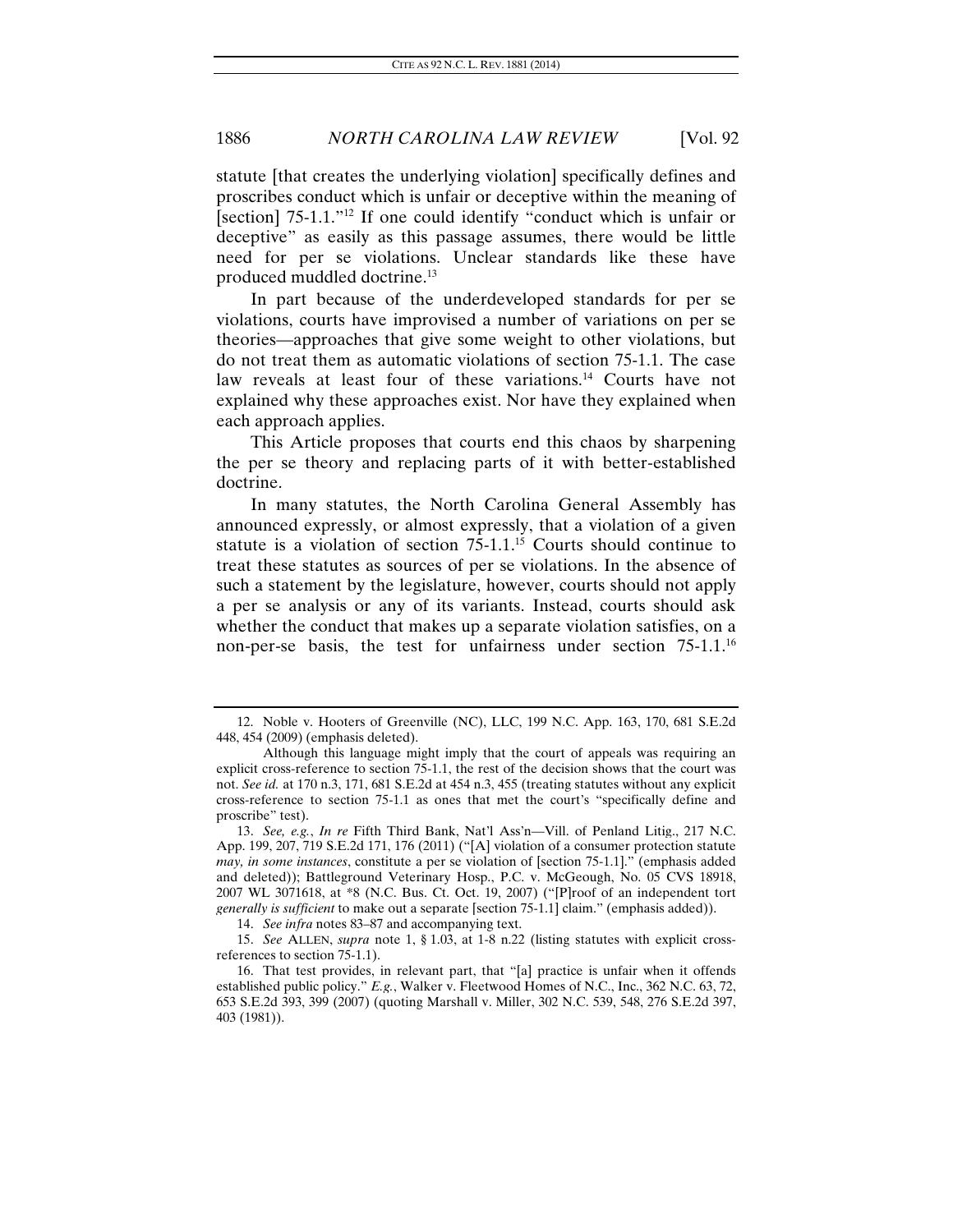statute [that creates the underlying violation] specifically defines and proscribes conduct which is unfair or deceptive within the meaning of [section] 75-1.1."[12] If one could identify "conduct which is unfair or deceptive" as easily as this passage assumes, there would be little need for per se violations. Unclear standards like these have produced muddled doctrine.[13]

In part because of the underdeveloped standards for per se violations, courts have improvised a number of variations on per se theories—approaches that give some weight to other violations, but do not treat them as automatic violations of section 75-1.1. The case law reveals at least four of these variations.[14] Courts have not explained why these approaches exist. Nor have they explained when each approach applies.

This Article proposes that courts end this chaos by sharpening the per se theory and replacing parts of it with better-established doctrine.

In many statutes, the North Carolina General Assembly has announced expressly, or almost expressly, that a violation of a given statute is a violation of section 75-1.1.[15] Courts should continue to treat these statutes as sources of per se violations. In the absence of such a statement by the legislature, however, courts should not apply a per se analysis or any of its variants. Instead, courts should ask whether the conduct that makes up a separate violation satisfies, on a non-per-se basis, the test for unfairness under section 75-1.1.[16]

---

12. Noble v. Hooters of Greenville (NC), LLC, 199 N.C. App. 163, 170, 681 S.E.2d 448, 454 (2009) (emphasis deleted).

Although this language might imply that the court of appeals was requiring an explicit cross-reference to section 75-1.1, the rest of the decision shows that the court was not. *See id.* at 170 n.3, 171, 681 S.E.2d at 454 n.3, 455 (treating statutes without any explicit cross-reference to section 75-1.1 as ones that met the court's "specifically define and proscribe" test).

13. *See, e.g.*, *In re* Fifth Third Bank, Nat'l Ass'n—Vill. of Penland Litig., 217 N.C. App. 199, 207, 719 S.E.2d 171, 176 (2011) ("[A] violation of a consumer protection statute *may, in some instances*, constitute a per se violation of [section 75-1.1]." (emphasis added and deleted)); Battleground Veterinary Hosp., P.C. v. McGeough, No. 05 CVS 18918, 2007 WL 3071618, at *8 (N.C. Bus. Ct. Oct. 19, 2007) ("[P]roof of an independent tort *generally is sufficient* to make out a separate [section 75-1.1] claim." (emphasis added)).

14. *See infra* notes 83–87 and accompanying text.

15. *See* ALLEN, *supra* note 1, § 1.03, at 1-8 n.22 (listing statutes with explicit cross-references to section 75-1.1).

16. That test provides, in relevant part, that "[a] practice is unfair when it offends established public policy." *E.g.*, Walker v. Fleetwood Homes of N.C., Inc., 362 N.C. 63, 72, 653 S.E.2d 393, 399 (2007) (quoting Marshall v. Miller, 302 N.C. 539, 548, 276 S.E.2d 397, 403 (1981)).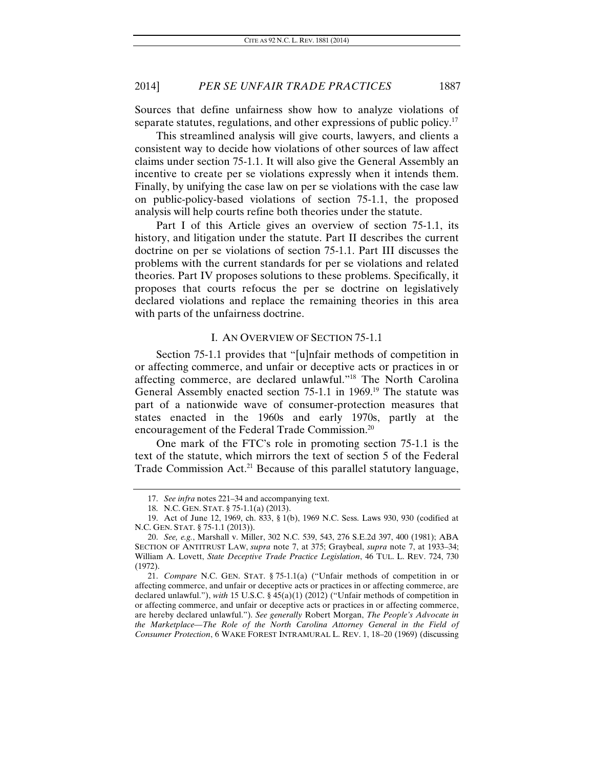Sources that define unfairness show how to analyze violations of separate statutes, regulations, and other expressions of public policy.[17]

This streamlined analysis will give courts, lawyers, and clients a consistent way to decide how violations of other sources of law affect claims under section 75-1.1. It will also give the General Assembly an incentive to create per se violations expressly when it intends them. Finally, by unifying the case law on per se violations with the case law on public-policy-based violations of section 75-1.1, the proposed analysis will help courts refine both theories under the statute.

Part I of this Article gives an overview of section 75-1.1, its history, and litigation under the statute. Part II describes the current doctrine on per se violations of section 75-1.1. Part III discusses the problems with the current standards for per se violations and related theories. Part IV proposes solutions to these problems. Specifically, it proposes that courts refocus the per se doctrine on legislatively declared violations and replace the remaining theories in this area with parts of the unfairness doctrine.

## I. AN OVERVIEW OF SECTION 75-1.1

Section 75-1.1 provides that "[u]nfair methods of competition in or affecting commerce, and unfair or deceptive acts or practices in or affecting commerce, are declared unlawful."[18] The North Carolina General Assembly enacted section 75-1.1 in 1969.[19] The statute was part of a nationwide wave of consumer-protection measures that states enacted in the 1960s and early 1970s, partly at the encouragement of the Federal Trade Commission.[20]

One mark of the FTC's role in promoting section 75-1.1 is the text of the statute, which mirrors the text of section 5 of the Federal Trade Commission Act.[21] Because of this parallel statutory language,

---

17. *See infra* notes 221–34 and accompanying text.

18. N.C. GEN. STAT. § 75-1.1(a) (2013).

19. Act of June 12, 1969, ch. 833, § 1(b), 1969 N.C. Sess. Laws 930, 930 (codified at N.C. GEN. STAT. § 75-1.1 (2013)).

20. *See, e.g.*, Marshall v. Miller, 302 N.C. 539, 543, 276 S.E.2d 397, 400 (1981); ABA SECTION OF ANTITRUST LAW, *supra* note 7, at 375; Graybeal, *supra* note 7, at 1933–34; William A. Lovett, *State Deceptive Trade Practice Legislation*, 46 TUL. L. REV. 724, 730 (1972).

21. *Compare* N.C. GEN. STAT. § 75-1.1(a) ("Unfair methods of competition in or affecting commerce, and unfair or deceptive acts or practices in or affecting commerce, are declared unlawful."), *with* 15 U.S.C. § 45(a)(1) (2012) ("Unfair methods of competition in or affecting commerce, and unfair or deceptive acts or practices in or affecting commerce, are hereby declared unlawful."). *See generally* Robert Morgan, *The People's Advocate in the Marketplace—The Role of the North Carolina Attorney General in the Field of Consumer Protection*, 6 WAKE FOREST INTRAMURAL L. REV. 1, 18–20 (1969) (discussing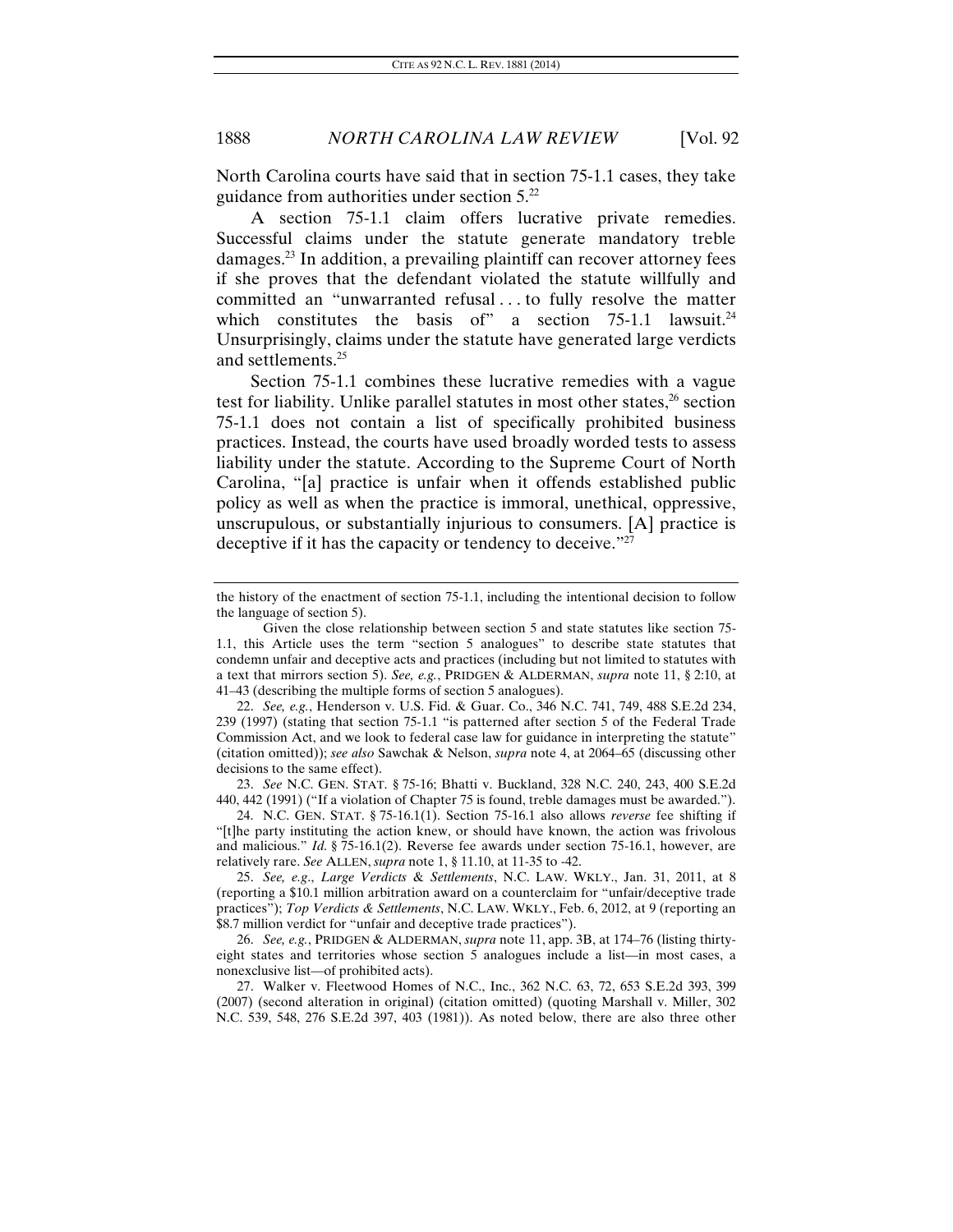North Carolina courts have said that in section 75-1.1 cases, they take guidance from authorities under section 5.[22]

A section 75-1.1 claim offers lucrative private remedies. Successful claims under the statute generate mandatory treble damages.[23] In addition, a prevailing plaintiff can recover attorney fees if she proves that the defendant violated the statute willfully and committed an "unwarranted refusal . . . to fully resolve the matter which constitutes the basis of" a section 75-1.1 lawsuit.[24] Unsurprisingly, claims under the statute have generated large verdicts and settlements.[25]

Section 75-1.1 combines these lucrative remedies with a vague test for liability. Unlike parallel statutes in most other states,[26] section 75-1.1 does not contain a list of specifically prohibited business practices. Instead, the courts have used broadly worded tests to assess liability under the statute. According to the Supreme Court of North Carolina, "[a] practice is unfair when it offends established public policy as well as when the practice is immoral, unethical, oppressive, unscrupulous, or substantially injurious to consumers. [A] practice is deceptive if it has the capacity or tendency to deceive."[27]

---

the history of the enactment of section 75-1.1, including the intentional decision to follow the language of section 5).

Given the close relationship between section 5 and state statutes like section 75-1.1, this Article uses the term "section 5 analogues" to describe state statutes that condemn unfair and deceptive acts and practices (including but not limited to statutes with a text that mirrors section 5). *See, e.g.*, PRIDGEN & ALDERMAN, *supra* note 11, § 2:10, at 41–43 (describing the multiple forms of section 5 analogues).

22. *See, e.g.*, Henderson v. U.S. Fid. & Guar. Co., 346 N.C. 741, 749, 488 S.E.2d 234, 239 (1997) (stating that section 75-1.1 "is patterned after section 5 of the Federal Trade Commission Act, and we look to federal case law for guidance in interpreting the statute" (citation omitted)); *see also* Sawchak & Nelson, *supra* note 4, at 2064–65 (discussing other decisions to the same effect).

23. *See* N.C. GEN. STAT. § 75-16; Bhatti v. Buckland, 328 N.C. 240, 243, 400 S.E.2d 440, 442 (1991) ("If a violation of Chapter 75 is found, treble damages must be awarded.").

24. N.C. GEN. STAT. § 75-16.1(1). Section 75-16.1 also allows *reverse* fee shifting if "[t]he party instituting the action knew, or should have known, the action was frivolous and malicious." *Id.* § 75-16.1(2). Reverse fee awards under section 75-16.1, however, are relatively rare. *See* ALLEN, *supra* note 1, § 11.10, at 11-35 to -42.

25. *See, e.g.*, *Large Verdicts & Settlements*, N.C. LAW. WKLY., Jan. 31, 2011, at 8 (reporting a $10.1 million arbitration award on a counterclaim for "unfair/deceptive trade practices"); *Top Verdicts & Settlements*, N.C. LAW. WKLY., Feb. 6, 2012, at 9 (reporting an $8.7 million verdict for "unfair and deceptive trade practices").

26. *See, e.g.*, PRIDGEN & ALDERMAN, *supra* note 11, app. 3B, at 174–76 (listing thirty-eight states and territories whose section 5 analogues include a list—in most cases, a nonexclusive list—of prohibited acts).

27. Walker v. Fleetwood Homes of N.C., Inc., 362 N.C. 63, 72, 653 S.E.2d 393, 399 (2007) (second alteration in original) (citation omitted) (quoting Marshall v. Miller, 302 N.C. 539, 548, 276 S.E.2d 397, 403 (1981)). As noted below, there are also three other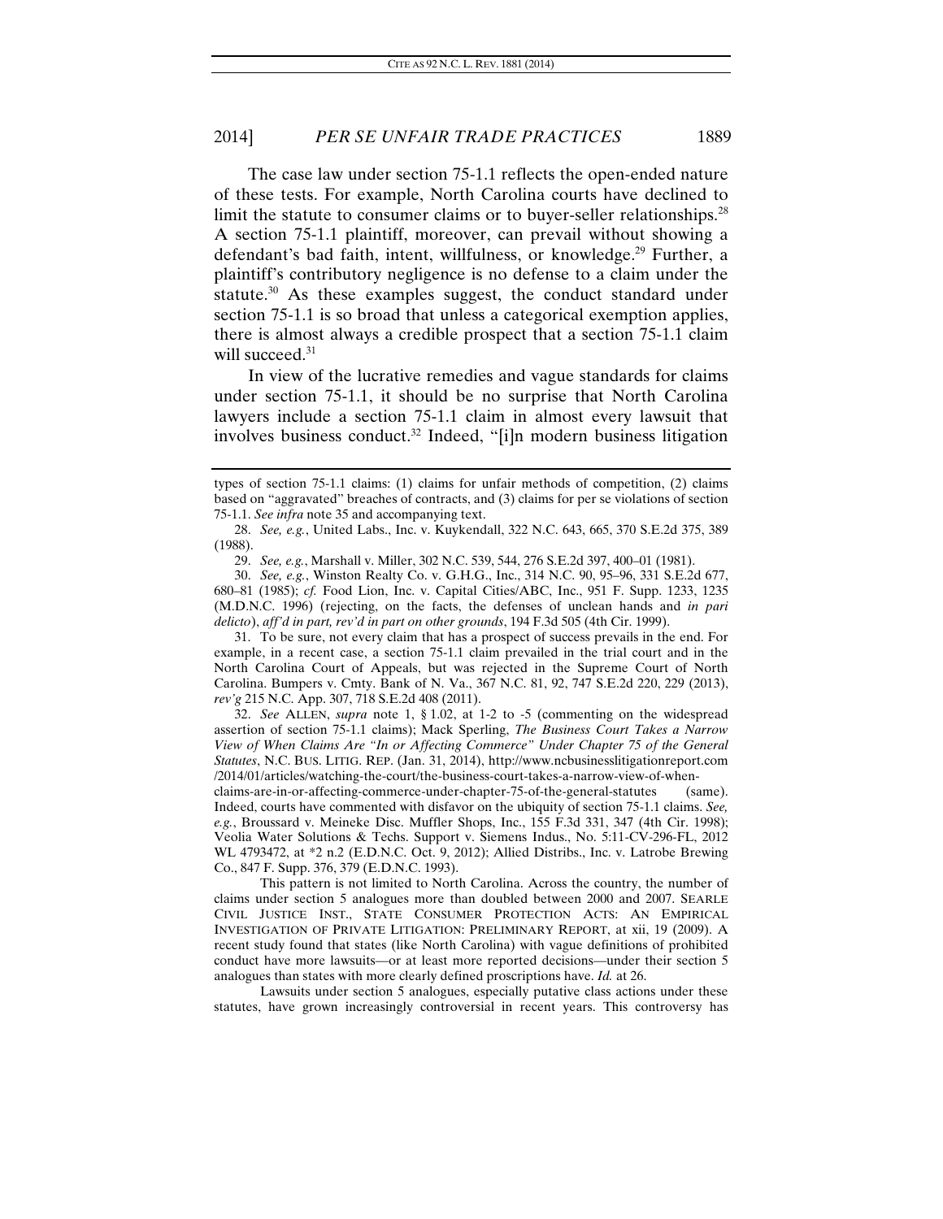The case law under section 75-1.1 reflects the open-ended nature of these tests. For example, North Carolina courts have declined to limit the statute to consumer claims or to buyer-seller relationships.[28] A section 75-1.1 plaintiff, moreover, can prevail without showing a defendant's bad faith, intent, willfulness, or knowledge.[29] Further, a plaintiff's contributory negligence is no defense to a claim under the statute.[30] As these examples suggest, the conduct standard under section 75-1.1 is so broad that unless a categorical exemption applies, there is almost always a credible prospect that a section 75-1.1 claim will succeed.[31]

In view of the lucrative remedies and vague standards for claims under section 75-1.1, it should be no surprise that North Carolina lawyers include a section 75-1.1 claim in almost every lawsuit that involves business conduct.[32] Indeed, "[i]n modern business litigation

---

types of section 75-1.1 claims: (1) claims for unfair methods of competition, (2) claims based on "aggravated" breaches of contracts, and (3) claims for per se violations of section 75-1.1. *See infra* note 35 and accompanying text.

28. *See, e.g.*, United Labs., Inc. v. Kuykendall, 322 N.C. 643, 665, 370 S.E.2d 375, 389 (1988).

29. *See, e.g.*, Marshall v. Miller, 302 N.C. 539, 544, 276 S.E.2d 397, 400–01 (1981).

30. *See, e.g.*, Winston Realty Co. v. G.H.G., Inc., 314 N.C. 90, 95–96, 331 S.E.2d 677, 680–81 (1985); *cf.* Food Lion, Inc. v. Capital Cities/ABC, Inc., 951 F. Supp. 1233, 1235 (M.D.N.C. 1996) (rejecting, on the facts, the defenses of unclean hands and *in pari delicto*), *aff'd in part, rev'd in part on other grounds*, 194 F.3d 505 (4th Cir. 1999).

31. To be sure, not every claim that has a prospect of success prevails in the end. For example, in a recent case, a section 75-1.1 claim prevailed in the trial court and in the North Carolina Court of Appeals, but was rejected in the Supreme Court of North Carolina. Bumpers v. Cmty. Bank of N. Va., 367 N.C. 81, 92, 747 S.E.2d 220, 229 (2013), *rev'g* 215 N.C. App. 307, 718 S.E.2d 408 (2011).

32. *See* ALLEN, *supra* note 1, § 1.02, at 1-2 to -5 (commenting on the widespread assertion of section 75-1.1 claims); Mack Sperling, *The Business Court Takes a Narrow View of When Claims Are "In or Affecting Commerce" Under Chapter 75 of the General Statutes*, N.C. BUS. LITIG. REP. (Jan. 31, 2014), http://www.ncbusinesslitigationreport.com/2014/01/articles/watching-the-court/the-business-court-takes-a-narrow-view-of-when-claims-are-in-or-affecting-commerce-under-chapter-75-of-the-general-statutes (same). Indeed, courts have commented with disfavor on the ubiquity of section 75-1.1 claims. *See, e.g.*, Broussard v. Meineke Disc. Muffler Shops, Inc., 155 F.3d 331, 347 (4th Cir. 1998); Veolia Water Solutions & Techs. Support v. Siemens Indus., No. 5:11-CV-296-FL, 2012 WL 4793472, at *2 n.2 (E.D.N.C. Oct. 9, 2012); Allied Distribs., Inc. v. Latrobe Brewing Co., 847 F. Supp. 376, 379 (E.D.N.C. 1993).

This pattern is not limited to North Carolina. Across the country, the number of claims under section 5 analogues more than doubled between 2000 and 2007. SEARLE CIVIL JUSTICE INST., STATE CONSUMER PROTECTION ACTS: AN EMPIRICAL INVESTIGATION OF PRIVATE LITIGATION: PRELIMINARY REPORT, at xii, 19 (2009). A recent study found that states (like North Carolina) with vague definitions of prohibited conduct have more lawsuits—or at least more reported decisions—under their section 5 analogues than states with more clearly defined proscriptions have. *Id.* at 26.

Lawsuits under section 5 analogues, especially putative class actions under these statutes, have grown increasingly controversial in recent years. This controversy has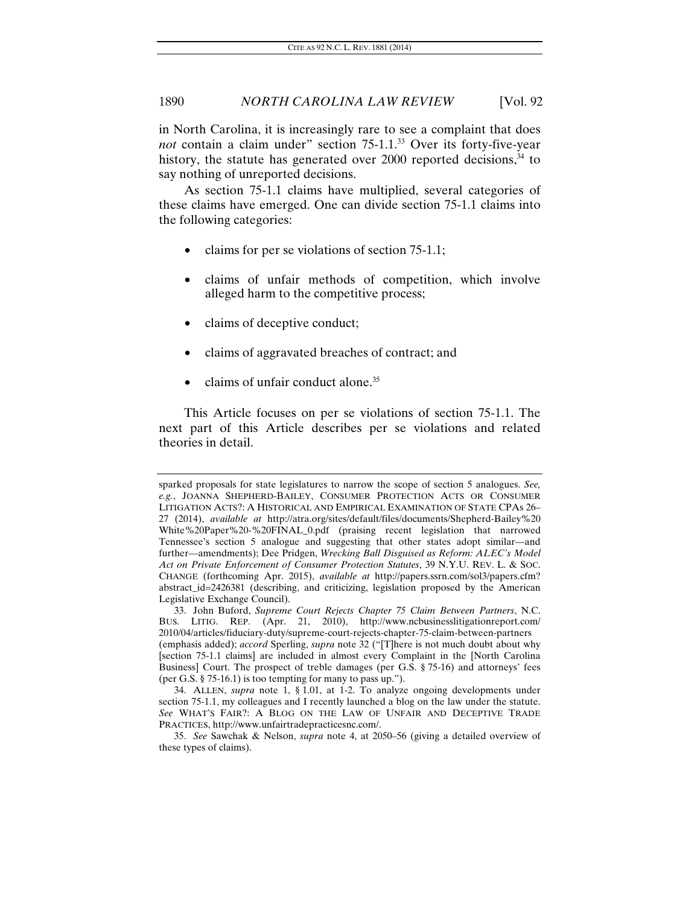in North Carolina, it is increasingly rare to see a complaint that does *not* contain a claim under" section 75-1.1.[33] Over its forty-five-year history, the statute has generated over 2000 reported decisions,[34] to say nothing of unreported decisions.

As section 75-1.1 claims have multiplied, several categories of these claims have emerged. One can divide section 75-1.1 claims into the following categories:

- claims for per se violations of section 75-1.1;
- claims of unfair methods of competition, which involve alleged harm to the competitive process;
- claims of deceptive conduct;
- claims of aggravated breaches of contract; and
- claims of unfair conduct alone.[35]

This Article focuses on per se violations of section 75-1.1. The next part of this Article describes per se violations and related theories in detail.

---

sparked proposals for state legislatures to narrow the scope of section 5 analogues. *See, e.g.*, JOANNA SHEPHERD-BAILEY, CONSUMER PROTECTION ACTS OR CONSUMER LITIGATION ACTS?: A HISTORICAL AND EMPIRICAL EXAMINATION OF STATE CPAS 26–27 (2014), *available at* http://atra.org/sites/default/files/documents/Shepherd-Bailey%20White%20Paper%20-%20FINAL_0.pdf (praising recent legislation that narrowed Tennessee's section 5 analogue and suggesting that other states adopt similar—and further—amendments); Dee Pridgen, *Wrecking Ball Disguised as Reform: ALEC's Model Act on Private Enforcement of Consumer Protection Statutes*, 39 N.Y.U. REV. L. & SOC. CHANGE (forthcoming Apr. 2015), *available at* http://papers.ssrn.com/sol3/papers.cfm?abstract_id=2426381 (describing, and criticizing, legislation proposed by the American Legislative Exchange Council).

33. John Buford, *Supreme Court Rejects Chapter 75 Claim Between Partners*, N.C. BUS. LITIG. REP. (Apr. 21, 2010), http://www.ncbusinesslitigationreport.com/2010/04/articles/fiduciary-duty/supreme-court-rejects-chapter-75-claim-between-partners (emphasis added); *accord* Sperling, *supra* note 32 ("[T]here is not much doubt about why [section 75-1.1 claims] are included in almost every Complaint in the [North Carolina Business] Court. The prospect of treble damages (per G.S. § 75-16) and attorneys' fees (per G.S. § 75-16.1) is too tempting for many to pass up.").

34. ALLEN, *supra* note 1, § 1.01, at 1-2. To analyze ongoing developments under section 75-1.1, my colleagues and I recently launched a blog on the law under the statute. *See* WHAT'S FAIR?: A BLOG ON THE LAW OF UNFAIR AND DECEPTIVE TRADE PRACTICES, http://www.unfairtradepracticesnc.com/.

35. *See* Sawchak & Nelson, *supra* note 4, at 2050–56 (giving a detailed overview of these types of claims).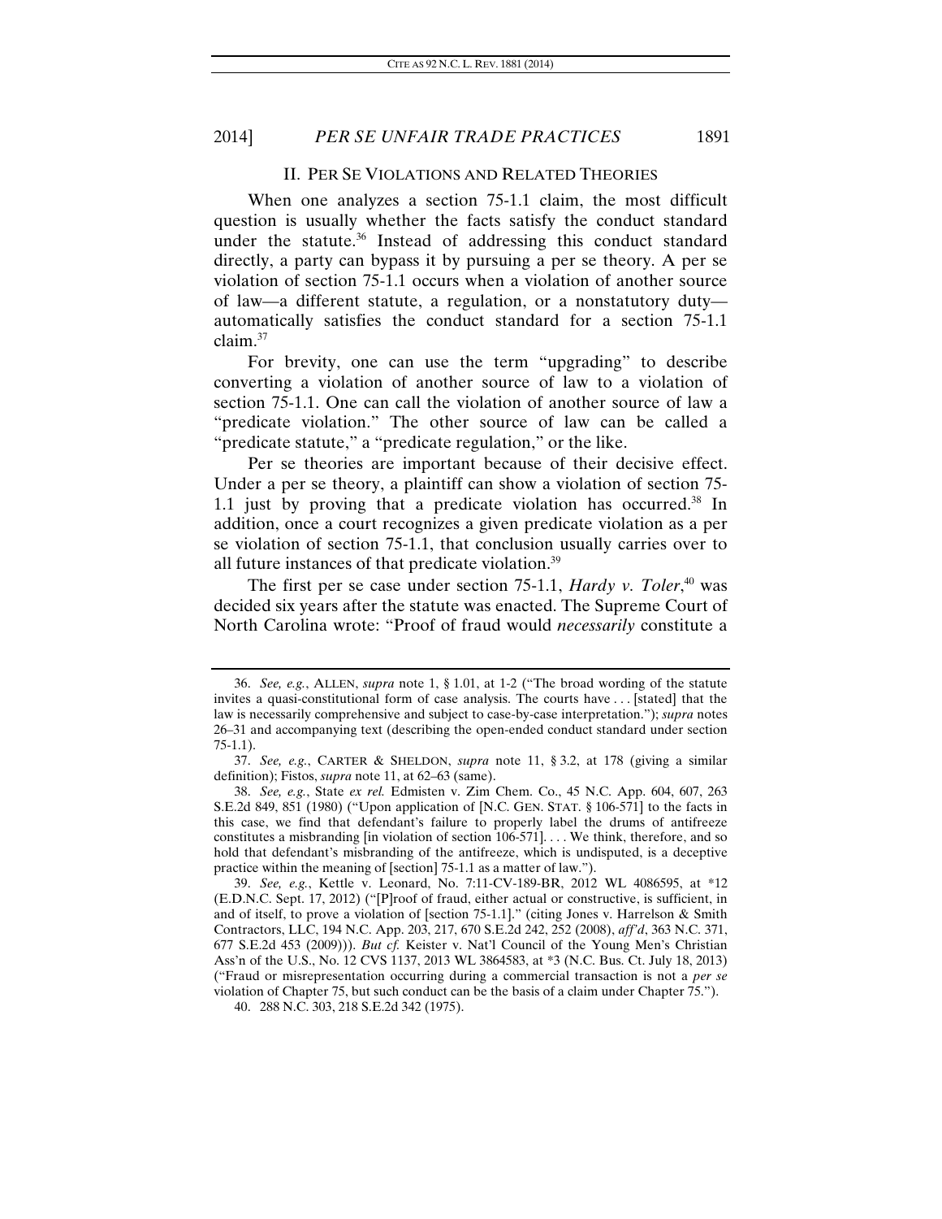## II. PER SE VIOLATIONS AND RELATED THEORIES

When one analyzes a section 75-1.1 claim, the most difficult question is usually whether the facts satisfy the conduct standard under the statute.[36] Instead of addressing this conduct standard directly, a party can bypass it by pursuing a per se theory. A per se violation of section 75-1.1 occurs when a violation of another source of law—a different statute, a regulation, or a nonstatutory duty—automatically satisfies the conduct standard for a section 75-1.1 claim.[37]

For brevity, one can use the term "upgrading" to describe converting a violation of another source of law to a violation of section 75-1.1. One can call the violation of another source of law a "predicate violation." The other source of law can be called a "predicate statute," a "predicate regulation," or the like.

Per se theories are important because of their decisive effect. Under a per se theory, a plaintiff can show a violation of section 75-1.1 just by proving that a predicate violation has occurred.[38] In addition, once a court recognizes a given predicate violation as a per se violation of section 75-1.1, that conclusion usually carries over to all future instances of that predicate violation.[39]

The first per se case under section 75-1.1, *Hardy v. Toler*,[40] was decided six years after the statute was enacted. The Supreme Court of North Carolina wrote: "Proof of fraud would *necessarily* constitute a

---

36. *See, e.g.*, ALLEN, *supra* note 1, § 1.01, at 1-2 ("The broad wording of the statute invites a quasi-constitutional form of case analysis. The courts have . . . [stated] that the law is necessarily comprehensive and subject to case-by-case interpretation."); *supra* notes 26–31 and accompanying text (describing the open-ended conduct standard under section 75-1.1).

37. *See, e.g.*, CARTER & SHELDON, *supra* note 11, § 3.2, at 178 (giving a similar definition); Fistos, *supra* note 11, at 62–63 (same).

38. *See, e.g.*, State *ex rel.* Edmisten v. Zim Chem. Co., 45 N.C. App. 604, 607, 263 S.E.2d 849, 851 (1980) ("Upon application of [N.C. GEN. STAT. § 106-571] to the facts in this case, we find that defendant's failure to properly label the drums of antifreeze constitutes a misbranding [in violation of section 106-571]. . . . We think, therefore, and so hold that defendant's misbranding of the antifreeze, which is undisputed, is a deceptive practice within the meaning of [section] 75-1.1 as a matter of law.").

39. *See, e.g.*, Kettle v. Leonard, No. 7:11-CV-189-BR, 2012 WL 4086595, at *12 (E.D.N.C. Sept. 17, 2012) ("[P]roof of fraud, either actual or constructive, is sufficient, in and of itself, to prove a violation of [section 75-1.1]." (citing Jones v. Harrelson & Smith Contractors, LLC, 194 N.C. App. 203, 217, 670 S.E.2d 242, 252 (2008), *aff'd*, 363 N.C. 371, 677 S.E.2d 453 (2009))). *But cf.* Keister v. Nat'l Council of the Young Men's Christian Ass'n of the U.S., No. 12 CVS 1137, 2013 WL 3864583, at *3 (N.C. Bus. Ct. July 18, 2013) ("Fraud or misrepresentation occurring during a commercial transaction is not a *per se* violation of Chapter 75, but such conduct can be the basis of a claim under Chapter 75.").

40. 288 N.C. 303, 218 S.E.2d 342 (1975).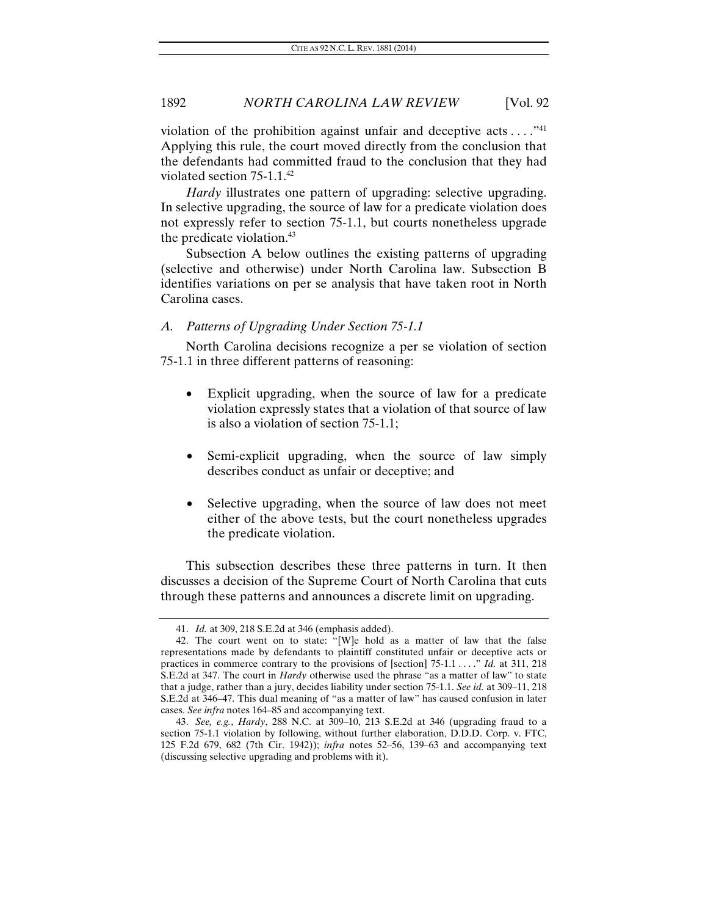violation of the prohibition against unfair and deceptive acts . . . ."[41] Applying this rule, the court moved directly from the conclusion that the defendants had committed fraud to the conclusion that they had violated section 75-1.1.[42]

*Hardy* illustrates one pattern of upgrading: selective upgrading. In selective upgrading, the source of law for a predicate violation does not expressly refer to section 75-1.1, but courts nonetheless upgrade the predicate violation.[43]

Subsection A below outlines the existing patterns of upgrading (selective and otherwise) under North Carolina law. Subsection B identifies variations on per se analysis that have taken root in North Carolina cases.

### *A. Patterns of Upgrading Under Section 75-1.1*

North Carolina decisions recognize a per se violation of section 75-1.1 in three different patterns of reasoning:

- Explicit upgrading, when the source of law for a predicate violation expressly states that a violation of that source of law is also a violation of section 75-1.1;
- Semi-explicit upgrading, when the source of law simply describes conduct as unfair or deceptive; and
- Selective upgrading, when the source of law does not meet either of the above tests, but the court nonetheless upgrades the predicate violation.

This subsection describes these three patterns in turn. It then discusses a decision of the Supreme Court of North Carolina that cuts through these patterns and announces a discrete limit on upgrading.

---

41. *Id.* at 309, 218 S.E.2d at 346 (emphasis added).

42. The court went on to state: "[W]e hold as a matter of law that the false representations made by defendants to plaintiff constituted unfair or deceptive acts or practices in commerce contrary to the provisions of [section] 75-1.1 . . . ." *Id.* at 311, 218 S.E.2d at 347. The court in *Hardy* otherwise used the phrase "as a matter of law" to state that a judge, rather than a jury, decides liability under section 75-1.1. *See id.* at 309–11, 218 S.E.2d at 346–47. This dual meaning of "as a matter of law" has caused confusion in later cases. *See infra* notes 164–85 and accompanying text.

43. *See, e.g.*, *Hardy*, 288 N.C. at 309–10, 213 S.E.2d at 346 (upgrading fraud to a section 75-1.1 violation by following, without further elaboration, D.D.D. Corp. v. FTC, 125 F.2d 679, 682 (7th Cir. 1942)); *infra* notes 52–56, 139–63 and accompanying text (discussing selective upgrading and problems with it).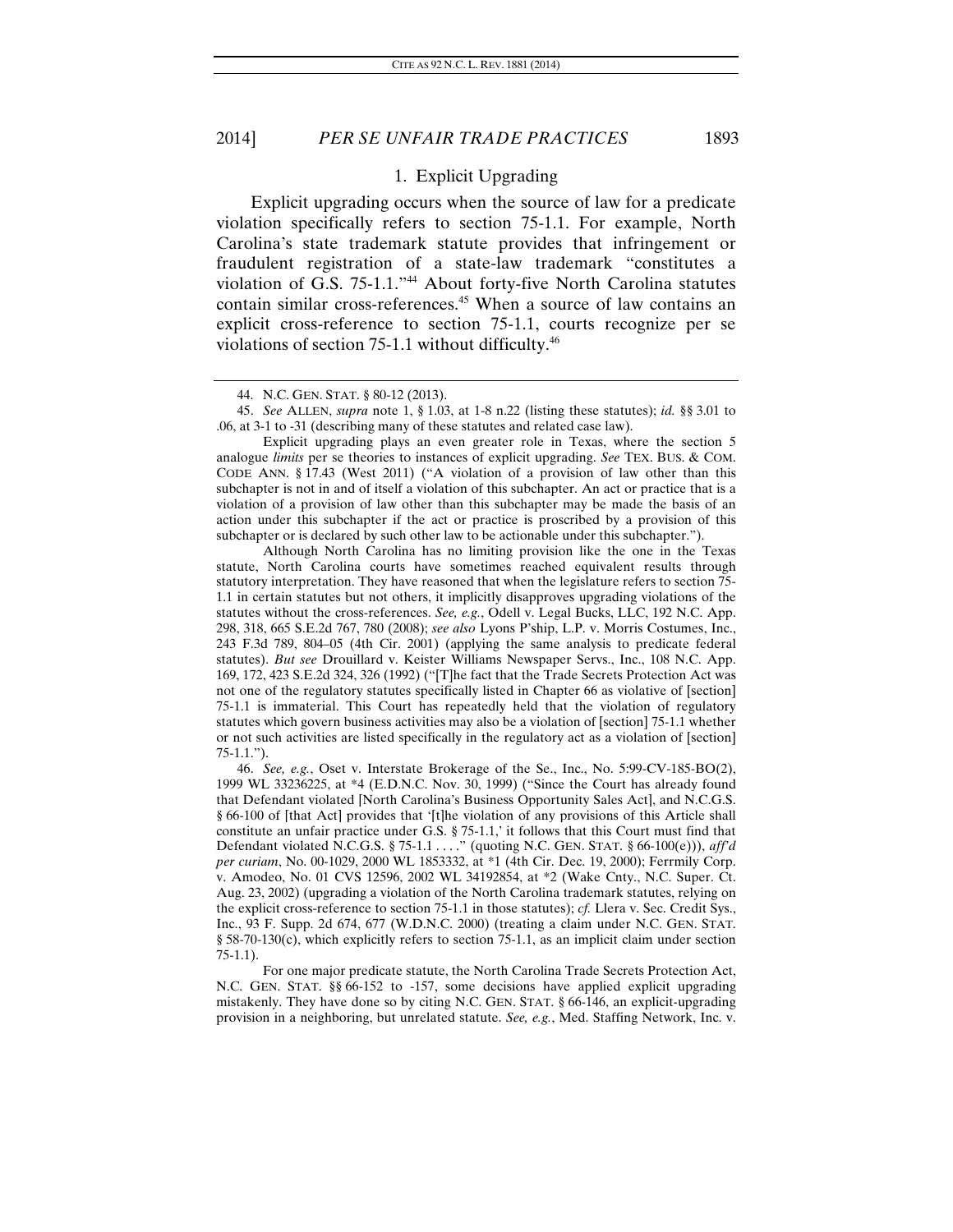### 1. Explicit Upgrading

Explicit upgrading occurs when the source of law for a predicate violation specifically refers to section 75-1.1. For example, North Carolina's state trademark statute provides that infringement or fraudulent registration of a state-law trademark "constitutes a violation of G.S. 75-1.1."[44] About forty-five North Carolina statutes contain similar cross-references.[45] When a source of law contains an explicit cross-reference to section 75-1.1, courts recognize per se violations of section 75-1.1 without difficulty.[46]

---

44. N.C. GEN. STAT. § 80-12 (2013).

45. *See* ALLEN, *supra* note 1, § 1.03, at 1-8 n.22 (listing these statutes); *id.* §§ 3.01 to .06, at 3-1 to -31 (describing many of these statutes and related case law).

Explicit upgrading plays an even greater role in Texas, where the section 5 analogue *limits* per se theories to instances of explicit upgrading. *See* TEX. BUS. & COM. CODE ANN. § 17.43 (West 2011) ("A violation of a provision of law other than this subchapter is not in and of itself a violation of this subchapter. An act or practice that is a violation of a provision of law other than this subchapter may be made the basis of an action under this subchapter if the act or practice is proscribed by a provision of this subchapter or is declared by such other law to be actionable under this subchapter.").

Although North Carolina has no limiting provision like the one in the Texas statute, North Carolina courts have sometimes reached equivalent results through statutory interpretation. They have reasoned that when the legislature refers to section 75-1.1 in certain statutes but not others, it implicitly disapproves upgrading violations of the statutes without the cross-references. *See, e.g.*, Odell v. Legal Bucks, LLC, 192 N.C. App. 298, 318, 665 S.E.2d 767, 780 (2008); *see also* Lyons P'ship, L.P. v. Morris Costumes, Inc., 243 F.3d 789, 804–05 (4th Cir. 2001) (applying the same analysis to predicate federal statutes). *But see* Drouillard v. Keister Williams Newspaper Servs., Inc., 108 N.C. App. 169, 172, 423 S.E.2d 324, 326 (1992) ("[T]he fact that the Trade Secrets Protection Act was not one of the regulatory statutes specifically listed in Chapter 66 as violative of [section] 75-1.1 is immaterial. This Court has repeatedly held that the violation of regulatory statutes which govern business activities may also be a violation of [section] 75-1.1 whether or not such activities are listed specifically in the regulatory act as a violation of [section] 75-1.1.").

46. *See, e.g.*, Oset v. Interstate Brokerage of the Se., Inc., No. 5:99-CV-185-BO(2), 1999 WL 33236225, at *4 (E.D.N.C. Nov. 30, 1999) ("Since the Court has already found that Defendant violated [North Carolina's Business Opportunity Sales Act], and N.C.G.S. § 66-100 of [that Act] provides that '[t]he violation of any provisions of this Article shall constitute an unfair practice under G.S. § 75-1.1,' it follows that this Court must find that Defendant violated N.C.G.S. § 75-1.1 . . . ." (quoting N.C. GEN. STAT. § 66-100(e))), *aff'd per curiam*, No. 00-1029, 2000 WL 1853332, at *1 (4th Cir. Dec. 19, 2000); Ferrmily Corp. v. Amodeo, No. 01 CVS 12596, 2002 WL 34192854, at *2 (Wake Cnty., N.C. Super. Ct. Aug. 23, 2002) (upgrading a violation of the North Carolina trademark statutes, relying on the explicit cross-reference to section 75-1.1 in those statutes); *cf.* Llera v. Sec. Credit Sys., Inc., 93 F. Supp. 2d 674, 677 (W.D.N.C. 2000) (treating a claim under N.C. GEN. STAT. § 58-70-130(c), which explicitly refers to section 75-1.1, as an implicit claim under section 75-1.1).

For one major predicate statute, the North Carolina Trade Secrets Protection Act, N.C. GEN. STAT. §§ 66-152 to -157, some decisions have applied explicit upgrading mistakenly. They have done so by citing N.C. GEN. STAT. § 66-146, an explicit-upgrading provision in a neighboring, but unrelated statute. *See, e.g.*, Med. Staffing Network, Inc. v.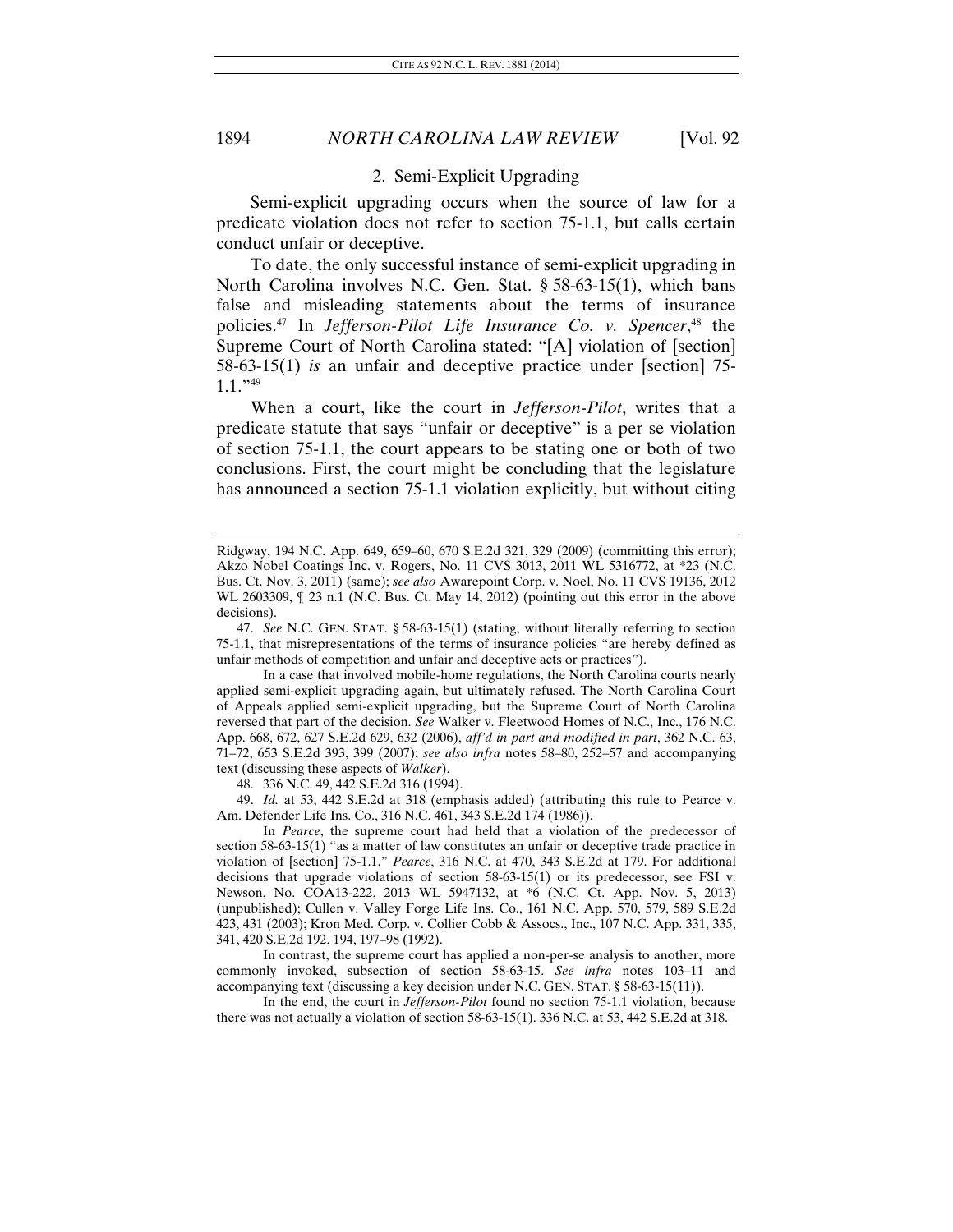### 2. Semi-Explicit Upgrading

Semi-explicit upgrading occurs when the source of law for a predicate violation does not refer to section 75-1.1, but calls certain conduct unfair or deceptive.

To date, the only successful instance of semi-explicit upgrading in North Carolina involves N.C. Gen. Stat. § 58-63-15(1), which bans false and misleading statements about the terms of insurance policies.[47] In *Jefferson-Pilot Life Insurance Co. v. Spencer*,[48] the Supreme Court of North Carolina stated: "[A] violation of [section] 58-63-15(1) *is* an unfair and deceptive practice under [section] 75-1.1."[49]

When a court, like the court in *Jefferson-Pilot*, writes that a predicate statute that says "unfair or deceptive" is a per se violation of section 75-1.1, the court appears to be stating one or both of two conclusions. First, the court might be concluding that the legislature has announced a section 75-1.1 violation explicitly, but without citing

---

Ridgway, 194 N.C. App. 649, 659–60, 670 S.E.2d 321, 329 (2009) (committing this error); Akzo Nobel Coatings Inc. v. Rogers, No. 11 CVS 3013, 2011 WL 5316772, at *23 (N.C. Bus. Ct. Nov. 3, 2011) (same); *see also* Awarepoint Corp. v. Noel, No. 11 CVS 19136, 2012 WL 2603309, ¶ 23 n.1 (N.C. Bus. Ct. May 14, 2012) (pointing out this error in the above decisions).

47. *See* N.C. GEN. STAT. § 58-63-15(1) (stating, without literally referring to section 75-1.1, that misrepresentations of the terms of insurance policies "are hereby defined as unfair methods of competition and unfair and deceptive acts or practices").

In a case that involved mobile-home regulations, the North Carolina courts nearly applied semi-explicit upgrading again, but ultimately refused. The North Carolina Court of Appeals applied semi-explicit upgrading, but the Supreme Court of North Carolina reversed that part of the decision. *See* Walker v. Fleetwood Homes of N.C., Inc., 176 N.C. App. 668, 672, 627 S.E.2d 629, 632 (2006), *aff'd in part and modified in part*, 362 N.C. 63, 71–72, 653 S.E.2d 393, 399 (2007); *see also infra* notes 58–80, 252–57 and accompanying text (discussing these aspects of *Walker*).

48. 336 N.C. 49, 442 S.E.2d 316 (1994).

49. *Id.* at 53, 442 S.E.2d at 318 (emphasis added) (attributing this rule to Pearce v. Am. Defender Life Ins. Co., 316 N.C. 461, 343 S.E.2d 174 (1986)).

In *Pearce*, the supreme court had held that a violation of the predecessor of section 58-63-15(1) "as a matter of law constitutes an unfair or deceptive trade practice in violation of [section] 75-1.1." *Pearce*, 316 N.C. at 470, 343 S.E.2d at 179. For additional decisions that upgrade violations of section 58-63-15(1) or its predecessor, see FSI v. Newson, No. COA13-222, 2013 WL 5947132, at *6 (N.C. Ct. App. Nov. 5, 2013) (unpublished); Cullen v. Valley Forge Life Ins. Co., 161 N.C. App. 570, 579, 589 S.E.2d 423, 431 (2003); Kron Med. Corp. v. Collier Cobb & Assocs., Inc., 107 N.C. App. 331, 335, 341, 420 S.E.2d 192, 194, 197–98 (1992).

In contrast, the supreme court has applied a non-per-se analysis to another, more commonly invoked, subsection of section 58-63-15. *See infra* notes 103–11 and accompanying text (discussing a key decision under N.C. GEN. STAT. § 58-63-15(11)).

In the end, the court in *Jefferson-Pilot* found no section 75-1.1 violation, because there was not actually a violation of section 58-63-15(1). 336 N.C. at 53, 442 S.E.2d at 318.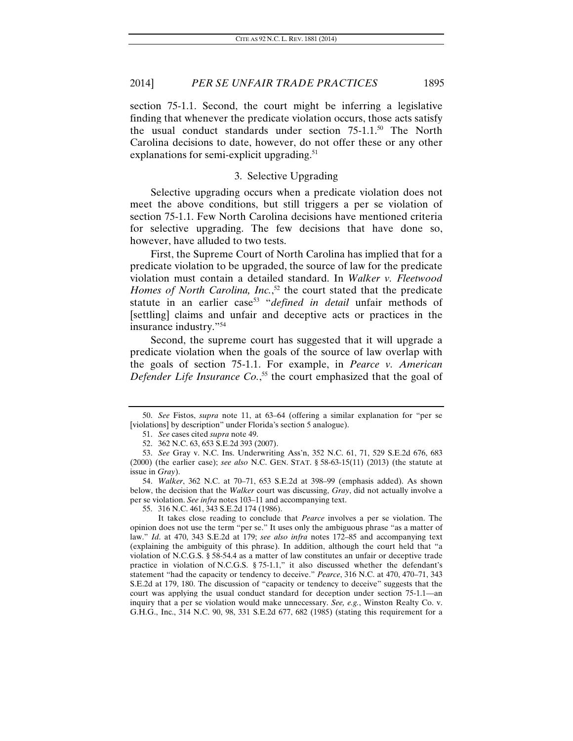section 75-1.1. Second, the court might be inferring a legislative finding that whenever the predicate violation occurs, those acts satisfy the usual conduct standards under section 75-1.1.[50] The North Carolina decisions to date, however, do not offer these or any other explanations for semi-explicit upgrading.[51]

### 3. Selective Upgrading

Selective upgrading occurs when a predicate violation does not meet the above conditions, but still triggers a per se violation of section 75-1.1. Few North Carolina decisions have mentioned criteria for selective upgrading. The few decisions that have done so, however, have alluded to two tests.

First, the Supreme Court of North Carolina has implied that for a predicate violation to be upgraded, the source of law for the predicate violation must contain a detailed standard. In *Walker v. Fleetwood Homes of North Carolina, Inc.*,[52] the court stated that the predicate statute in an earlier case[53] "*defined in detail* unfair methods of [settling] claims and unfair and deceptive acts or practices in the insurance industry."[54]

Second, the supreme court has suggested that it will upgrade a predicate violation when the goals of the source of law overlap with the goals of section 75-1.1. For example, in *Pearce v. American Defender Life Insurance Co.*,[55] the court emphasized that the goal of

---

50. *See* Fistos, *supra* note 11, at 63–64 (offering a similar explanation for "per se [violations] by description" under Florida's section 5 analogue).

51. *See* cases cited *supra* note 49.

52. 362 N.C. 63, 653 S.E.2d 393 (2007).

53. *See* Gray v. N.C. Ins. Underwriting Ass'n, 352 N.C. 61, 71, 529 S.E.2d 676, 683 (2000) (the earlier case); *see also* N.C. GEN. STAT. § 58-63-15(11) (2013) (the statute at issue in *Gray*).

54. *Walker*, 362 N.C. at 70–71, 653 S.E.2d at 398–99 (emphasis added). As shown below, the decision that the *Walker* court was discussing, *Gray*, did not actually involve a per se violation. *See infra* notes 103–11 and accompanying text.

55. 316 N.C. 461, 343 S.E.2d 174 (1986).

It takes close reading to conclude that *Pearce* involves a per se violation. The opinion does not use the term "per se." It uses only the ambiguous phrase "as a matter of law." *Id.* at 470, 343 S.E.2d at 179; *see also infra* notes 172–85 and accompanying text (explaining the ambiguity of this phrase). In addition, although the court held that "a violation of N.C.G.S. § 58-54.4 as a matter of law constitutes an unfair or deceptive trade practice in violation of N.C.G.S. § 75-1.1," it also discussed whether the defendant's statement "had the capacity or tendency to deceive." *Pearce*, 316 N.C. at 470, 470–71, 343 S.E.2d at 179, 180. The discussion of "capacity or tendency to deceive" suggests that the court was applying the usual conduct standard for deception under section 75-1.1—an inquiry that a per se violation would make unnecessary. *See, e.g.*, Winston Realty Co. v. G.H.G., Inc., 314 N.C. 90, 98, 331 S.E.2d 677, 682 (1985) (stating this requirement for a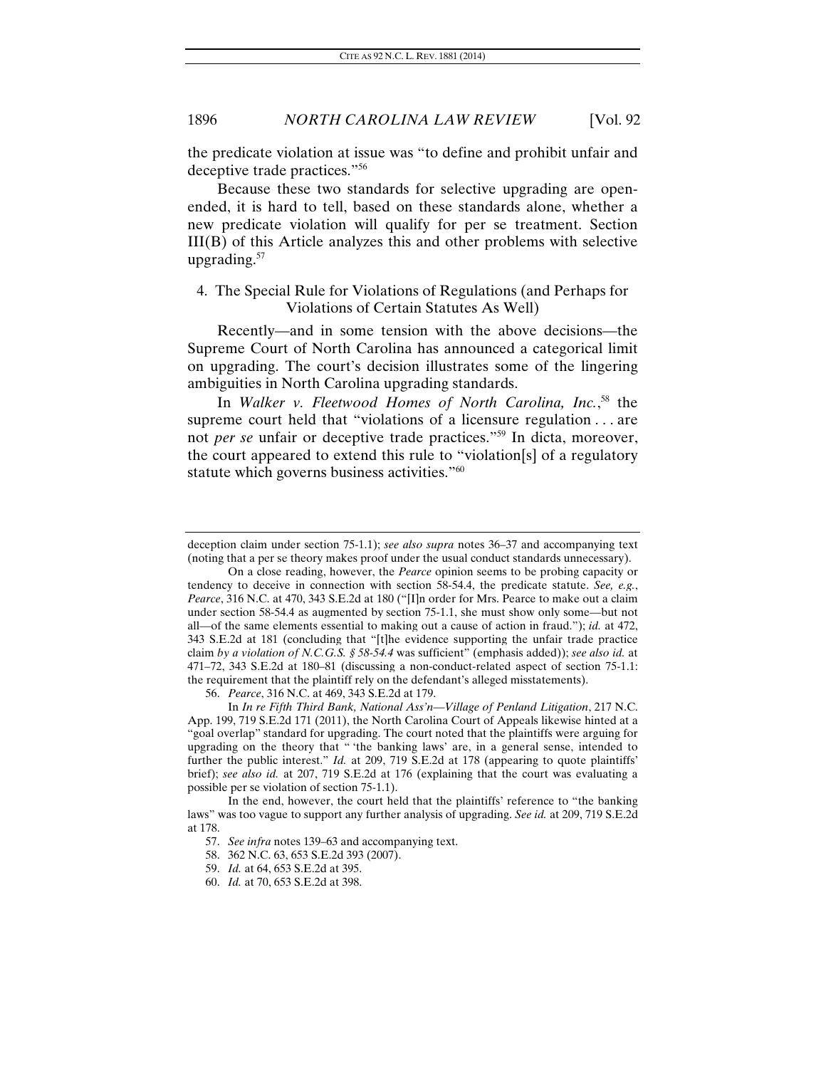the predicate violation at issue was "to define and prohibit unfair and deceptive trade practices."[56]

Because these two standards for selective upgrading are open-ended, it is hard to tell, based on these standards alone, whether a new predicate violation will qualify for per se treatment. Section III(B) of this Article analyzes this and other problems with selective upgrading.[57]

### 4. The Special Rule for Violations of Regulations (and Perhaps for Violations of Certain Statutes As Well)

Recently—and in some tension with the above decisions—the Supreme Court of North Carolina has announced a categorical limit on upgrading. The court's decision illustrates some of the lingering ambiguities in North Carolina upgrading standards.

In *Walker v. Fleetwood Homes of North Carolina, Inc.*,[58] the supreme court held that "violations of a licensure regulation . . . are not *per se* unfair or deceptive trade practices."[59] In dicta, moreover, the court appeared to extend this rule to "violation[s] of a regulatory statute which governs business activities."[60]

---

deception claim under section 75-1.1); *see also supra* notes 36–37 and accompanying text (noting that a per se theory makes proof under the usual conduct standards unnecessary).

On a close reading, however, the *Pearce* opinion seems to be probing capacity or tendency to deceive in connection with section 58-54.4, the predicate statute. *See, e.g.*, *Pearce*, 316 N.C. at 470, 343 S.E.2d at 180 ("[I]n order for Mrs. Pearce to make out a claim under section 58-54.4 as augmented by section 75-1.1, she must show only some—but not all—of the same elements essential to making out a cause of action in fraud."); *id.* at 472, 343 S.E.2d at 181 (concluding that "[t]he evidence supporting the unfair trade practice claim *by a violation of N.C.G.S. § 58-54.4* was sufficient" (emphasis added)); *see also id.* at 471–72, 343 S.E.2d at 180–81 (discussing a non-conduct-related aspect of section 75-1.1: the requirement that the plaintiff rely on the defendant's alleged misstatements).

56. *Pearce*, 316 N.C. at 469, 343 S.E.2d at 179.

In *In re Fifth Third Bank, National Ass'n—Village of Penland Litigation*, 217 N.C. App. 199, 719 S.E.2d 171 (2011), the North Carolina Court of Appeals likewise hinted at a "goal overlap" standard for upgrading. The court noted that the plaintiffs were arguing for upgrading on the theory that " 'the banking laws' are, in a general sense, intended to further the public interest." *Id.* at 209, 719 S.E.2d at 178 (appearing to quote plaintiffs' brief); *see also id.* at 207, 719 S.E.2d at 176 (explaining that the court was evaluating a possible per se violation of section 75-1.1).

In the end, however, the court held that the plaintiffs' reference to "the banking laws" was too vague to support any further analysis of upgrading. *See id.* at 209, 719 S.E.2d at 178.

57. *See infra* notes 139–63 and accompanying text.

58. 362 N.C. 63, 653 S.E.2d 393 (2007).

59. *Id.* at 64, 653 S.E.2d at 395.

60. *Id.* at 70, 653 S.E.2d at 398.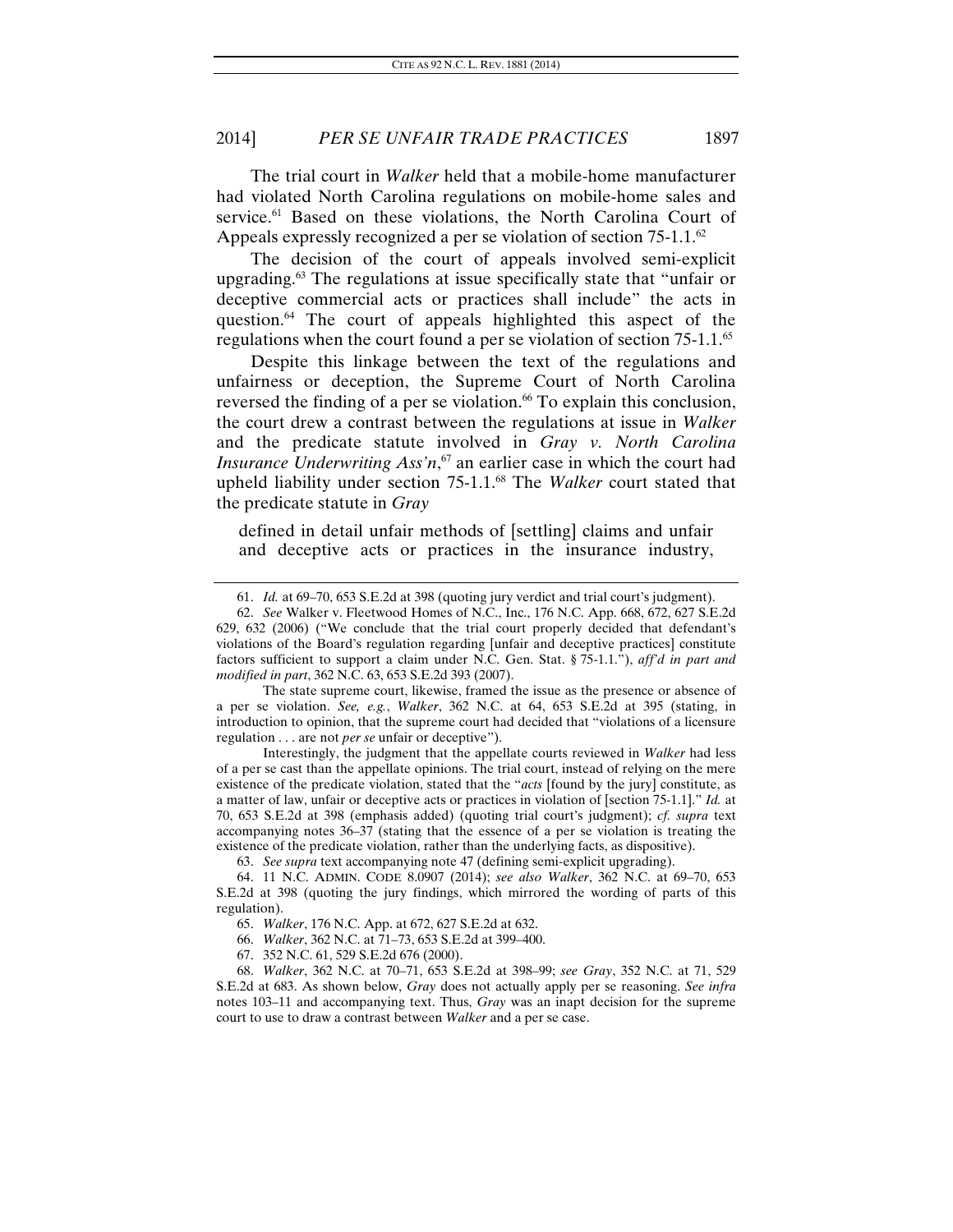The trial court in *Walker* held that a mobile-home manufacturer had violated North Carolina regulations on mobile-home sales and service.[61] Based on these violations, the North Carolina Court of Appeals expressly recognized a per se violation of section 75-1.1.[62]

The decision of the court of appeals involved semi-explicit upgrading.[63] The regulations at issue specifically state that "unfair or deceptive commercial acts or practices shall include" the acts in question.[64] The court of appeals highlighted this aspect of the regulations when the court found a per se violation of section 75-1.1.[65]

Despite this linkage between the text of the regulations and unfairness or deception, the Supreme Court of North Carolina reversed the finding of a per se violation.[66] To explain this conclusion, the court drew a contrast between the regulations at issue in *Walker* and the predicate statute involved in *Gray v. North Carolina Insurance Underwriting Ass'n*,[67] an earlier case in which the court had upheld liability under section 75-1.1.[68] The *Walker* court stated that the predicate statute in *Gray*

> defined in detail unfair methods of [settling] claims and unfair and deceptive acts or practices in the insurance industry,

---

61. *Id.* at 69–70, 653 S.E.2d at 398 (quoting jury verdict and trial court's judgment).

62. *See* Walker v. Fleetwood Homes of N.C., Inc., 176 N.C. App. 668, 672, 627 S.E.2d 629, 632 (2006) ("We conclude that the trial court properly decided that defendant's violations of the Board's regulation regarding [unfair and deceptive practices] constitute factors sufficient to support a claim under N.C. Gen. Stat. § 75-1.1."), *aff'd in part and modified in part*, 362 N.C. 63, 653 S.E.2d 393 (2007).

The state supreme court, likewise, framed the issue as the presence or absence of a per se violation. *See, e.g.*, *Walker*, 362 N.C. at 64, 653 S.E.2d at 395 (stating, in introduction to opinion, that the supreme court had decided that "violations of a licensure regulation . . . are not *per se* unfair or deceptive").

Interestingly, the judgment that the appellate courts reviewed in *Walker* had less of a per se cast than the appellate opinions. The trial court, instead of relying on the mere existence of the predicate violation, stated that the "*acts* [found by the jury] constitute, as a matter of law, unfair or deceptive acts or practices in violation of [section 75-1.1]." *Id.* at 70, 653 S.E.2d at 398 (emphasis added) (quoting trial court's judgment); *cf. supra* text accompanying notes 36–37 (stating that the essence of a per se violation is treating the existence of the predicate violation, rather than the underlying facts, as dispositive).

63. *See supra* text accompanying note 47 (defining semi-explicit upgrading).

64. 11 N.C. ADMIN. CODE 8.0907 (2014); *see also Walker*, 362 N.C. at 69–70, 653 S.E.2d at 398 (quoting the jury findings, which mirrored the wording of parts of this regulation).

65. *Walker*, 176 N.C. App. at 672, 627 S.E.2d at 632.

66. *Walker*, 362 N.C. at 71–73, 653 S.E.2d at 399–400.

67. 352 N.C. 61, 529 S.E.2d 676 (2000).

68. *Walker*, 362 N.C. at 70–71, 653 S.E.2d at 398–99; *see Gray*, 352 N.C. at 71, 529 S.E.2d at 683. As shown below, *Gray* does not actually apply per se reasoning. *See infra* notes 103–11 and accompanying text. Thus, *Gray* was an inapt decision for the supreme court to use to draw a contrast between *Walker* and a per se case.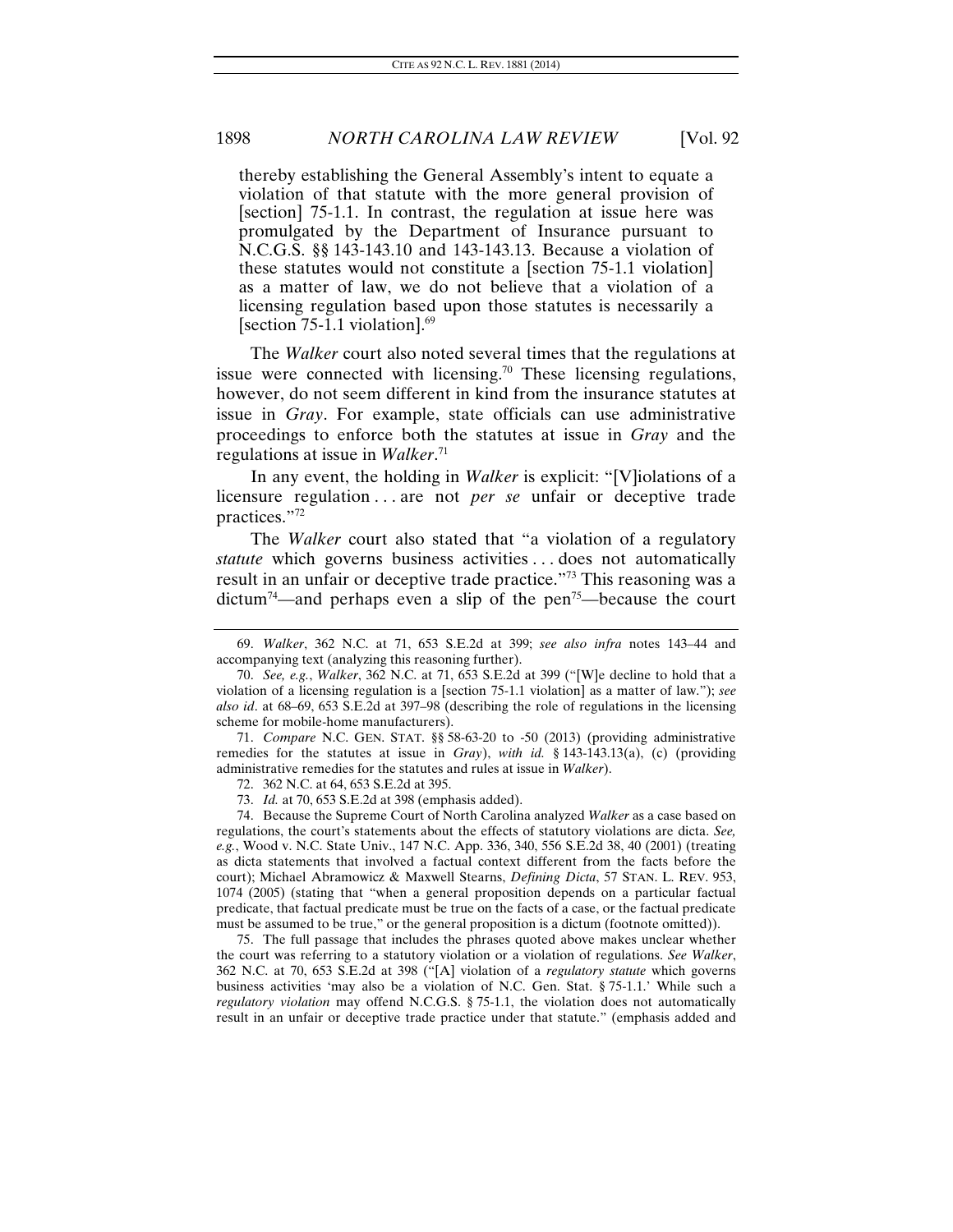thereby establishing the General Assembly's intent to equate a violation of that statute with the more general provision of [section] 75-1.1. In contrast, the regulation at issue here was promulgated by the Department of Insurance pursuant to N.C.G.S. §§ 143-143.10 and 143-143.13. Because a violation of these statutes would not constitute a [section 75-1.1 violation] as a matter of law, we do not believe that a violation of a licensing regulation based upon those statutes is necessarily a [section 75-1.1 violation].[69]

The *Walker* court also noted several times that the regulations at issue were connected with licensing.[70] These licensing regulations, however, do not seem different in kind from the insurance statutes at issue in *Gray*. For example, state officials can use administrative proceedings to enforce both the statutes at issue in *Gray* and the regulations at issue in *Walker*.[71]

In any event, the holding in *Walker* is explicit: "[V]iolations of a licensure regulation . . . are not *per se* unfair or deceptive trade practices."[72]

The *Walker* court also stated that "a violation of a regulatory *statute* which governs business activities . . . does not automatically result in an unfair or deceptive trade practice."[73] This reasoning was a dictum[74]—and perhaps even a slip of the pen[75]—because the court

---

69. *Walker*, 362 N.C. at 71, 653 S.E.2d at 399; *see also infra* notes 143–44 and accompanying text (analyzing this reasoning further).

70. *See, e.g.*, *Walker*, 362 N.C. at 71, 653 S.E.2d at 399 ("[W]e decline to hold that a violation of a licensing regulation is a [section 75-1.1 violation] as a matter of law."); *see also id*. at 68–69, 653 S.E.2d at 397–98 (describing the role of regulations in the licensing scheme for mobile-home manufacturers).

71. *Compare* N.C. GEN. STAT. §§ 58-63-20 to -50 (2013) (providing administrative remedies for the statutes at issue in *Gray*), *with id.* § 143-143.13(a), (c) (providing administrative remedies for the statutes and rules at issue in *Walker*).

72. 362 N.C. at 64, 653 S.E.2d at 395.

73. *Id.* at 70, 653 S.E.2d at 398 (emphasis added).

74. Because the Supreme Court of North Carolina analyzed *Walker* as a case based on regulations, the court's statements about the effects of statutory violations are dicta. *See, e.g.*, Wood v. N.C. State Univ., 147 N.C. App. 336, 340, 556 S.E.2d 38, 40 (2001) (treating as dicta statements that involved a factual context different from the facts before the court); Michael Abramowicz & Maxwell Stearns, *Defining Dicta*, 57 STAN. L. REV. 953, 1074 (2005) (stating that "when a general proposition depends on a particular factual predicate, that factual predicate must be true on the facts of a case, or the factual predicate must be assumed to be true," or the general proposition is a dictum (footnote omitted)).

75. The full passage that includes the phrases quoted above makes unclear whether the court was referring to a statutory violation or a violation of regulations. *See Walker*, 362 N.C. at 70, 653 S.E.2d at 398 ("[A] violation of a *regulatory statute* which governs business activities 'may also be a violation of N.C. Gen. Stat. § 75-1.1.' While such a *regulatory violation* may offend N.C.G.S. § 75-1.1, the violation does not automatically result in an unfair or deceptive trade practice under that statute." (emphasis added and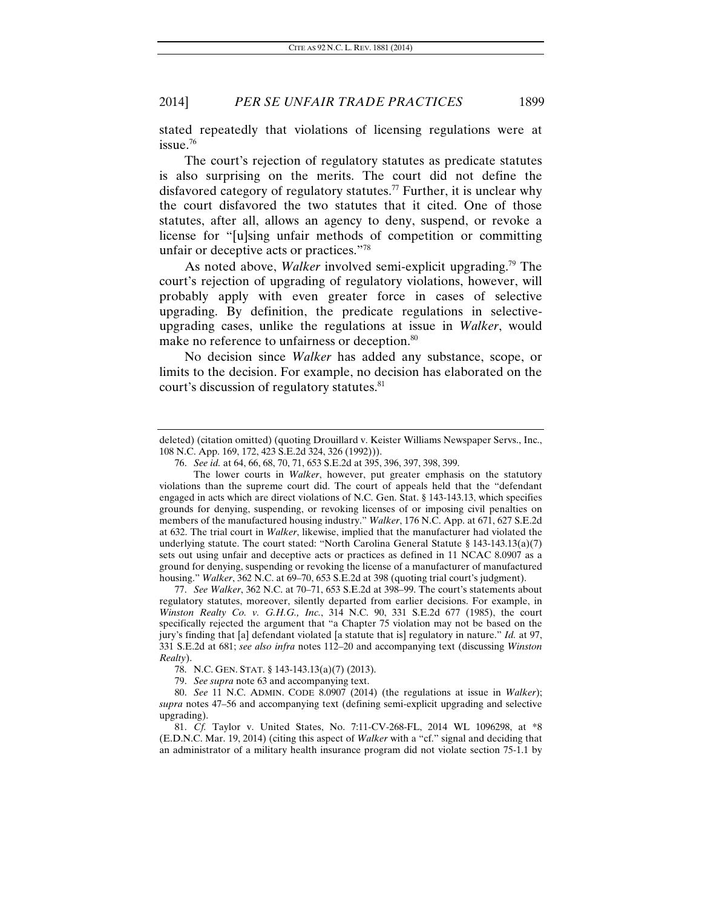stated repeatedly that violations of licensing regulations were at issue.[76]

The court's rejection of regulatory statutes as predicate statutes is also surprising on the merits. The court did not define the disfavored category of regulatory statutes.[77] Further, it is unclear why the court disfavored the two statutes that it cited. One of those statutes, after all, allows an agency to deny, suspend, or revoke a license for "[u]sing unfair methods of competition or committing unfair or deceptive acts or practices."[78]

As noted above, *Walker* involved semi-explicit upgrading.[79] The court's rejection of upgrading of regulatory violations, however, will probably apply with even greater force in cases of selective upgrading. By definition, the predicate regulations in selective-upgrading cases, unlike the regulations at issue in *Walker*, would make no reference to unfairness or deception.[80]

No decision since *Walker* has added any substance, scope, or limits to the decision. For example, no decision has elaborated on the court's discussion of regulatory statutes.[81]

---

deleted) (citation omitted) (quoting Drouillard v. Keister Williams Newspaper Servs., Inc., 108 N.C. App. 169, 172, 423 S.E.2d 324, 326 (1992))).

76. *See id.* at 64, 66, 68, 70, 71, 653 S.E.2d at 395, 396, 397, 398, 399.

The lower courts in *Walker*, however, put greater emphasis on the statutory violations than the supreme court did. The court of appeals held that the "defendant engaged in acts which are direct violations of N.C. Gen. Stat. § 143-143.13, which specifies grounds for denying, suspending, or revoking licenses of or imposing civil penalties on members of the manufactured housing industry." *Walker*, 176 N.C. App. at 671, 627 S.E.2d at 632. The trial court in *Walker*, likewise, implied that the manufacturer had violated the underlying statute. The court stated: "North Carolina General Statute § 143-143.13(a)(7) sets out using unfair and deceptive acts or practices as defined in 11 NCAC 8.0907 as a ground for denying, suspending or revoking the license of a manufacturer of manufactured housing." *Walker*, 362 N.C. at 69–70, 653 S.E.2d at 398 (quoting trial court's judgment).

77. *See Walker*, 362 N.C. at 70–71, 653 S.E.2d at 398–99. The court's statements about regulatory statutes, moreover, silently departed from earlier decisions. For example, in *Winston Realty Co. v. G.H.G., Inc.*, 314 N.C. 90, 331 S.E.2d 677 (1985), the court specifically rejected the argument that "a Chapter 75 violation may not be based on the jury's finding that [a] defendant violated [a statute that is] regulatory in nature." *Id.* at 97, 331 S.E.2d at 681; *see also infra* notes 112–20 and accompanying text (discussing *Winston Realty*).

78. N.C. GEN. STAT. § 143-143.13(a)(7) (2013).

79. *See supra* note 63 and accompanying text.

80. *See* 11 N.C. ADMIN. CODE 8.0907 (2014) (the regulations at issue in *Walker*); *supra* notes 47–56 and accompanying text (defining semi-explicit upgrading and selective upgrading).

81. *Cf.* Taylor v. United States, No. 7:11-CV-268-FL, 2014 WL 1096298, at *8 (E.D.N.C. Mar. 19, 2014) (citing this aspect of *Walker* with a "cf." signal and deciding that an administrator of a military health insurance program did not violate section 75-1.1 by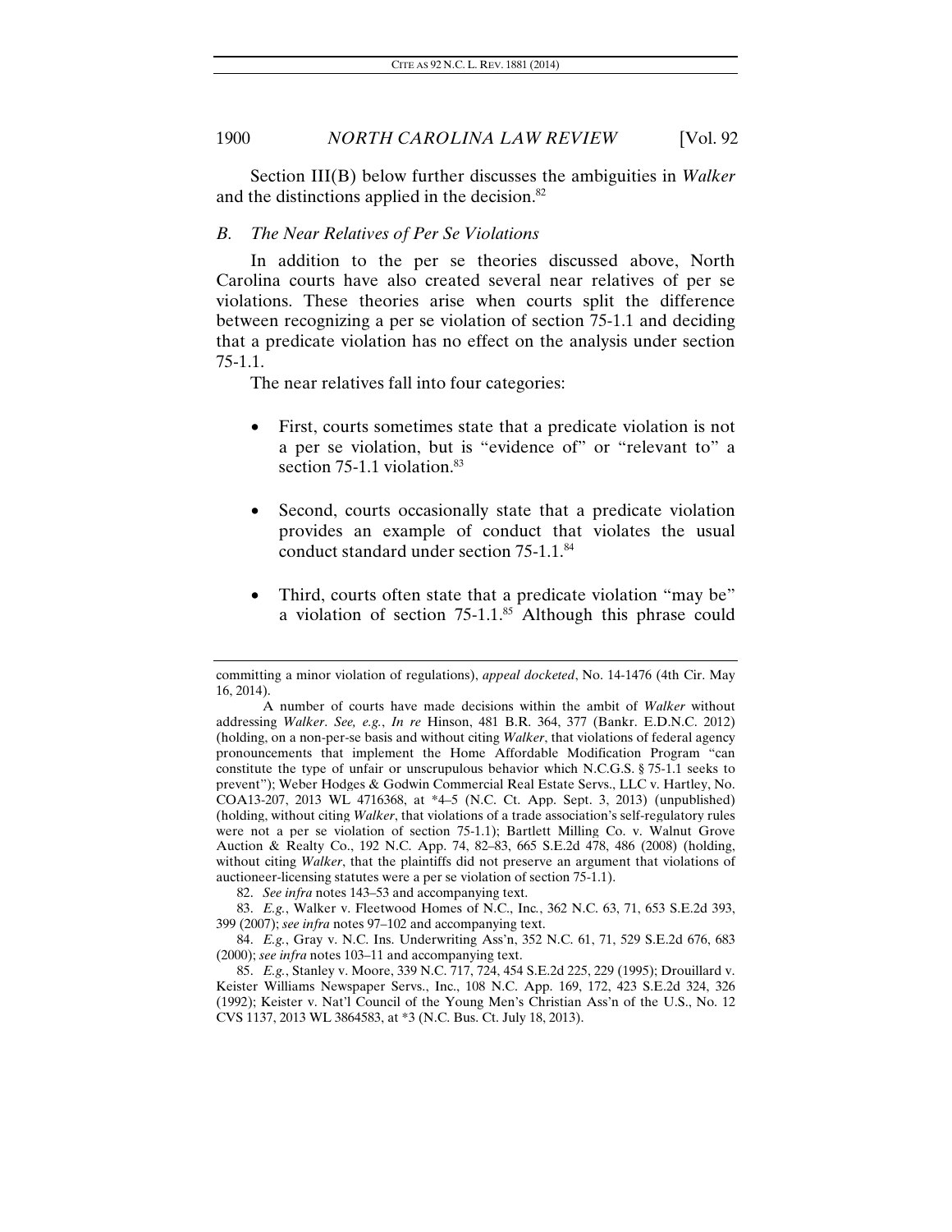Section III(B) below further discusses the ambiguities in *Walker* and the distinctions applied in the decision.[82]

### *B. The Near Relatives of Per Se Violations*

In addition to the per se theories discussed above, North Carolina courts have also created several near relatives of per se violations. These theories arise when courts split the difference between recognizing a per se violation of section 75-1.1 and deciding that a predicate violation has no effect on the analysis under section 75-1.1.

The near relatives fall into four categories:

- First, courts sometimes state that a predicate violation is not a per se violation, but is "evidence of" or "relevant to" a section 75-1.1 violation.[83]

- Second, courts occasionally state that a predicate violation provides an example of conduct that violates the usual conduct standard under section 75-1.1.[84]

- Third, courts often state that a predicate violation "may be" a violation of section 75-1.1.[85] Although this phrase could

---

committing a minor violation of regulations), *appeal docketed*, No. 14-1476 (4th Cir. May 16, 2014).

A number of courts have made decisions within the ambit of *Walker* without addressing *Walker*. *See, e.g.*, *In re* Hinson, 481 B.R. 364, 377 (Bankr. E.D.N.C. 2012) (holding, on a non-per-se basis and without citing *Walker*, that violations of federal agency pronouncements that implement the Home Affordable Modification Program "can constitute the type of unfair or unscrupulous behavior which N.C.G.S. § 75-1.1 seeks to prevent"); Weber Hodges & Godwin Commercial Real Estate Servs., LLC v. Hartley, No. COA13-207, 2013 WL 4716368, at \*4–5 (N.C. Ct. App. Sept. 3, 2013) (unpublished) (holding, without citing *Walker*, that violations of a trade association's self-regulatory rules were not a per se violation of section 75-1.1); Bartlett Milling Co. v. Walnut Grove Auction & Realty Co., 192 N.C. App. 74, 82–83, 665 S.E.2d 478, 486 (2008) (holding, without citing *Walker*, that the plaintiffs did not preserve an argument that violations of auctioneer-licensing statutes were a per se violation of section 75-1.1).

82. *See infra* notes 143–53 and accompanying text.

83. *E.g.*, Walker v. Fleetwood Homes of N.C., Inc., 362 N.C. 63, 71, 653 S.E.2d 393, 399 (2007); *see infra* notes 97–102 and accompanying text.

84. *E.g.*, Gray v. N.C. Ins. Underwriting Ass'n, 352 N.C. 61, 71, 529 S.E.2d 676, 683 (2000); *see infra* notes 103–11 and accompanying text.

85. *E.g.*, Stanley v. Moore, 339 N.C. 717, 724, 454 S.E.2d 225, 229 (1995); Drouillard v. Keister Williams Newspaper Servs., Inc., 108 N.C. App. 169, 172, 423 S.E.2d 324, 326 (1992); Keister v. Nat'l Council of the Young Men's Christian Ass'n of the U.S., No. 12 CVS 1137, 2013 WL 3864583, at \*3 (N.C. Bus. Ct. July 18, 2013).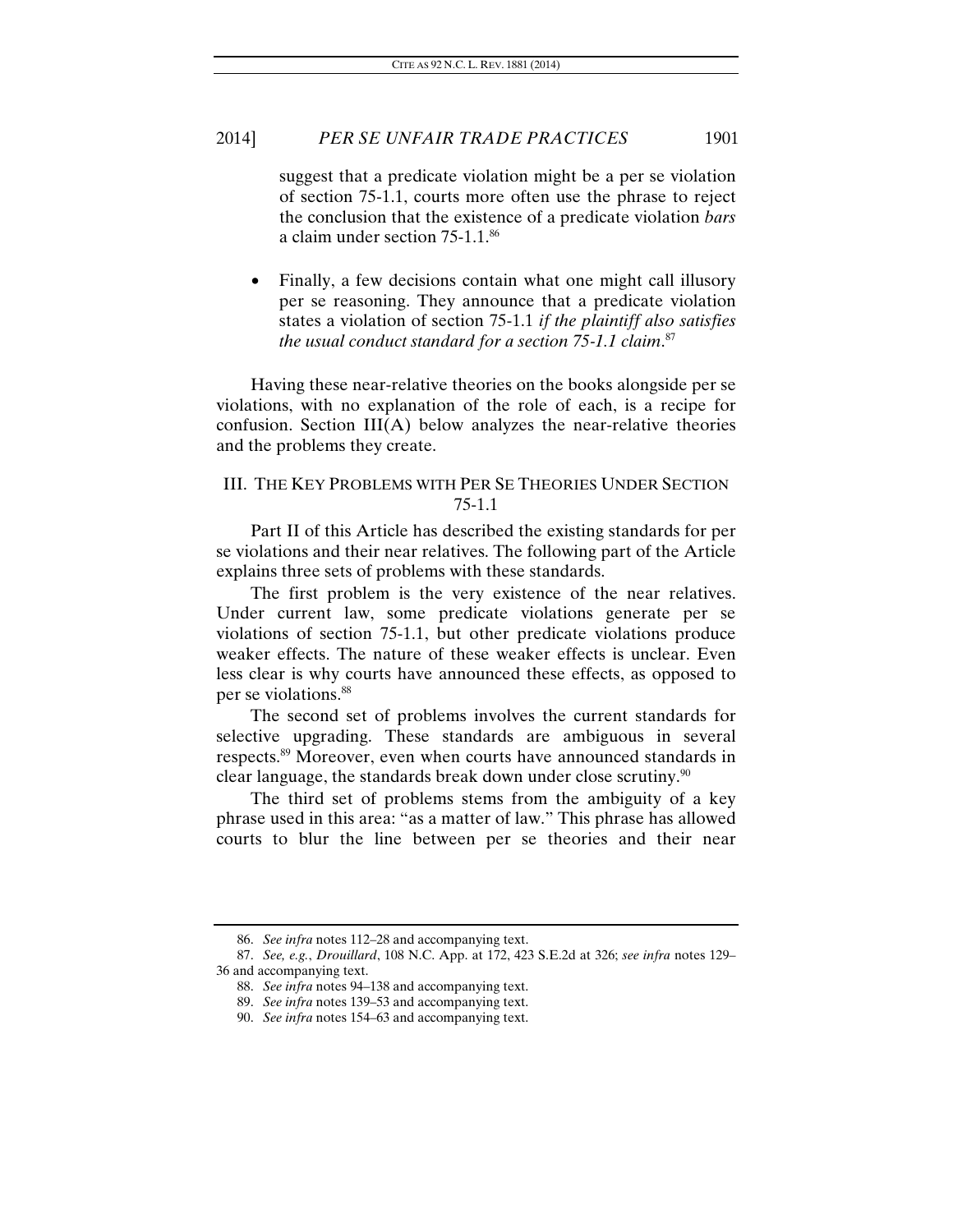suggest that a predicate violation might be a per se violation of section 75-1.1, courts more often use the phrase to reject the conclusion that the existence of a predicate violation *bars* a claim under section 75-1.1.[86]

- Finally, a few decisions contain what one might call illusory per se reasoning. They announce that a predicate violation states a violation of section 75-1.1 *if the plaintiff also satisfies the usual conduct standard for a section 75-1.1 claim*.[87]

Having these near-relative theories on the books alongside per se violations, with no explanation of the role of each, is a recipe for confusion. Section III(A) below analyzes the near-relative theories and the problems they create.

## III. THE KEY PROBLEMS WITH PER SE THEORIES UNDER SECTION 75-1.1

Part II of this Article has described the existing standards for per se violations and their near relatives. The following part of the Article explains three sets of problems with these standards.

The first problem is the very existence of the near relatives. Under current law, some predicate violations generate per se violations of section 75-1.1, but other predicate violations produce weaker effects. The nature of these weaker effects is unclear. Even less clear is why courts have announced these effects, as opposed to per se violations.[88]

The second set of problems involves the current standards for selective upgrading. These standards are ambiguous in several respects.[89] Moreover, even when courts have announced standards in clear language, the standards break down under close scrutiny.[90]

The third set of problems stems from the ambiguity of a key phrase used in this area: "as a matter of law." This phrase has allowed courts to blur the line between per se theories and their near

---

86. *See infra* notes 112–28 and accompanying text.

87. *See, e.g.*, *Drouillard*, 108 N.C. App. at 172, 423 S.E.2d at 326; *see infra* notes 129–36 and accompanying text.

88. *See infra* notes 94–138 and accompanying text.

89. *See infra* notes 139–53 and accompanying text.

90. *See infra* notes 154–63 and accompanying text.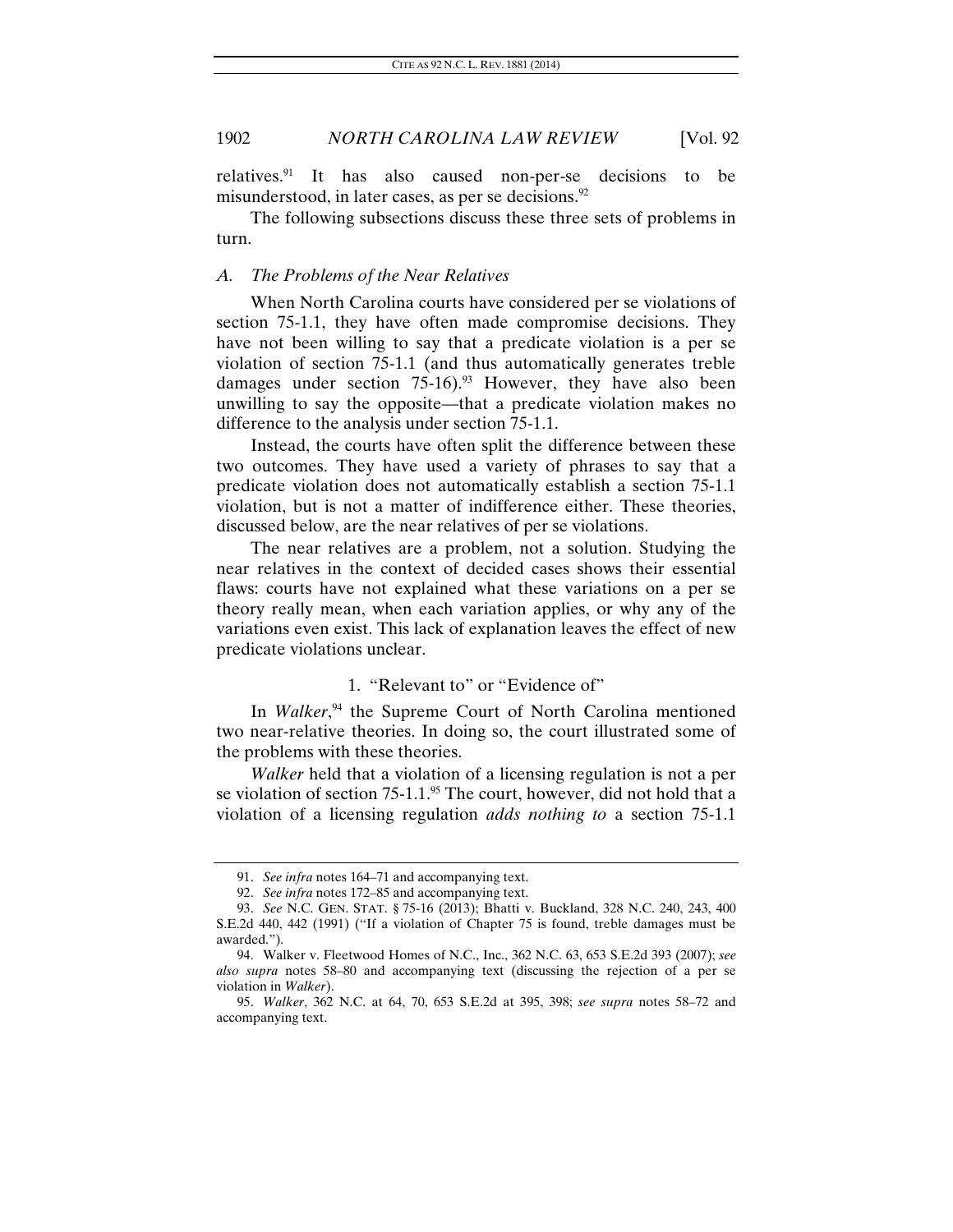relatives.[91] It has also caused non-per-se decisions to be misunderstood, in later cases, as per se decisions.[92]

The following subsections discuss these three sets of problems in turn.

### *A. The Problems of the Near Relatives*

When North Carolina courts have considered per se violations of section 75-1.1, they have often made compromise decisions. They have not been willing to say that a predicate violation is a per se violation of section 75-1.1 (and thus automatically generates treble damages under section 75-16).[93] However, they have also been unwilling to say the opposite—that a predicate violation makes no difference to the analysis under section 75-1.1.

Instead, the courts have often split the difference between these two outcomes. They have used a variety of phrases to say that a predicate violation does not automatically establish a section 75-1.1 violation, but is not a matter of indifference either. These theories, discussed below, are the near relatives of per se violations.

The near relatives are a problem, not a solution. Studying the near relatives in the context of decided cases shows their essential flaws: courts have not explained what these variations on a per se theory really mean, when each variation applies, or why any of the variations even exist. This lack of explanation leaves the effect of new predicate violations unclear.

#### 1. "Relevant to" or "Evidence of"

In *Walker*,[94] the Supreme Court of North Carolina mentioned two near-relative theories. In doing so, the court illustrated some of the problems with these theories.

*Walker* held that a violation of a licensing regulation is not a per se violation of section 75-1.1.[95] The court, however, did not hold that a violation of a licensing regulation *adds nothing to* a section 75-1.1

---

91. *See infra* notes 164–71 and accompanying text.

92. *See infra* notes 172–85 and accompanying text.

93. *See* N.C. GEN. STAT. § 75-16 (2013); Bhatti v. Buckland, 328 N.C. 240, 243, 400 S.E.2d 440, 442 (1991) ("If a violation of Chapter 75 is found, treble damages must be awarded.").

94. Walker v. Fleetwood Homes of N.C., Inc., 362 N.C. 63, 653 S.E.2d 393 (2007); *see also supra* notes 58–80 and accompanying text (discussing the rejection of a per se violation in *Walker*).

95. *Walker*, 362 N.C. at 64, 70, 653 S.E.2d at 395, 398; *see supra* notes 58–72 and accompanying text.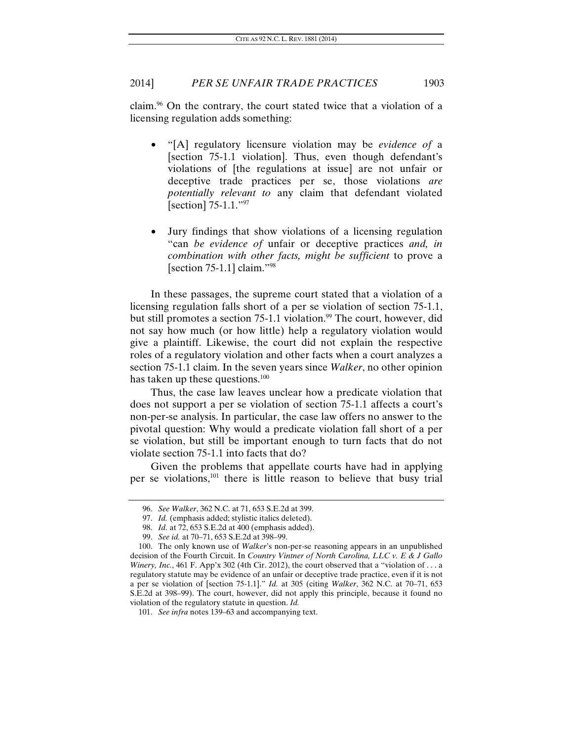claim.[96] On the contrary, the court stated twice that a violation of a licensing regulation adds something:

- "[A] regulatory licensure violation may be *evidence of* a [section 75-1.1 violation]. Thus, even though defendant's violations of [the regulations at issue] are not unfair or deceptive trade practices per se, those violations *are potentially relevant to* any claim that defendant violated [section] 75-1.1."[97]

- Jury findings that show violations of a licensing regulation "can *be evidence of* unfair or deceptive practices *and, in combination with other facts, might be sufficient* to prove a [section 75-1.1] claim."[98]

In these passages, the supreme court stated that a violation of a licensing regulation falls short of a per se violation of section 75-1.1, but still promotes a section 75-1.1 violation.[99] The court, however, did not say how much (or how little) help a regulatory violation would give a plaintiff. Likewise, the court did not explain the respective roles of a regulatory violation and other facts when a court analyzes a section 75-1.1 claim. In the seven years since *Walker*, no other opinion has taken up these questions.[100]

Thus, the case law leaves unclear how a predicate violation that does not support a per se violation of section 75-1.1 affects a court's non-per-se analysis. In particular, the case law offers no answer to the pivotal question: Why would a predicate violation fall short of a per se violation, but still be important enough to turn facts that do not violate section 75-1.1 into facts that do?

Given the problems that appellate courts have had in applying per se violations,[101] there is little reason to believe that busy trial

---

96. *See Walker*, 362 N.C. at 71, 653 S.E.2d at 399.

97. *Id.* (emphasis added; stylistic italics deleted).

98. *Id.* at 72, 653 S.E.2d at 400 (emphasis added).

99. *See id.* at 70–71, 653 S.E.2d at 398–99.

100. The only known use of *Walker*'s non-per-se reasoning appears in an unpublished decision of the Fourth Circuit. In *Country Vintner of North Carolina, LLC v. E & J Gallo Winery, Inc.*, 461 F. App'x 302 (4th Cir. 2012), the court observed that a "violation of . . . a regulatory statute may be evidence of an unfair or deceptive trade practice, even if it is not a per se violation of [section 75-1.1]." *Id.* at 305 (citing *Walker*, 362 N.C. at 70–71, 653 S.E.2d at 398–99). The court, however, did not apply this principle, because it found no violation of the regulatory statute in question. *Id.*

101. *See infra* notes 139–63 and accompanying text.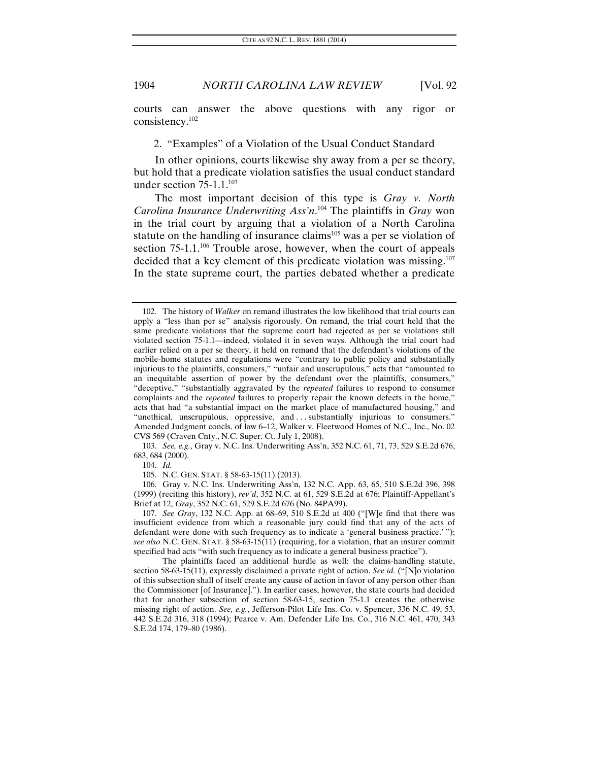courts can answer the above questions with any rigor or consistency.[102]

2. "Examples" of a Violation of the Usual Conduct Standard

In other opinions, courts likewise shy away from a per se theory, but hold that a predicate violation satisfies the usual conduct standard under section 75-1.1.[103]

The most important decision of this type is *Gray v. North Carolina Insurance Underwriting Ass'n*.[104] The plaintiffs in *Gray* won in the trial court by arguing that a violation of a North Carolina statute on the handling of insurance claims[105] was a per se violation of section 75-1.1.[106] Trouble arose, however, when the court of appeals decided that a key element of this predicate violation was missing.[107] In the state supreme court, the parties debated whether a predicate

---

102. The history of *Walker* on remand illustrates the low likelihood that trial courts can apply a "less than per se" analysis rigorously. On remand, the trial court held that the same predicate violations that the supreme court had rejected as per se violations still violated section 75-1.1—indeed, violated it in seven ways. Although the trial court had earlier relied on a per se theory, it held on remand that the defendant's violations of the mobile-home statutes and regulations were "contrary to public policy and substantially injurious to the plaintiffs, consumers," "unfair and unscrupulous," acts that "amounted to an inequitable assertion of power by the defendant over the plaintiffs, consumers," "deceptive," "substantially aggravated by the *repeated* failures to respond to consumer complaints and the *repeated* failures to properly repair the known defects in the home," acts that had "a substantial impact on the market place of manufactured housing," and "unethical, unscrupulous, oppressive, and . . . substantially injurious to consumers." Amended Judgment concls. of law 6–12, Walker v. Fleetwood Homes of N.C., Inc., No. 02 CVS 569 (Craven Cnty., N.C. Super. Ct. July 1, 2008).

103. *See, e.g.*, Gray v. N.C. Ins. Underwriting Ass'n, 352 N.C. 61, 71, 73, 529 S.E.2d 676, 683, 684 (2000).

104. *Id.*

105. N.C. GEN. STAT. § 58-63-15(11) (2013).

106. Gray v. N.C. Ins. Underwriting Ass'n, 132 N.C. App. 63, 65, 510 S.E.2d 396, 398 (1999) (reciting this history), *rev'd*, 352 N.C. at 61, 529 S.E.2d at 676; Plaintiff-Appellant's Brief at 12, *Gray*, 352 N.C. 61, 529 S.E.2d 676 (No. 84PA99).

107. *See Gray*, 132 N.C. App. at 68–69, 510 S.E.2d at 400 ("[W]e find that there was insufficient evidence from which a reasonable jury could find that any of the acts of defendant were done with such frequency as to indicate a 'general business practice.' "); *see also* N.C. GEN. STAT. § 58-63-15(11) (requiring, for a violation, that an insurer commit specified bad acts "with such frequency as to indicate a general business practice").

The plaintiffs faced an additional hurdle as well: the claims-handling statute, section 58-63-15(11), expressly disclaimed a private right of action. *See id.* ("[N]o violation of this subsection shall of itself create any cause of action in favor of any person other than the Commissioner [of Insurance]."). In earlier cases, however, the state courts had decided that for another subsection of section 58-63-15, section 75-1.1 creates the otherwise missing right of action. *See, e.g.*, Jefferson-Pilot Life Ins. Co. v. Spencer, 336 N.C. 49, 53, 442 S.E.2d 316, 318 (1994); Pearce v. Am. Defender Life Ins. Co., 316 N.C. 461, 470, 343 S.E.2d 174, 179–80 (1986).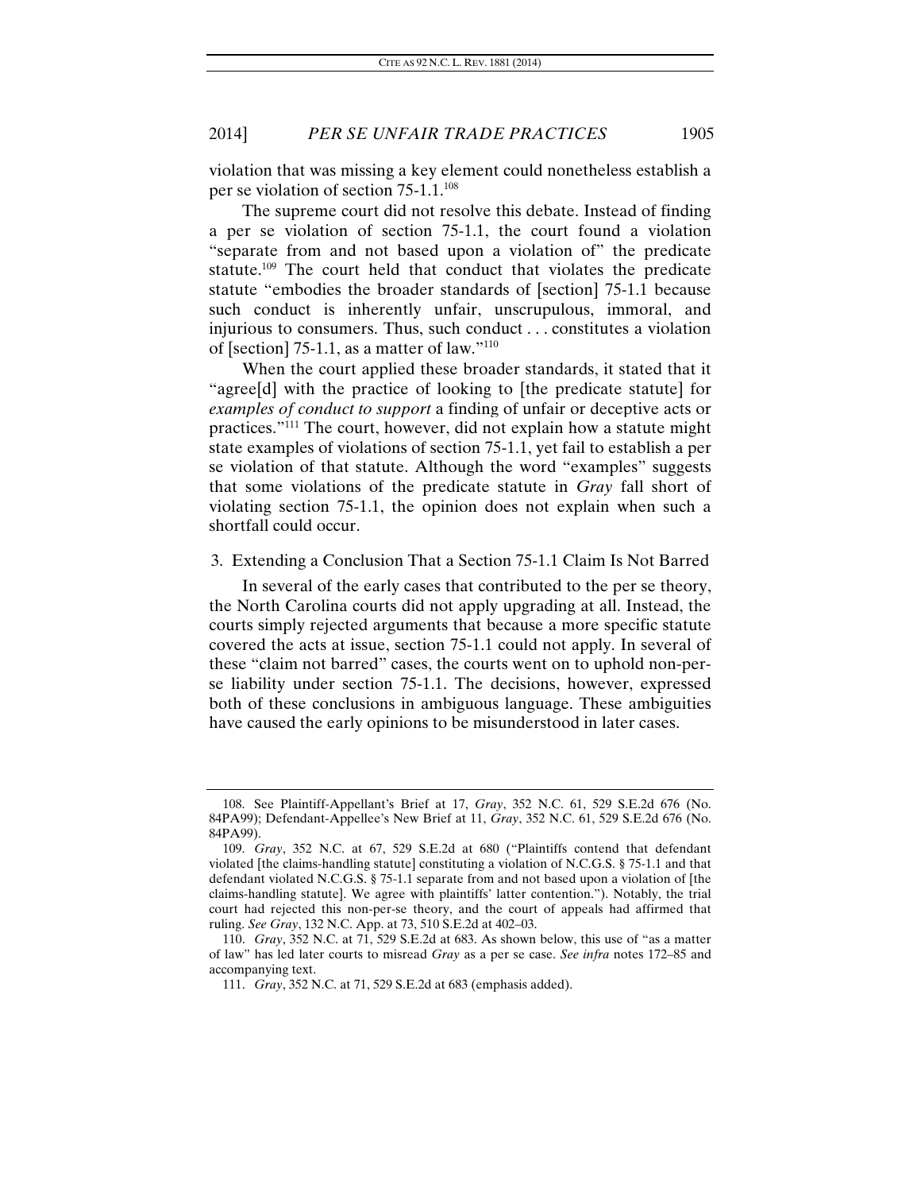violation that was missing a key element could nonetheless establish a per se violation of section 75-1.1.[108]

The supreme court did not resolve this debate. Instead of finding a per se violation of section 75-1.1, the court found a violation "separate from and not based upon a violation of" the predicate statute.[109] The court held that conduct that violates the predicate statute "embodies the broader standards of [section] 75-1.1 because such conduct is inherently unfair, unscrupulous, immoral, and injurious to consumers. Thus, such conduct . . . constitutes a violation of [section] 75-1.1, as a matter of law."[110]

When the court applied these broader standards, it stated that it "agree[d] with the practice of looking to [the predicate statute] for *examples of conduct to support* a finding of unfair or deceptive acts or practices."[111] The court, however, did not explain how a statute might state examples of violations of section 75-1.1, yet fail to establish a per se violation of that statute. Although the word "examples" suggests that some violations of the predicate statute in *Gray* fall short of violating section 75-1.1, the opinion does not explain when such a shortfall could occur.

### 3. Extending a Conclusion That a Section 75-1.1 Claim Is Not Barred

In several of the early cases that contributed to the per se theory, the North Carolina courts did not apply upgrading at all. Instead, the courts simply rejected arguments that because a more specific statute covered the acts at issue, section 75-1.1 could not apply. In several of these "claim not barred" cases, the courts went on to uphold non-per-se liability under section 75-1.1. The decisions, however, expressed both of these conclusions in ambiguous language. These ambiguities have caused the early opinions to be misunderstood in later cases.

---

108. See Plaintiff-Appellant's Brief at 17, *Gray*, 352 N.C. 61, 529 S.E.2d 676 (No. 84PA99); Defendant-Appellee's New Brief at 11, *Gray*, 352 N.C. 61, 529 S.E.2d 676 (No. 84PA99).

109. *Gray*, 352 N.C. at 67, 529 S.E.2d at 680 ("Plaintiffs contend that defendant violated [the claims-handling statute] constituting a violation of N.C.G.S. § 75-1.1 and that defendant violated N.C.G.S. § 75-1.1 separate from and not based upon a violation of [the claims-handling statute]. We agree with plaintiffs' latter contention."). Notably, the trial court had rejected this non-per-se theory, and the court of appeals had affirmed that ruling. *See Gray*, 132 N.C. App. at 73, 510 S.E.2d at 402–03.

110. *Gray*, 352 N.C. at 71, 529 S.E.2d at 683. As shown below, this use of "as a matter of law" has led later courts to misread *Gray* as a per se case. *See infra* notes 172–85 and accompanying text.

111. *Gray*, 352 N.C. at 71, 529 S.E.2d at 683 (emphasis added).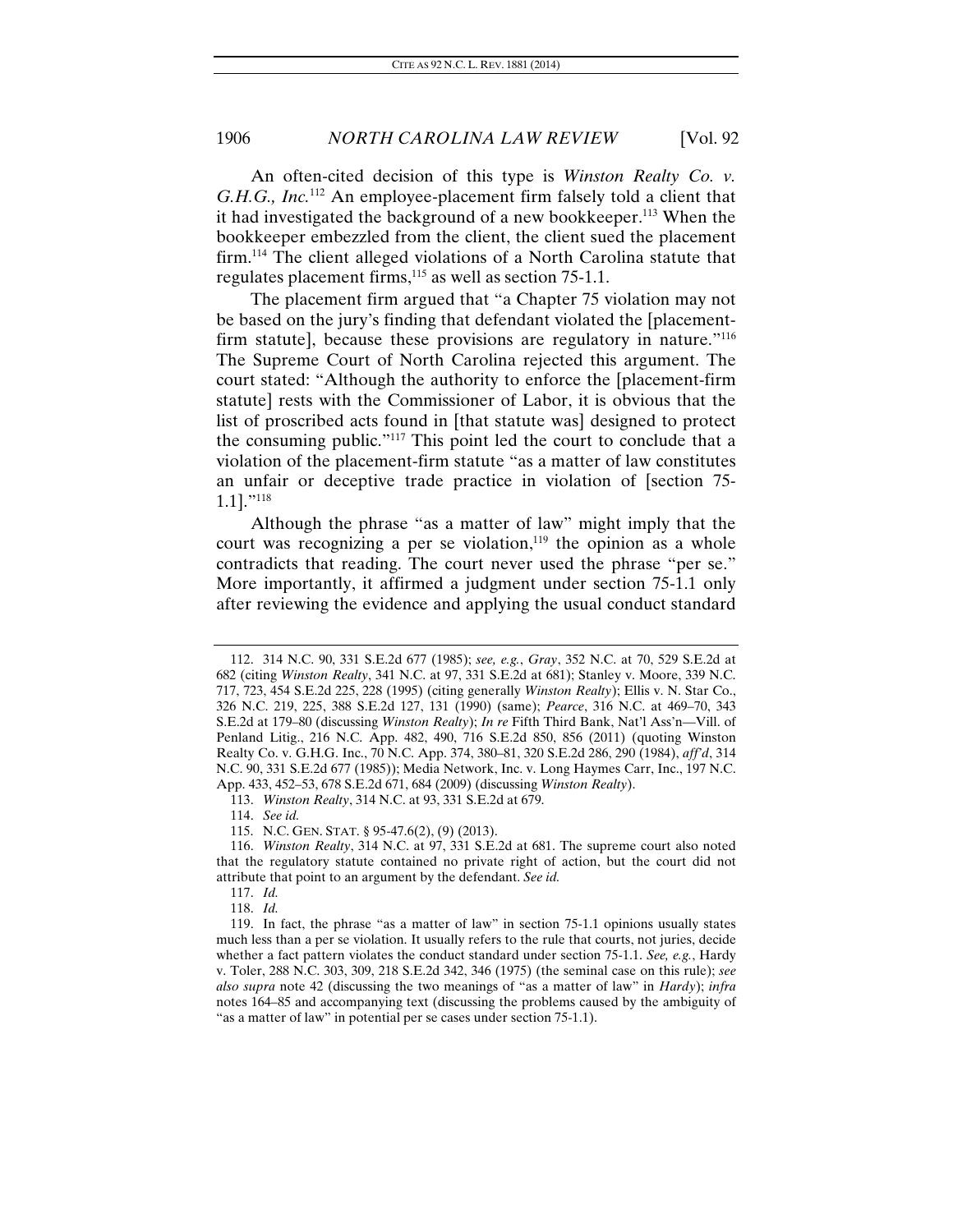An often-cited decision of this type is *Winston Realty Co. v. G.H.G., Inc.*[112] An employee-placement firm falsely told a client that it had investigated the background of a new bookkeeper.[113] When the bookkeeper embezzled from the client, the client sued the placement firm.[114] The client alleged violations of a North Carolina statute that regulates placement firms,[115] as well as section 75-1.1.

The placement firm argued that "a Chapter 75 violation may not be based on the jury's finding that defendant violated the [placement-firm statute], because these provisions are regulatory in nature."[116] The Supreme Court of North Carolina rejected this argument. The court stated: "Although the authority to enforce the [placement-firm statute] rests with the Commissioner of Labor, it is obvious that the list of proscribed acts found in [that statute was] designed to protect the consuming public."[117] This point led the court to conclude that a violation of the placement-firm statute "as a matter of law constitutes an unfair or deceptive trade practice in violation of [section 75-1.1]."[118]

Although the phrase "as a matter of law" might imply that the court was recognizing a per se violation,[119] the opinion as a whole contradicts that reading. The court never used the phrase "per se." More importantly, it affirmed a judgment under section 75-1.1 only after reviewing the evidence and applying the usual conduct standard

---

112. 314 N.C. 90, 331 S.E.2d 677 (1985); *see, e.g.*, *Gray*, 352 N.C. at 70, 529 S.E.2d at 682 (citing *Winston Realty*, 341 N.C. at 97, 331 S.E.2d at 681); Stanley v. Moore, 339 N.C. 717, 723, 454 S.E.2d 225, 228 (1995) (citing generally *Winston Realty*); Ellis v. N. Star Co., 326 N.C. 219, 225, 388 S.E.2d 127, 131 (1990) (same); *Pearce*, 316 N.C. at 469–70, 343 S.E.2d at 179–80 (discussing *Winston Realty*); *In re* Fifth Third Bank, Nat'l Ass'n—Vill. of Penland Litig., 216 N.C. App. 482, 490, 716 S.E.2d 850, 856 (2011) (quoting Winston Realty Co. v. G.H.G. Inc., 70 N.C. App. 374, 380–81, 320 S.E.2d 286, 290 (1984), *aff'd*, 314 N.C. 90, 331 S.E.2d 677 (1985)); Media Network, Inc. v. Long Haymes Carr, Inc., 197 N.C. App. 433, 452–53, 678 S.E.2d 671, 684 (2009) (discussing *Winston Realty*).

113. *Winston Realty*, 314 N.C. at 93, 331 S.E.2d at 679.

114. *See id.*

115. N.C. GEN. STAT. § 95-47.6(2), (9) (2013).

116. *Winston Realty*, 314 N.C. at 97, 331 S.E.2d at 681. The supreme court also noted that the regulatory statute contained no private right of action, but the court did not attribute that point to an argument by the defendant. *See id.*

117. *Id.*

118. *Id.*

119. In fact, the phrase "as a matter of law" in section 75-1.1 opinions usually states much less than a per se violation. It usually refers to the rule that courts, not juries, decide whether a fact pattern violates the conduct standard under section 75-1.1. *See, e.g.*, Hardy v. Toler, 288 N.C. 303, 309, 218 S.E.2d 342, 346 (1975) (the seminal case on this rule); *see also supra* note 42 (discussing the two meanings of "as a matter of law" in *Hardy*); *infra* notes 164–85 and accompanying text (discussing the problems caused by the ambiguity of "as a matter of law" in potential per se cases under section 75-1.1).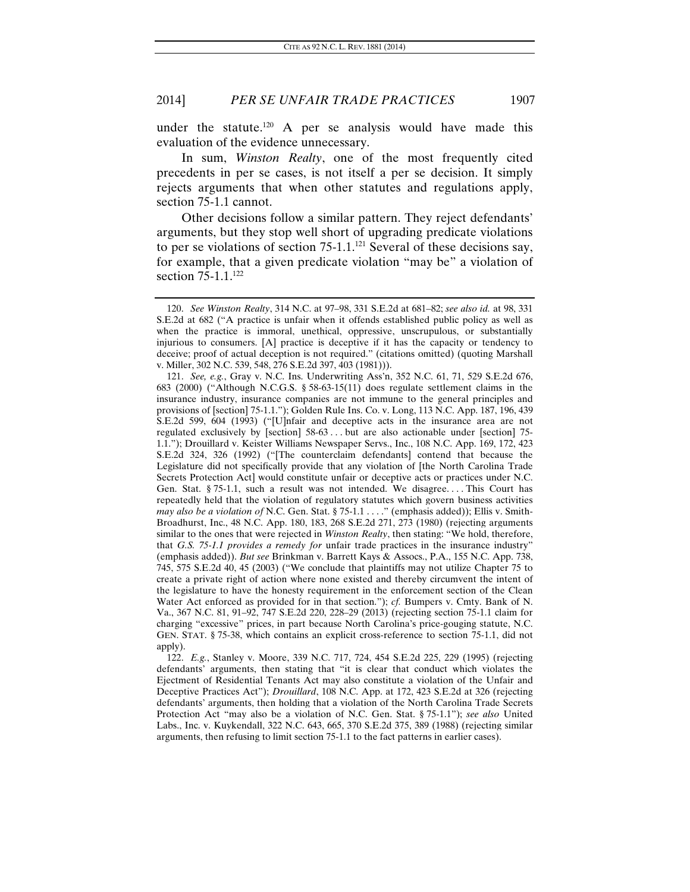under the statute.[120] A per se analysis would have made this evaluation of the evidence unnecessary.

In sum, *Winston Realty*, one of the most frequently cited precedents in per se cases, is not itself a per se decision. It simply rejects arguments that when other statutes and regulations apply, section 75-1.1 cannot.

Other decisions follow a similar pattern. They reject defendants' arguments, but they stop well short of upgrading predicate violations to per se violations of section 75-1.1.[121] Several of these decisions say, for example, that a given predicate violation "may be" a violation of section 75-1.1.[122]

---

120. *See Winston Realty*, 314 N.C. at 97–98, 331 S.E.2d at 681–82; *see also id.* at 98, 331 S.E.2d at 682 ("A practice is unfair when it offends established public policy as well as when the practice is immoral, unethical, oppressive, unscrupulous, or substantially injurious to consumers. [A] practice is deceptive if it has the capacity or tendency to deceive; proof of actual deception is not required." (citations omitted) (quoting Marshall v. Miller, 302 N.C. 539, 548, 276 S.E.2d 397, 403 (1981))).

121. *See, e.g.*, Gray v. N.C. Ins. Underwriting Ass'n, 352 N.C. 61, 71, 529 S.E.2d 676, 683 (2000) ("Although N.C.G.S. § 58-63-15(11) does regulate settlement claims in the insurance industry, insurance companies are not immune to the general principles and provisions of [section] 75-1.1."); Golden Rule Ins. Co. v. Long, 113 N.C. App. 187, 196, 439 S.E.2d 599, 604 (1993) ("[U]nfair and deceptive acts in the insurance area are not regulated exclusively by [section] 58-63 . . . but are also actionable under [section] 75-1.1."); Drouillard v. Keister Williams Newspaper Servs., Inc., 108 N.C. App. 169, 172, 423 S.E.2d 324, 326 (1992) ("[The counterclaim defendants] contend that because the Legislature did not specifically provide that any violation of [the North Carolina Trade Secrets Protection Act] would constitute unfair or deceptive acts or practices under N.C. Gen. Stat. § 75-1.1, such a result was not intended. We disagree. . . . This Court has repeatedly held that the violation of regulatory statutes which govern business activities *may also be a violation of* N.C. Gen. Stat. § 75-1.1 . . . ." (emphasis added)); Ellis v. Smith-Broadhurst, Inc., 48 N.C. App. 180, 183, 268 S.E.2d 271, 273 (1980) (rejecting arguments similar to the ones that were rejected in *Winston Realty*, then stating: "We hold, therefore, that *G.S. 75-1.1 provides a remedy for* unfair trade practices in the insurance industry" (emphasis added)). *But see* Brinkman v. Barrett Kays & Assocs., P.A., 155 N.C. App. 738, 745, 575 S.E.2d 40, 45 (2003) ("We conclude that plaintiffs may not utilize Chapter 75 to create a private right of action where none existed and thereby circumvent the intent of the legislature to have the honesty requirement in the enforcement section of the Clean Water Act enforced as provided for in that section."); *cf.* Bumpers v. Cmty. Bank of N. Va., 367 N.C. 81, 91–92, 747 S.E.2d 220, 228–29 (2013) (rejecting section 75-1.1 claim for charging "excessive" prices, in part because North Carolina's price-gouging statute, N.C. GEN. STAT. § 75-38, which contains an explicit cross-reference to section 75-1.1, did not apply).

122. *E.g.*, Stanley v. Moore, 339 N.C. 717, 724, 454 S.E.2d 225, 229 (1995) (rejecting defendants' arguments, then stating that "it is clear that conduct which violates the Ejectment of Residential Tenants Act may also constitute a violation of the Unfair and Deceptive Practices Act"); *Drouillard*, 108 N.C. App. at 172, 423 S.E.2d at 326 (rejecting defendants' arguments, then holding that a violation of the North Carolina Trade Secrets Protection Act "may also be a violation of N.C. Gen. Stat. § 75-1.1"); *see also* United Labs., Inc. v. Kuykendall, 322 N.C. 643, 665, 370 S.E.2d 375, 389 (1988) (rejecting similar arguments, then refusing to limit section 75-1.1 to the fact patterns in earlier cases).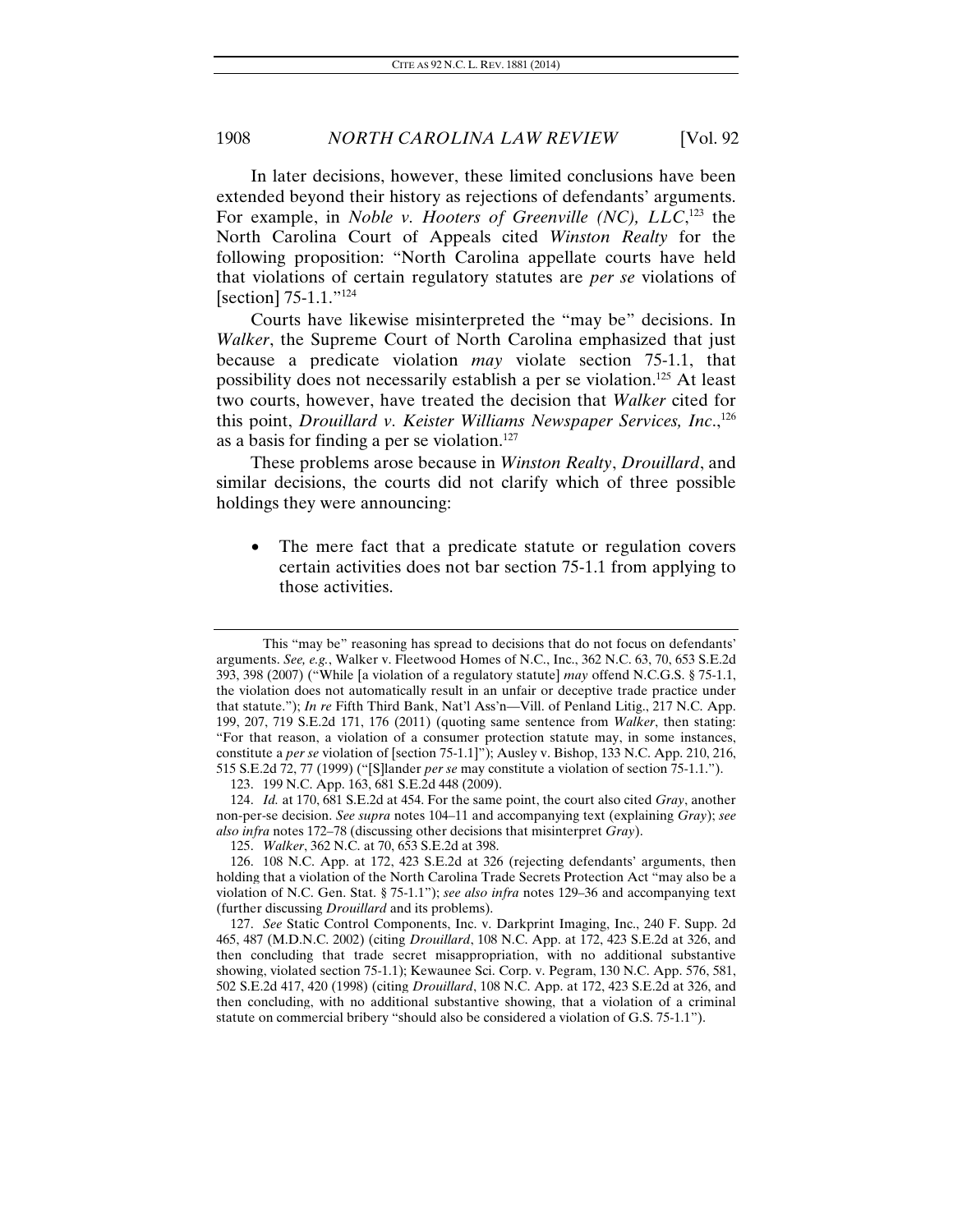In later decisions, however, these limited conclusions have been extended beyond their history as rejections of defendants' arguments. For example, in *Noble v. Hooters of Greenville (NC), LLC*,[123] the North Carolina Court of Appeals cited *Winston Realty* for the following proposition: "North Carolina appellate courts have held that violations of certain regulatory statutes are *per se* violations of [section] 75-1.1."[124]

Courts have likewise misinterpreted the "may be" decisions. In *Walker*, the Supreme Court of North Carolina emphasized that just because a predicate violation *may* violate section 75-1.1, that possibility does not necessarily establish a per se violation.[125] At least two courts, however, have treated the decision that *Walker* cited for this point, *Drouillard v. Keister Williams Newspaper Services, Inc.*,[126] as a basis for finding a per se violation.[127]

These problems arose because in *Winston Realty*, *Drouillard*, and similar decisions, the courts did not clarify which of three possible holdings they were announcing:

- The mere fact that a predicate statute or regulation covers certain activities does not bar section 75-1.1 from applying to those activities.

---

This "may be" reasoning has spread to decisions that do not focus on defendants' arguments. *See, e.g.*, Walker v. Fleetwood Homes of N.C., Inc., 362 N.C. 63, 70, 653 S.E.2d 393, 398 (2007) ("While [a violation of a regulatory statute] *may* offend N.C.G.S. § 75-1.1, the violation does not automatically result in an unfair or deceptive trade practice under that statute."); *In re* Fifth Third Bank, Nat'l Ass'n—Vill. of Penland Litig., 217 N.C. App. 199, 207, 719 S.E.2d 171, 176 (2011) (quoting same sentence from *Walker*, then stating: "For that reason, a violation of a consumer protection statute may, in some instances, constitute a *per se* violation of [section 75-1.1]"); Ausley v. Bishop, 133 N.C. App. 210, 216, 515 S.E.2d 72, 77 (1999) ("[S]lander *per se* may constitute a violation of section 75-1.1.").

123. 199 N.C. App. 163, 681 S.E.2d 448 (2009).

124. *Id.* at 170, 681 S.E.2d at 454. For the same point, the court also cited *Gray*, another non-per-se decision. *See supra* notes 104–11 and accompanying text (explaining *Gray*); *see also infra* notes 172–78 (discussing other decisions that misinterpret *Gray*).

125. *Walker*, 362 N.C. at 70, 653 S.E.2d at 398.

126. 108 N.C. App. at 172, 423 S.E.2d at 326 (rejecting defendants' arguments, then holding that a violation of the North Carolina Trade Secrets Protection Act "may also be a violation of N.C. Gen. Stat. § 75-1.1"); *see also infra* notes 129–36 and accompanying text (further discussing *Drouillard* and its problems).

127. *See* Static Control Components, Inc. v. Darkprint Imaging, Inc., 240 F. Supp. 2d 465, 487 (M.D.N.C. 2002) (citing *Drouillard*, 108 N.C. App. at 172, 423 S.E.2d at 326, and then concluding that trade secret misappropriation, with no additional substantive showing, violated section 75-1.1); Kewaunee Sci. Corp. v. Pegram, 130 N.C. App. 576, 581, 502 S.E.2d 417, 420 (1998) (citing *Drouillard*, 108 N.C. App. at 172, 423 S.E.2d at 326, and then concluding, with no additional substantive showing, that a violation of a criminal statute on commercial bribery "should also be considered a violation of G.S. 75-1.1").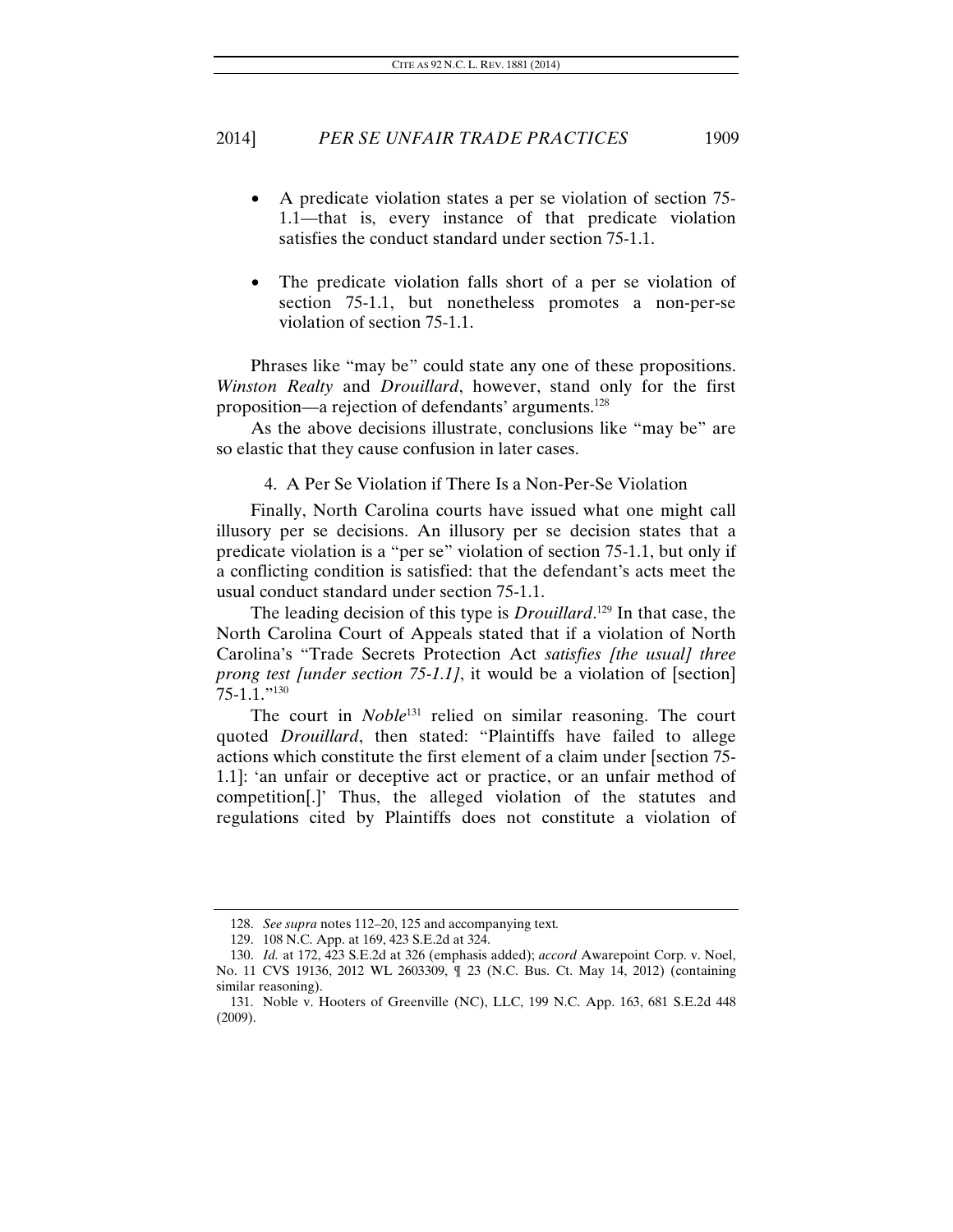- A predicate violation states a per se violation of section 75-1.1—that is, every instance of that predicate violation satisfies the conduct standard under section 75-1.1.

- The predicate violation falls short of a per se violation of section 75-1.1, but nonetheless promotes a non-per-se violation of section 75-1.1.

Phrases like "may be" could state any one of these propositions. *Winston Realty* and *Drouillard*, however, stand only for the first proposition—a rejection of defendants' arguments.[128]

As the above decisions illustrate, conclusions like "may be" are so elastic that they cause confusion in later cases.

#### 4. A Per Se Violation if There Is a Non-Per-Se Violation

Finally, North Carolina courts have issued what one might call illusory per se decisions. An illusory per se decision states that a predicate violation is a "per se" violation of section 75-1.1, but only if a conflicting condition is satisfied: that the defendant's acts meet the usual conduct standard under section 75-1.1.

The leading decision of this type is *Drouillard*.[129] In that case, the North Carolina Court of Appeals stated that if a violation of North Carolina's "Trade Secrets Protection Act *satisfies [the usual] three prong test [under section 75-1.1]*, it would be a violation of [section] 75-1.1."[130]

The court in *Noble*[131] relied on similar reasoning. The court quoted *Drouillard*, then stated: "Plaintiffs have failed to allege actions which constitute the first element of a claim under [section 75-1.1]: 'an unfair or deceptive act or practice, or an unfair method of competition[.]' Thus, the alleged violation of the statutes and regulations cited by Plaintiffs does not constitute a violation of

---

128. *See supra* notes 112–20, 125 and accompanying text.

129. 108 N.C. App. at 169, 423 S.E.2d at 324.

130. *Id.* at 172, 423 S.E.2d at 326 (emphasis added); *accord* Awarepoint Corp. v. Noel, No. 11 CVS 19136, 2012 WL 2603309, ¶ 23 (N.C. Bus. Ct. May 14, 2012) (containing similar reasoning).

131. Noble v. Hooters of Greenville (NC), LLC, 199 N.C. App. 163, 681 S.E.2d 448 (2009).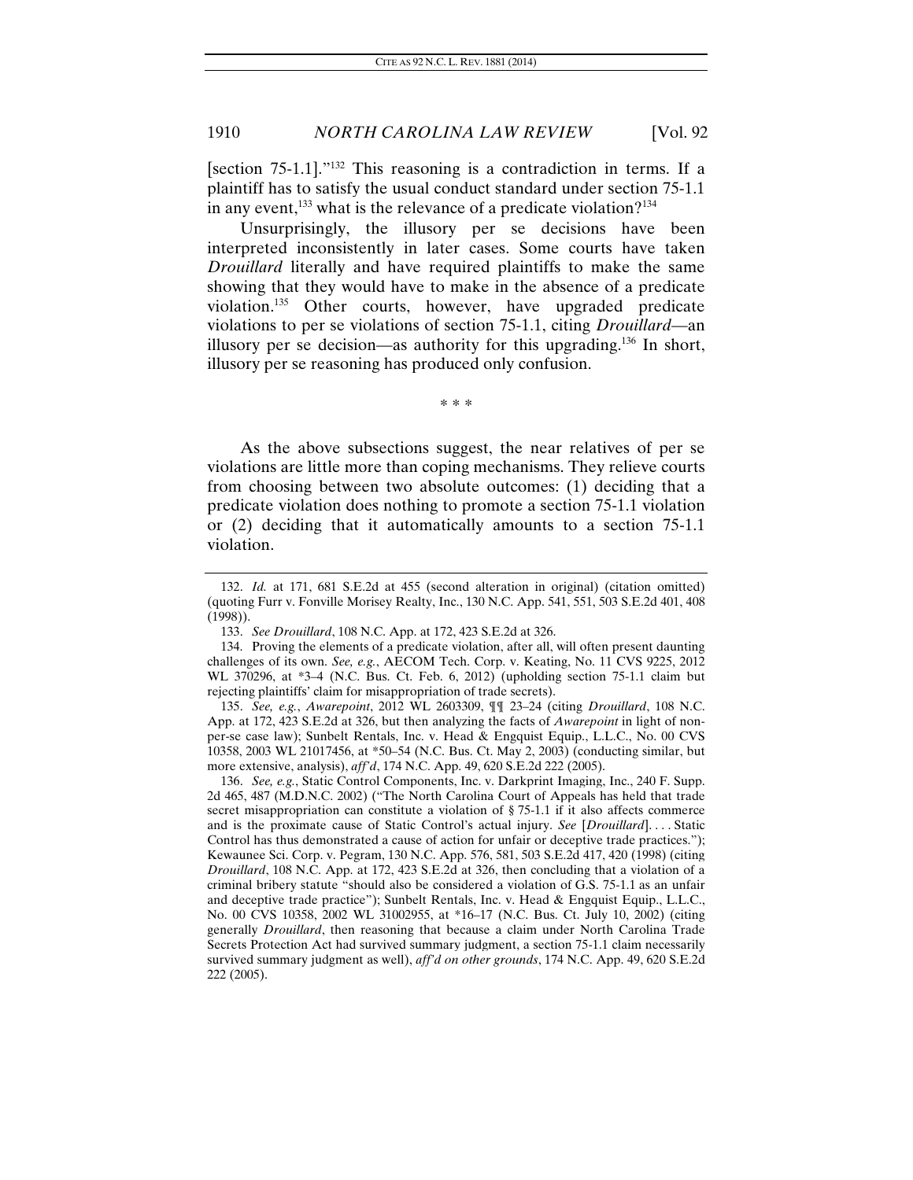[section 75-1.1]."[132] This reasoning is a contradiction in terms. If a plaintiff has to satisfy the usual conduct standard under section 75-1.1 in any event,[133] what is the relevance of a predicate violation?[134]

Unsurprisingly, the illusory per se decisions have been interpreted inconsistently in later cases. Some courts have taken *Drouillard* literally and have required plaintiffs to make the same showing that they would have to make in the absence of a predicate violation.[135] Other courts, however, have upgraded predicate violations to per se violations of section 75-1.1, citing *Drouillard*—an illusory per se decision—as authority for this upgrading.[136] In short, illusory per se reasoning has produced only confusion.

\* \* \*

As the above subsections suggest, the near relatives of per se violations are little more than coping mechanisms. They relieve courts from choosing between two absolute outcomes: (1) deciding that a predicate violation does nothing to promote a section 75-1.1 violation or (2) deciding that it automatically amounts to a section 75-1.1 violation.

---

132. *Id.* at 171, 681 S.E.2d at 455 (second alteration in original) (citation omitted) (quoting Furr v. Fonville Morisey Realty, Inc., 130 N.C. App. 541, 551, 503 S.E.2d 401, 408 (1998)).

133. *See Drouillard*, 108 N.C. App. at 172, 423 S.E.2d at 326.

134. Proving the elements of a predicate violation, after all, will often present daunting challenges of its own. *See, e.g.*, AECOM Tech. Corp. v. Keating, No. 11 CVS 9225, 2012 WL 370296, at \*3–4 (N.C. Bus. Ct. Feb. 6, 2012) (upholding section 75-1.1 claim but rejecting plaintiffs' claim for misappropriation of trade secrets).

135. *See, e.g.*, *Awarepoint*, 2012 WL 2603309, ¶¶ 23–24 (citing *Drouillard*, 108 N.C. App. at 172, 423 S.E.2d at 326, but then analyzing the facts of *Awarepoint* in light of non-per-se case law); Sunbelt Rentals, Inc. v. Head & Engquist Equip., L.L.C., No. 00 CVS 10358, 2003 WL 21017456, at \*50–54 (N.C. Bus. Ct. May 2, 2003) (conducting similar, but more extensive, analysis), *aff'd*, 174 N.C. App. 49, 620 S.E.2d 222 (2005).

136. *See, e.g.*, Static Control Components, Inc. v. Darkprint Imaging, Inc., 240 F. Supp. 2d 465, 487 (M.D.N.C. 2002) ("The North Carolina Court of Appeals has held that trade secret misappropriation can constitute a violation of § 75-1.1 if it also affects commerce and is the proximate cause of Static Control's actual injury. *See* [*Drouillard*]. . . . Static Control has thus demonstrated a cause of action for unfair or deceptive trade practices."); Kewaunee Sci. Corp. v. Pegram, 130 N.C. App. 576, 581, 503 S.E.2d 417, 420 (1998) (citing *Drouillard*, 108 N.C. App. at 172, 423 S.E.2d at 326, then concluding that a violation of a criminal bribery statute "should also be considered a violation of G.S. 75-1.1 as an unfair and deceptive trade practice"); Sunbelt Rentals, Inc. v. Head & Engquist Equip., L.L.C., No. 00 CVS 10358, 2002 WL 31002955, at \*16–17 (N.C. Bus. Ct. July 10, 2002) (citing generally *Drouillard*, then reasoning that because a claim under North Carolina Trade Secrets Protection Act had survived summary judgment, a section 75-1.1 claim necessarily survived summary judgment as well), *aff'd on other grounds*, 174 N.C. App. 49, 620 S.E.2d 222 (2005).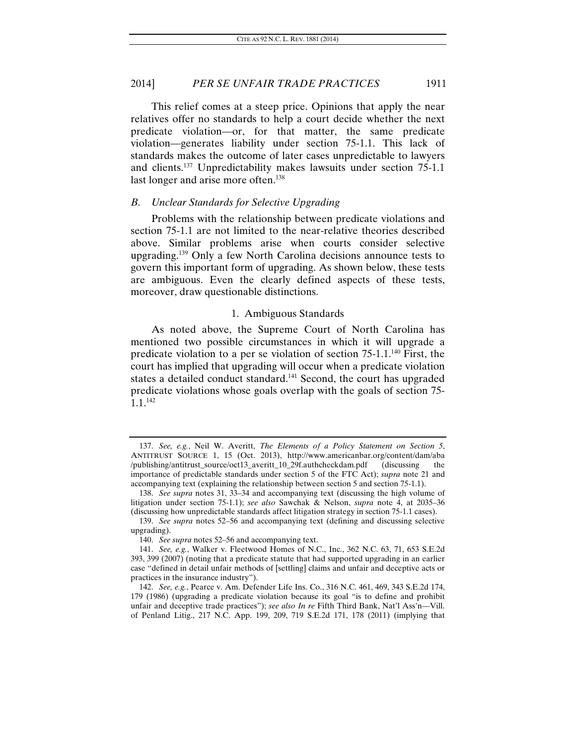This relief comes at a steep price. Opinions that apply the near relatives offer no standards to help a court decide whether the next predicate violation—or, for that matter, the same predicate violation—generates liability under section 75-1.1. This lack of standards makes the outcome of later cases unpredictable to lawyers and clients.[137] Unpredictability makes lawsuits under section 75-1.1 last longer and arise more often.[138]

### *B. Unclear Standards for Selective Upgrading*

Problems with the relationship between predicate violations and section 75-1.1 are not limited to the near-relative theories described above. Similar problems arise when courts consider selective upgrading.[139] Only a few North Carolina decisions announce tests to govern this important form of upgrading. As shown below, these tests are ambiguous. Even the clearly defined aspects of these tests, moreover, draw questionable distinctions.

#### 1. Ambiguous Standards

As noted above, the Supreme Court of North Carolina has mentioned two possible circumstances in which it will upgrade a predicate violation to a per se violation of section 75-1.1.[140] First, the court has implied that upgrading will occur when a predicate violation states a detailed conduct standard.[141] Second, the court has upgraded predicate violations whose goals overlap with the goals of section 75-1.1.[142]

---

137. *See, e.g.*, Neil W. Averitt, *The Elements of a Policy Statement on Section 5*, ANTITRUST SOURCE 1, 15 (Oct. 2013), http://www.americanbar.org/content/dam/aba/publishing/antitrust_source/oct13_averitt_10_29f.authcheckdam.pdf (discussing the importance of predictable standards under section 5 of the FTC Act); *supra* note 21 and accompanying text (explaining the relationship between section 5 and section 75-1.1).

138. *See supra* notes 31, 33–34 and accompanying text (discussing the high volume of litigation under section 75-1.1); *see also* Sawchak & Nelson, *supra* note 4, at 2035–36 (discussing how unpredictable standards affect litigation strategy in section 75-1.1 cases).

139. *See supra* notes 52–56 and accompanying text (defining and discussing selective upgrading).

140. *See supra* notes 52–56 and accompanying text.

141. *See, e.g.*, Walker v. Fleetwood Homes of N.C., Inc., 362 N.C. 63, 71, 653 S.E.2d 393, 399 (2007) (noting that a predicate statute that had supported upgrading in an earlier case "defined in detail unfair methods of [settling] claims and unfair and deceptive acts or practices in the insurance industry").

142. *See, e.g.*, Pearce v. Am. Defender Life Ins. Co., 316 N.C. 461, 469, 343 S.E.2d 174, 179 (1986) (upgrading a predicate violation because its goal "is to define and prohibit unfair and deceptive trade practices"); *see also In re* Fifth Third Bank, Nat'l Ass'n—Vill. of Penland Litig., 217 N.C. App. 199, 209, 719 S.E.2d 171, 178 (2011) (implying that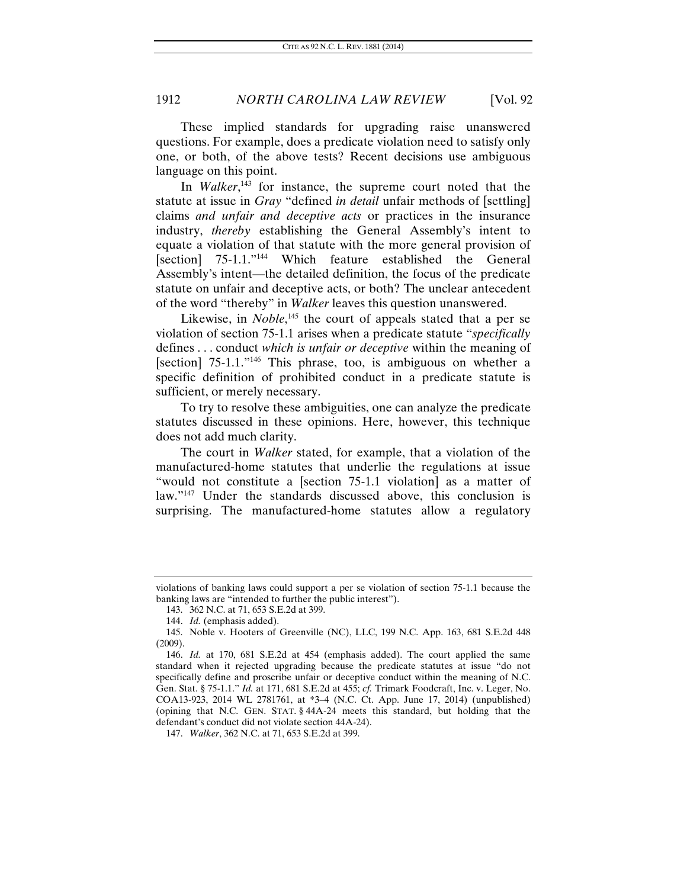These implied standards for upgrading raise unanswered questions. For example, does a predicate violation need to satisfy only one, or both, of the above tests? Recent decisions use ambiguous language on this point.

In *Walker*,[143] for instance, the supreme court noted that the statute at issue in *Gray* "defined *in detail* unfair methods of [settling] claims *and unfair and deceptive acts* or practices in the insurance industry, *thereby* establishing the General Assembly's intent to equate a violation of that statute with the more general provision of [section] 75-1.1."[144] Which feature established the General Assembly's intent—the detailed definition, the focus of the predicate statute on unfair and deceptive acts, or both? The unclear antecedent of the word "thereby" in *Walker* leaves this question unanswered.

Likewise, in *Noble*,[145] the court of appeals stated that a per se violation of section 75-1.1 arises when a predicate statute "*specifically* defines . . . conduct *which is unfair or deceptive* within the meaning of [section] 75-1.1."[146] This phrase, too, is ambiguous on whether a specific definition of prohibited conduct in a predicate statute is sufficient, or merely necessary.

To try to resolve these ambiguities, one can analyze the predicate statutes discussed in these opinions. Here, however, this technique does not add much clarity.

The court in *Walker* stated, for example, that a violation of the manufactured-home statutes that underlie the regulations at issue "would not constitute a [section 75-1.1 violation] as a matter of law."[147] Under the standards discussed above, this conclusion is surprising. The manufactured-home statutes allow a regulatory

---

violations of banking laws could support a per se violation of section 75-1.1 because the banking laws are "intended to further the public interest").

143. 362 N.C. at 71, 653 S.E.2d at 399.

144. *Id.* (emphasis added).

145. Noble v. Hooters of Greenville (NC), LLC, 199 N.C. App. 163, 681 S.E.2d 448 (2009).

146. *Id.* at 170, 681 S.E.2d at 454 (emphasis added). The court applied the same standard when it rejected upgrading because the predicate statutes at issue "do not specifically define and proscribe unfair or deceptive conduct within the meaning of N.C. Gen. Stat. § 75-1.1." *Id.* at 171, 681 S.E.2d at 455; *cf.* Trimark Foodcraft, Inc. v. Leger, No. COA13-923, 2014 WL 2781761, at *3–4 (N.C. Ct. App. June 17, 2014) (unpublished) (opining that N.C. GEN. STAT. § 44A-24 meets this standard, but holding that the defendant's conduct did not violate section 44A-24).

147. *Walker*, 362 N.C. at 71, 653 S.E.2d at 399.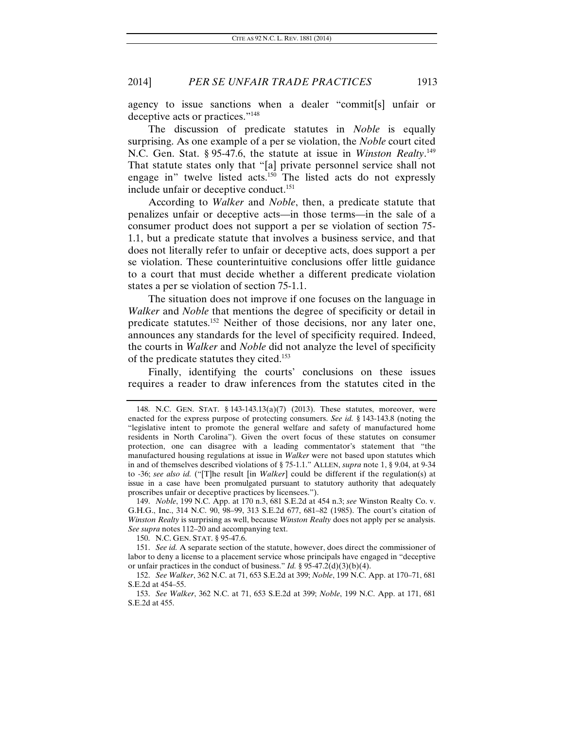agency to issue sanctions when a dealer "commit[s] unfair or deceptive acts or practices."[148]

The discussion of predicate statutes in *Noble* is equally surprising. As one example of a per se violation, the *Noble* court cited N.C. Gen. Stat. § 95-47.6, the statute at issue in *Winston Realty*.[149] That statute states only that "[a] private personnel service shall not engage in" twelve listed acts.[150] The listed acts do not expressly include unfair or deceptive conduct.[151]

According to *Walker* and *Noble*, then, a predicate statute that penalizes unfair or deceptive acts—in those terms—in the sale of a consumer product does not support a per se violation of section 75-1.1, but a predicate statute that involves a business service, and that does not literally refer to unfair or deceptive acts, does support a per se violation. These counterintuitive conclusions offer little guidance to a court that must decide whether a different predicate violation states a per se violation of section 75-1.1.

The situation does not improve if one focuses on the language in *Walker* and *Noble* that mentions the degree of specificity or detail in predicate statutes.[152] Neither of those decisions, nor any later one, announces any standards for the level of specificity required. Indeed, the courts in *Walker* and *Noble* did not analyze the level of specificity of the predicate statutes they cited.[153]

Finally, identifying the courts' conclusions on these issues requires a reader to draw inferences from the statutes cited in the

---

148. N.C. GEN. STAT. § 143-143.13(a)(7) (2013). These statutes, moreover, were enacted for the express purpose of protecting consumers. *See id.* § 143-143.8 (noting the "legislative intent to promote the general welfare and safety of manufactured home residents in North Carolina"). Given the overt focus of these statutes on consumer protection, one can disagree with a leading commentator's statement that "the manufactured housing regulations at issue in *Walker* were not based upon statutes which in and of themselves described violations of § 75-1.1." ALLEN, *supra* note 1, § 9.04, at 9-34 to -36; *see also id.* ("[T]he result [in *Walker*] could be different if the regulation(s) at issue in a case have been promulgated pursuant to statutory authority that adequately proscribes unfair or deceptive practices by licensees.").

149. *Noble*, 199 N.C. App. at 170 n.3, 681 S.E.2d at 454 n.3; *see* Winston Realty Co. v. G.H.G., Inc., 314 N.C. 90, 98–99, 313 S.E.2d 677, 681–82 (1985). The court's citation of *Winston Realty* is surprising as well, because *Winston Realty* does not apply per se analysis. *See supra* notes 112–20 and accompanying text.

150. N.C. GEN. STAT. § 95-47.6.

151. *See id.* A separate section of the statute, however, does direct the commissioner of labor to deny a license to a placement service whose principals have engaged in "deceptive or unfair practices in the conduct of business." *Id.* § 95-47.2(d)(3)(b)(4).

152. *See Walker*, 362 N.C. at 71, 653 S.E.2d at 399; *Noble*, 199 N.C. App. at 170–71, 681 S.E.2d at 454–55.

153. *See Walker*, 362 N.C. at 71, 653 S.E.2d at 399; *Noble*, 199 N.C. App. at 171, 681 S.E.2d at 455.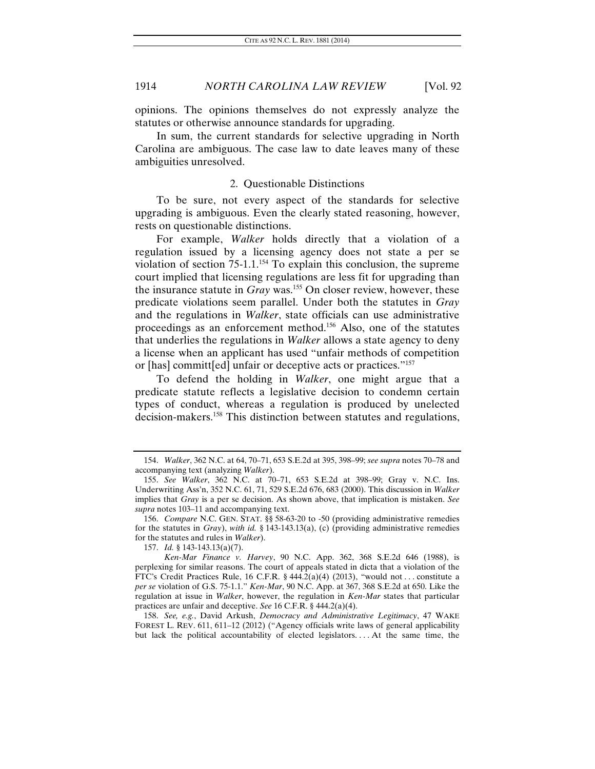opinions. The opinions themselves do not expressly analyze the statutes or otherwise announce standards for upgrading.

In sum, the current standards for selective upgrading in North Carolina are ambiguous. The case law to date leaves many of these ambiguities unresolved.

### 2. Questionable Distinctions

To be sure, not every aspect of the standards for selective upgrading is ambiguous. Even the clearly stated reasoning, however, rests on questionable distinctions.

For example, *Walker* holds directly that a violation of a regulation issued by a licensing agency does not state a per se violation of section 75-1.1.[154] To explain this conclusion, the supreme court implied that licensing regulations are less fit for upgrading than the insurance statute in *Gray* was.[155] On closer review, however, these predicate violations seem parallel. Under both the statutes in *Gray* and the regulations in *Walker*, state officials can use administrative proceedings as an enforcement method.[156] Also, one of the statutes that underlies the regulations in *Walker* allows a state agency to deny a license when an applicant has used "unfair methods of competition or [has] committ[ed] unfair or deceptive acts or practices."[157]

To defend the holding in *Walker*, one might argue that a predicate statute reflects a legislative decision to condemn certain types of conduct, whereas a regulation is produced by unelected decision-makers.[158] This distinction between statutes and regulations,

---

154. *Walker*, 362 N.C. at 64, 70–71, 653 S.E.2d at 395, 398–99; *see supra* notes 70–78 and accompanying text (analyzing *Walker*).

155. *See Walker*, 362 N.C. at 70–71, 653 S.E.2d at 398–99; Gray v. N.C. Ins. Underwriting Ass'n, 352 N.C. 61, 71, 529 S.E.2d 676, 683 (2000). This discussion in *Walker* implies that *Gray* is a per se decision. As shown above, that implication is mistaken. *See supra* notes 103–11 and accompanying text.

156. *Compare* N.C. GEN. STAT. §§ 58-63-20 to -50 (providing administrative remedies for the statutes in *Gray*), *with id.* § 143-143.13(a), (c) (providing administrative remedies for the statutes and rules in *Walker*).

157. *Id.* § 143-143.13(a)(7).

*Ken-Mar Finance v. Harvey*, 90 N.C. App. 362, 368 S.E.2d 646 (1988), is perplexing for similar reasons. The court of appeals stated in dicta that a violation of the FTC's Credit Practices Rule, 16 C.F.R. § 444.2(a)(4) (2013), "would not . . . constitute a *per se* violation of G.S. 75-1.1." *Ken-Mar*, 90 N.C. App. at 367, 368 S.E.2d at 650. Like the regulation at issue in *Walker*, however, the regulation in *Ken-Mar* states that particular practices are unfair and deceptive. *See* 16 C.F.R. § 444.2(a)(4).

158. *See, e.g.*, David Arkush, *Democracy and Administrative Legitimacy*, 47 WAKE FOREST L. REV. 611, 611–12 (2012) ("Agency officials write laws of general applicability but lack the political accountability of elected legislators. . . . At the same time, the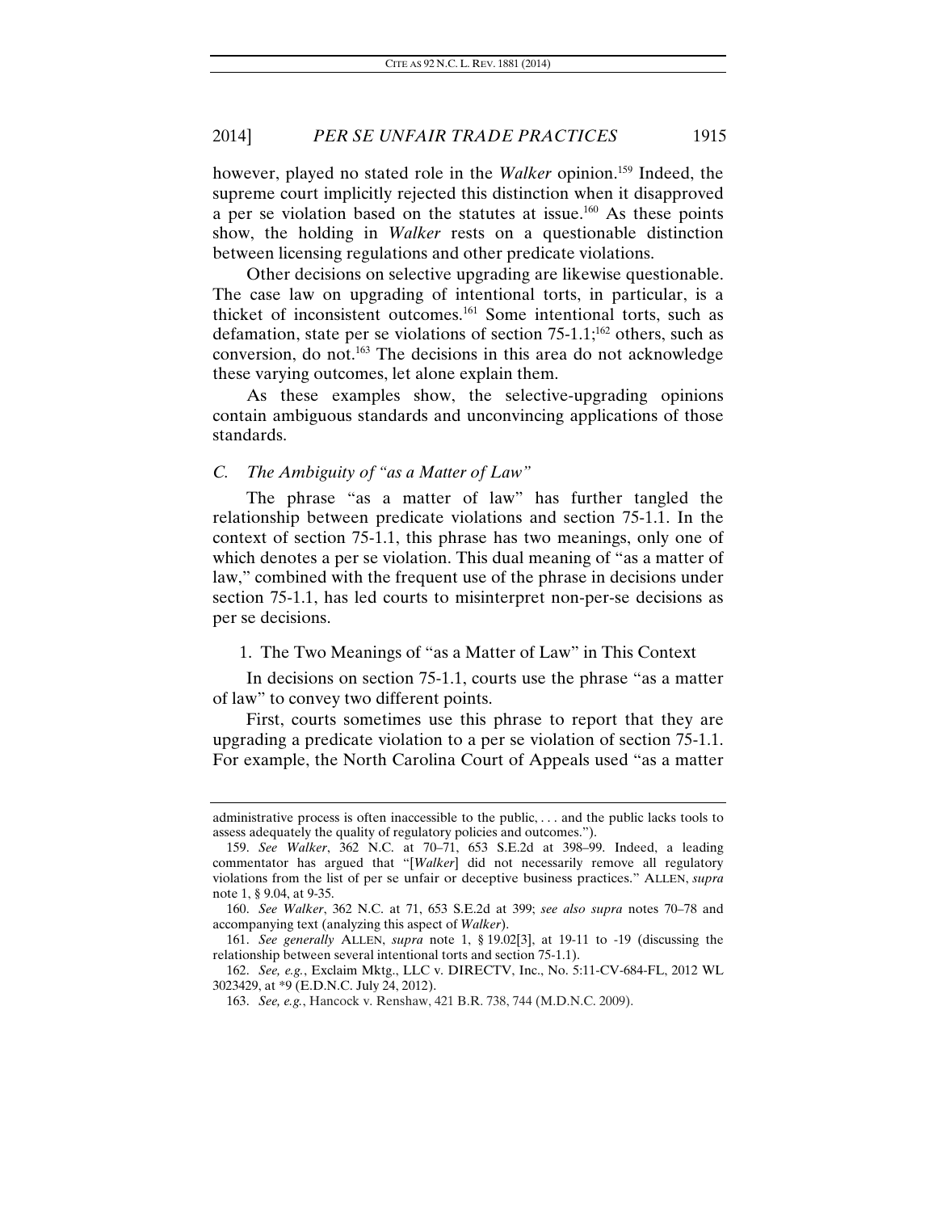however, played no stated role in the *Walker* opinion.[159] Indeed, the supreme court implicitly rejected this distinction when it disapproved a per se violation based on the statutes at issue.[160] As these points show, the holding in *Walker* rests on a questionable distinction between licensing regulations and other predicate violations.

Other decisions on selective upgrading are likewise questionable. The case law on upgrading of intentional torts, in particular, is a thicket of inconsistent outcomes.[161] Some intentional torts, such as defamation, state per se violations of section 75-1.1;[162] others, such as conversion, do not.[163] The decisions in this area do not acknowledge these varying outcomes, let alone explain them.

As these examples show, the selective-upgrading opinions contain ambiguous standards and unconvincing applications of those standards.

### C. *The Ambiguity of "as a Matter of Law"*

The phrase "as a matter of law" has further tangled the relationship between predicate violations and section 75-1.1. In the context of section 75-1.1, this phrase has two meanings, only one of which denotes a per se violation. This dual meaning of "as a matter of law," combined with the frequent use of the phrase in decisions under section 75-1.1, has led courts to misinterpret non-per-se decisions as per se decisions.

#### 1. The Two Meanings of "as a Matter of Law" in This Context

In decisions on section 75-1.1, courts use the phrase "as a matter of law" to convey two different points.

First, courts sometimes use this phrase to report that they are upgrading a predicate violation to a per se violation of section 75-1.1. For example, the North Carolina Court of Appeals used "as a matter

---

administrative process is often inaccessible to the public, . . . and the public lacks tools to assess adequately the quality of regulatory policies and outcomes.").

159. *See Walker*, 362 N.C. at 70–71, 653 S.E.2d at 398–99. Indeed, a leading commentator has argued that "[*Walker*] did not necessarily remove all regulatory violations from the list of per se unfair or deceptive business practices." ALLEN, *supra* note 1, § 9.04, at 9-35.

160. *See Walker*, 362 N.C. at 71, 653 S.E.2d at 399; *see also supra* notes 70–78 and accompanying text (analyzing this aspect of *Walker*).

161. *See generally* ALLEN, *supra* note 1, § 19.02[3], at 19-11 to -19 (discussing the relationship between several intentional torts and section 75-1.1).

162. *See, e.g.*, Exclaim Mktg., LLC v. DIRECTV, Inc., No. 5:11-CV-684-FL, 2012 WL 3023429, at *9 (E.D.N.C. July 24, 2012).

163. *See, e.g.*, Hancock v. Renshaw, 421 B.R. 738, 744 (M.D.N.C. 2009).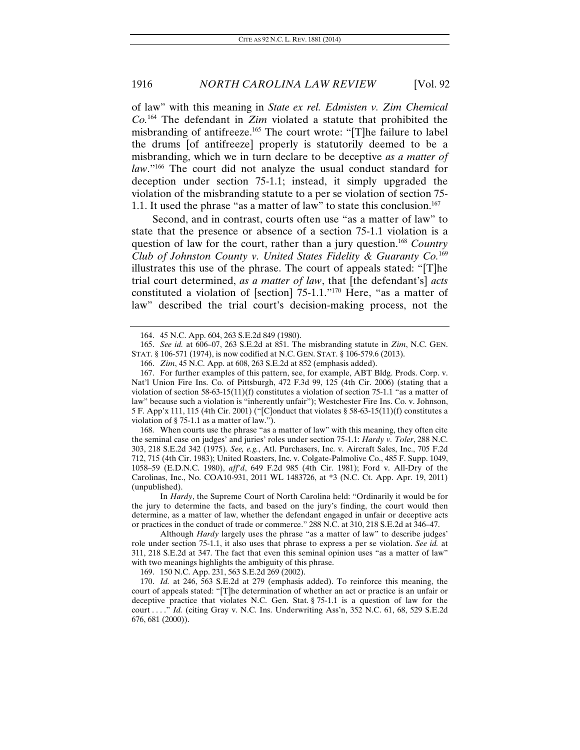of law" with this meaning in *State ex rel. Edmisten v. Zim Chemical Co.*[164] The defendant in *Zim* violated a statute that prohibited the misbranding of antifreeze.[165] The court wrote: "[T]he failure to label the drums [of antifreeze] properly is statutorily deemed to be a misbranding, which we in turn declare to be deceptive *as a matter of law*."[166] The court did not analyze the usual conduct standard for deception under section 75-1.1; instead, it simply upgraded the violation of the misbranding statute to a per se violation of section 75-1.1. It used the phrase "as a matter of law" to state this conclusion.[167]

Second, and in contrast, courts often use "as a matter of law" to state that the presence or absence of a section 75-1.1 violation is a question of law for the court, rather than a jury question.[168] *Country Club of Johnston County v. United States Fidelity & Guaranty Co.*[169] illustrates this use of the phrase. The court of appeals stated: "[T]he trial court determined, *as a matter of law*, that [the defendant's] *acts* constituted a violation of [section] 75-1.1."[170] Here, "as a matter of law" described the trial court's decision-making process, not the

---

164. 45 N.C. App. 604, 263 S.E.2d 849 (1980).

165. *See id.* at 606–07, 263 S.E.2d at 851. The misbranding statute in *Zim*, N.C. GEN. STAT. § 106-571 (1974), is now codified at N.C. GEN. STAT. § 106-579.6 (2013).

166. *Zim*, 45 N.C. App. at 608, 263 S.E.2d at 852 (emphasis added).

167. For further examples of this pattern, see, for example, ABT Bldg. Prods. Corp. v. Nat'l Union Fire Ins. Co. of Pittsburgh, 472 F.3d 99, 125 (4th Cir. 2006) (stating that a violation of section 58-63-15(11)(f) constitutes a violation of section 75-1.1 "as a matter of law" because such a violation is "inherently unfair"); Westchester Fire Ins. Co. v. Johnson, 5 F. App'x 111, 115 (4th Cir. 2001) ("[C]onduct that violates § 58-63-15(11)(f) constitutes a violation of § 75-1.1 as a matter of law.").

168. When courts use the phrase "as a matter of law" with this meaning, they often cite the seminal case on judges' and juries' roles under section 75-1.1: *Hardy v. Toler*, 288 N.C. 303, 218 S.E.2d 342 (1975). *See, e.g.*, Atl. Purchasers, Inc. v. Aircraft Sales, Inc., 705 F.2d 712, 715 (4th Cir. 1983); United Roasters, Inc. v. Colgate-Palmolive Co., 485 F. Supp. 1049, 1058–59 (E.D.N.C. 1980), *aff'd*, 649 F.2d 985 (4th Cir. 1981); Ford v. All-Dry of the Carolinas, Inc., No. COA10-931, 2011 WL 1483726, at *3 (N.C. Ct. App. Apr. 19, 2011) (unpublished).

In *Hardy*, the Supreme Court of North Carolina held: "Ordinarily it would be for the jury to determine the facts, and based on the jury's finding, the court would then determine, as a matter of law, whether the defendant engaged in unfair or deceptive acts or practices in the conduct of trade or commerce." 288 N.C. at 310, 218 S.E.2d at 346–47.

Although *Hardy* largely uses the phrase "as a matter of law" to describe judges' role under section 75-1.1, it also uses that phrase to express a per se violation. *See id.* at 311, 218 S.E.2d at 347. The fact that even this seminal opinion uses "as a matter of law" with two meanings highlights the ambiguity of this phrase.

169. 150 N.C. App. 231, 563 S.E.2d 269 (2002).

170. *Id.* at 246, 563 S.E.2d at 279 (emphasis added). To reinforce this meaning, the court of appeals stated: "[T]he determination of whether an act or practice is an unfair or deceptive practice that violates N.C. Gen. Stat. § 75-1.1 is a question of law for the court . . . ." *Id.* (citing Gray v. N.C. Ins. Underwriting Ass'n, 352 N.C. 61, 68, 529 S.E.2d 676, 681 (2000)).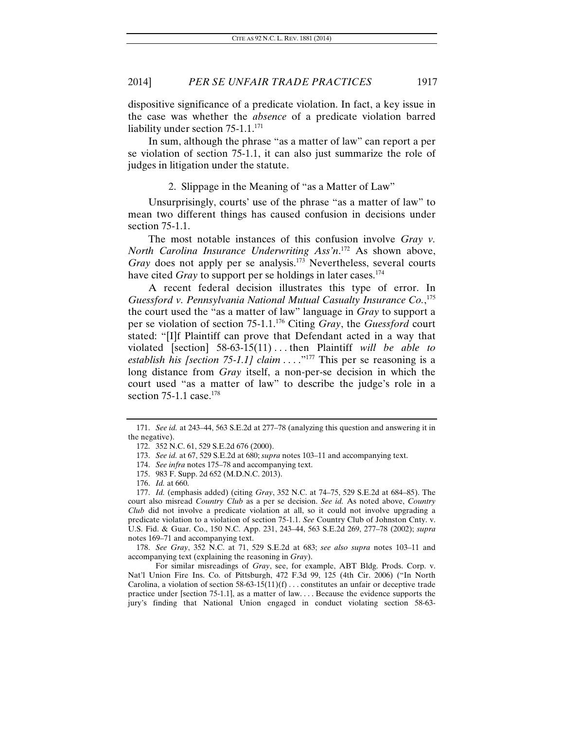dispositive significance of a predicate violation. In fact, a key issue in the case was whether the *absence* of a predicate violation barred liability under section 75-1.1.[171]

In sum, although the phrase "as a matter of law" can report a per se violation of section 75-1.1, it can also just summarize the role of judges in litigation under the statute.

### 2. Slippage in the Meaning of "as a Matter of Law"

Unsurprisingly, courts' use of the phrase "as a matter of law" to mean two different things has caused confusion in decisions under section 75-1.1.

The most notable instances of this confusion involve *Gray v. North Carolina Insurance Underwriting Ass'n*.[172] As shown above, *Gray* does not apply per se analysis.[173] Nevertheless, several courts have cited *Gray* to support per se holdings in later cases.[174]

A recent federal decision illustrates this type of error. In *Guessford v. Pennsylvania National Mutual Casualty Insurance Co.*,[175] the court used the "as a matter of law" language in *Gray* to support a per se violation of section 75-1.1.[176] Citing *Gray*, the *Guessford* court stated: "[I]f Plaintiff can prove that Defendant acted in a way that violated [section] 58-63-15(11) . . . then Plaintiff *will be able to establish his [section 75-1.1] claim* . . . ."[177] This per se reasoning is a long distance from *Gray* itself, a non-per-se decision in which the court used "as a matter of law" to describe the judge's role in a section 75-1.1 case.[178]

---

171. *See id.* at 243–44, 563 S.E.2d at 277–78 (analyzing this question and answering it in the negative).

172. 352 N.C. 61, 529 S.E.2d 676 (2000).

173. *See id.* at 67, 529 S.E.2d at 680; *supra* notes 103–11 and accompanying text.

174. *See infra* notes 175–78 and accompanying text.

175. 983 F. Supp. 2d 652 (M.D.N.C. 2013).

176. *Id.* at 660.

177. *Id.* (emphasis added) (citing *Gray*, 352 N.C. at 74–75, 529 S.E.2d at 684–85). The court also misread *Country Club* as a per se decision. *See id.* As noted above, *Country Club* did not involve a predicate violation at all, so it could not involve upgrading a predicate violation to a violation of section 75-1.1. *See* Country Club of Johnston Cnty. v. U.S. Fid. & Guar. Co., 150 N.C. App. 231, 243–44, 563 S.E.2d 269, 277–78 (2002); *supra* notes 169–71 and accompanying text.

178. *See Gray*, 352 N.C. at 71, 529 S.E.2d at 683; *see also supra* notes 103–11 and accompanying text (explaining the reasoning in *Gray*).

For similar misreadings of *Gray*, see, for example, ABT Bldg. Prods. Corp. v. Nat'l Union Fire Ins. Co. of Pittsburgh, 472 F.3d 99, 125 (4th Cir. 2006) ("In North Carolina, a violation of section 58-63-15(11)(f) . . . constitutes an unfair or deceptive trade practice under [section 75-1.1], as a matter of law. . . . Because the evidence supports the jury's finding that National Union engaged in conduct violating section 58-63-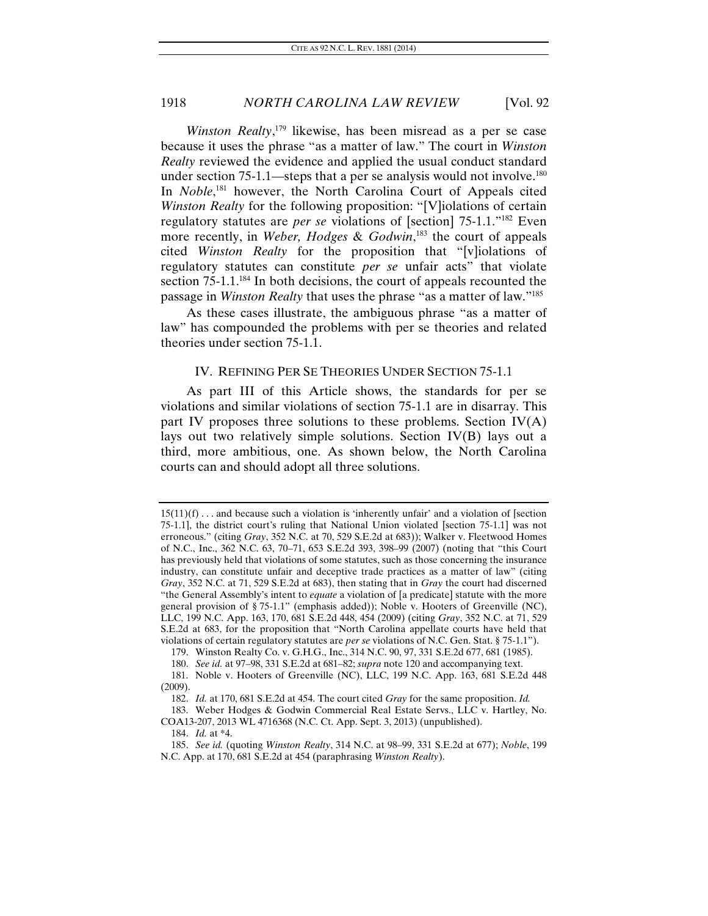*Winston Realty*,[179] likewise, has been misread as a per se case because it uses the phrase "as a matter of law." The court in *Winston Realty* reviewed the evidence and applied the usual conduct standard under section 75-1.1—steps that a per se analysis would not involve.[180] In *Noble*,[181] however, the North Carolina Court of Appeals cited *Winston Realty* for the following proposition: "[V]iolations of certain regulatory statutes are *per se* violations of [section] 75-1.1."[182] Even more recently, in *Weber, Hodges & Godwin*,[183] the court of appeals cited *Winston Realty* for the proposition that "[v]iolations of regulatory statutes can constitute *per se* unfair acts" that violate section 75-1.1.[184] In both decisions, the court of appeals recounted the passage in *Winston Realty* that uses the phrase "as a matter of law."[185]

As these cases illustrate, the ambiguous phrase "as a matter of law" has compounded the problems with per se theories and related theories under section 75-1.1.

## IV. REFINING PER SE THEORIES UNDER SECTION 75-1.1

As part III of this Article shows, the standards for per se violations and similar violations of section 75-1.1 are in disarray. This part IV proposes three solutions to these problems. Section IV(A) lays out two relatively simple solutions. Section IV(B) lays out a third, more ambitious, one. As shown below, the North Carolina courts can and should adopt all three solutions.

---

15(11)(f) . . . and because such a violation is 'inherently unfair' and a violation of [section 75-1.1], the district court's ruling that National Union violated [section 75-1.1] was not erroneous." (citing *Gray*, 352 N.C. at 70, 529 S.E.2d at 683)); Walker v. Fleetwood Homes of N.C., Inc., 362 N.C. 63, 70–71, 653 S.E.2d 393, 398–99 (2007) (noting that "this Court has previously held that violations of some statutes, such as those concerning the insurance industry, can constitute unfair and deceptive trade practices as a matter of law" (citing *Gray*, 352 N.C. at 71, 529 S.E.2d at 683), then stating that in *Gray* the court had discerned "the General Assembly's intent to *equate* a violation of [a predicate] statute with the more general provision of § 75-1.1" (emphasis added)); Noble v. Hooters of Greenville (NC), LLC, 199 N.C. App. 163, 170, 681 S.E.2d 448, 454 (2009) (citing *Gray*, 352 N.C. at 71, 529 S.E.2d at 683, for the proposition that "North Carolina appellate courts have held that violations of certain regulatory statutes are *per se* violations of N.C. Gen. Stat. § 75-1.1").

179. Winston Realty Co. v. G.H.G., Inc., 314 N.C. 90, 97, 331 S.E.2d 677, 681 (1985).

180. *See id.* at 97–98, 331 S.E.2d at 681–82; *supra* note 120 and accompanying text.

181. Noble v. Hooters of Greenville (NC), LLC, 199 N.C. App. 163, 681 S.E.2d 448 (2009).

182. *Id.* at 170, 681 S.E.2d at 454. The court cited *Gray* for the same proposition. *Id.*

183. Weber Hodges & Godwin Commercial Real Estate Servs., LLC v. Hartley, No. COA13-207, 2013 WL 4716368 (N.C. Ct. App. Sept. 3, 2013) (unpublished).

184. *Id.* at *4.

185. *See id.* (quoting *Winston Realty*, 314 N.C. at 98–99, 331 S.E.2d at 677); *Noble*, 199 N.C. App. at 170, 681 S.E.2d at 454 (paraphrasing *Winston Realty*).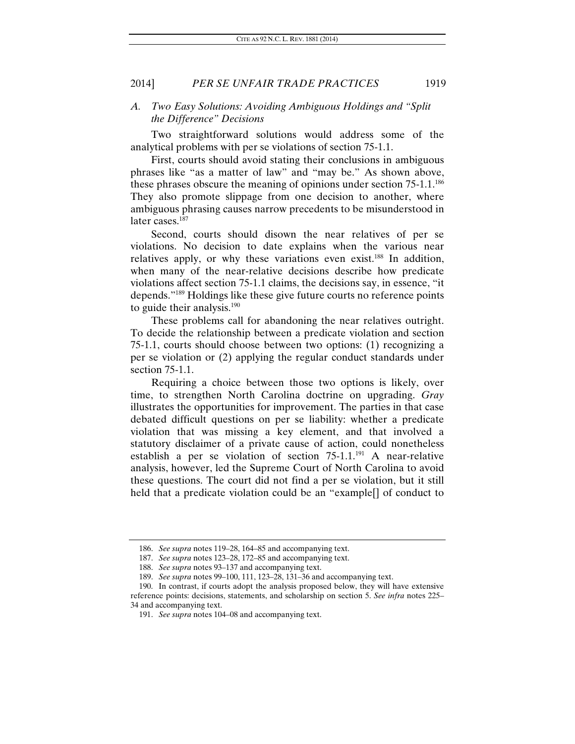### A. Two Easy Solutions: Avoiding Ambiguous Holdings and "Split the Difference" Decisions

Two straightforward solutions would address some of the analytical problems with per se violations of section 75-1.1.

First, courts should avoid stating their conclusions in ambiguous phrases like "as a matter of law" and "may be." As shown above, these phrases obscure the meaning of opinions under section 75-1.1.[186] They also promote slippage from one decision to another, where ambiguous phrasing causes narrow precedents to be misunderstood in later cases.[187]

Second, courts should disown the near relatives of per se violations. No decision to date explains when the various near relatives apply, or why these variations even exist.[188] In addition, when many of the near-relative decisions describe how predicate violations affect section 75-1.1 claims, the decisions say, in essence, "it depends."[189] Holdings like these give future courts no reference points to guide their analysis.[190]

These problems call for abandoning the near relatives outright. To decide the relationship between a predicate violation and section 75-1.1, courts should choose between two options: (1) recognizing a per se violation or (2) applying the regular conduct standards under section 75-1.1.

Requiring a choice between those two options is likely, over time, to strengthen North Carolina doctrine on upgrading. *Gray* illustrates the opportunities for improvement. The parties in that case debated difficult questions on per se liability: whether a predicate violation that was missing a key element, and that involved a statutory disclaimer of a private cause of action, could nonetheless establish a per se violation of section 75-1.1.[191] A near-relative analysis, however, led the Supreme Court of North Carolina to avoid these questions. The court did not find a per se violation, but it still held that a predicate violation could be an "example[] of conduct to

---

186. *See supra* notes 119–28, 164–85 and accompanying text.

187. *See supra* notes 123–28, 172–85 and accompanying text.

188. *See supra* notes 93–137 and accompanying text.

189. *See supra* notes 99–100, 111, 123–28, 131–36 and accompanying text.

190. In contrast, if courts adopt the analysis proposed below, they will have extensive reference points: decisions, statements, and scholarship on section 5. *See infra* notes 225–34 and accompanying text.

191. *See supra* notes 104–08 and accompanying text.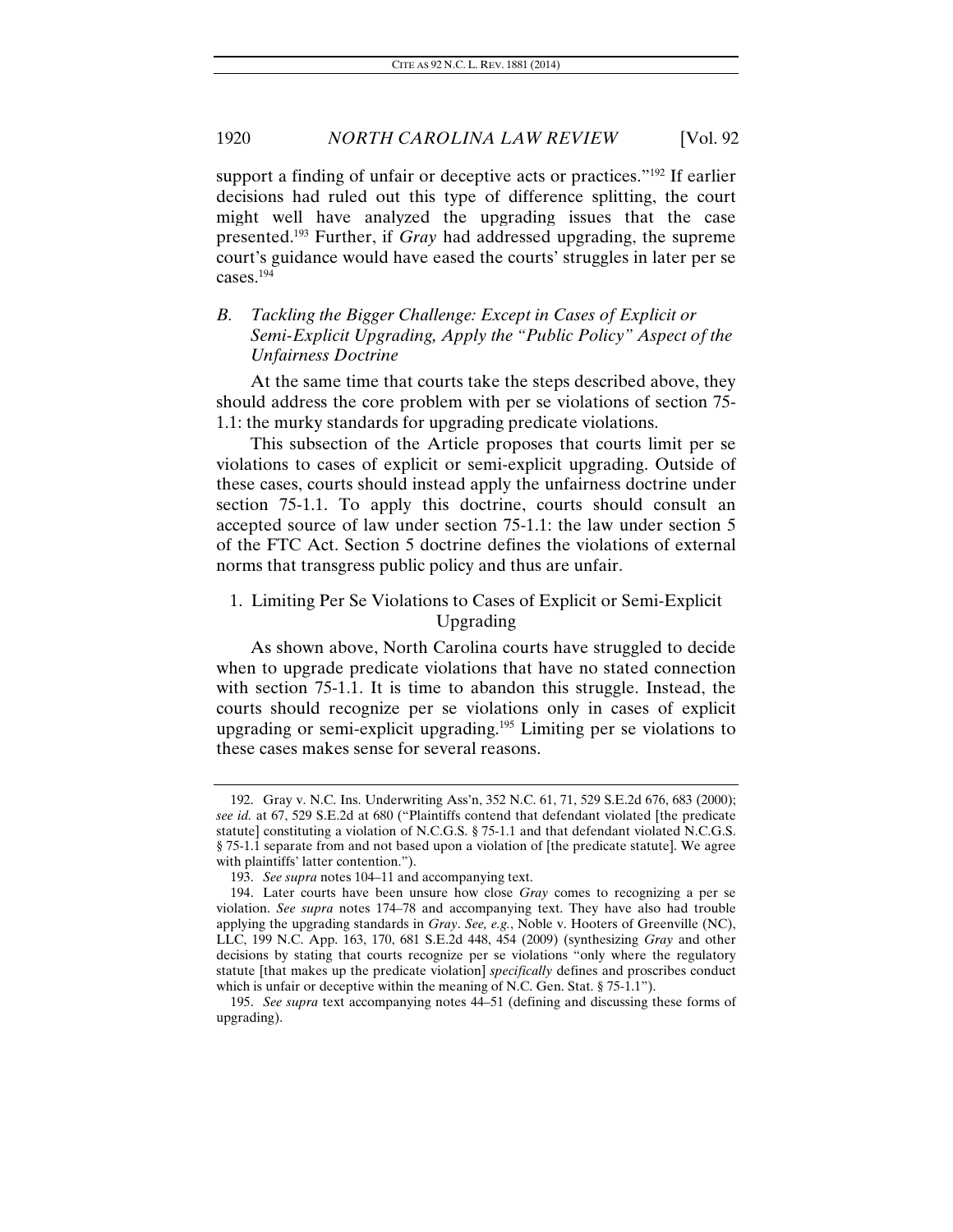support a finding of unfair or deceptive acts or practices."[192] If earlier decisions had ruled out this type of difference splitting, the court might well have analyzed the upgrading issues that the case presented.[193] Further, if *Gray* had addressed upgrading, the supreme court's guidance would have eased the courts' struggles in later per se cases.[194]

### B. *Tackling the Bigger Challenge: Except in Cases of Explicit or Semi-Explicit Upgrading, Apply the "Public Policy" Aspect of the Unfairness Doctrine*

At the same time that courts take the steps described above, they should address the core problem with per se violations of section 75-1.1: the murky standards for upgrading predicate violations.

This subsection of the Article proposes that courts limit per se violations to cases of explicit or semi-explicit upgrading. Outside of these cases, courts should instead apply the unfairness doctrine under section 75-1.1. To apply this doctrine, courts should consult an accepted source of law under section 75-1.1: the law under section 5 of the FTC Act. Section 5 doctrine defines the violations of external norms that transgress public policy and thus are unfair.

#### 1. Limiting Per Se Violations to Cases of Explicit or Semi-Explicit Upgrading

As shown above, North Carolina courts have struggled to decide when to upgrade predicate violations that have no stated connection with section 75-1.1. It is time to abandon this struggle. Instead, the courts should recognize per se violations only in cases of explicit upgrading or semi-explicit upgrading.[195] Limiting per se violations to these cases makes sense for several reasons.

---

192. Gray v. N.C. Ins. Underwriting Ass'n, 352 N.C. 61, 71, 529 S.E.2d 676, 683 (2000); *see id.* at 67, 529 S.E.2d at 680 ("Plaintiffs contend that defendant violated [the predicate statute] constituting a violation of N.C.G.S. § 75-1.1 and that defendant violated N.C.G.S. § 75-1.1 separate from and not based upon a violation of [the predicate statute]. We agree with plaintiffs' latter contention.").

193. *See supra* notes 104–11 and accompanying text.

194. Later courts have been unsure how close *Gray* comes to recognizing a per se violation. *See supra* notes 174–78 and accompanying text. They have also had trouble applying the upgrading standards in *Gray*. *See, e.g.*, Noble v. Hooters of Greenville (NC), LLC, 199 N.C. App. 163, 170, 681 S.E.2d 448, 454 (2009) (synthesizing *Gray* and other decisions by stating that courts recognize per se violations "only where the regulatory statute [that makes up the predicate violation] *specifically* defines and proscribes conduct which is unfair or deceptive within the meaning of N.C. Gen. Stat. § 75-1.1").

195. *See supra* text accompanying notes 44–51 (defining and discussing these forms of upgrading).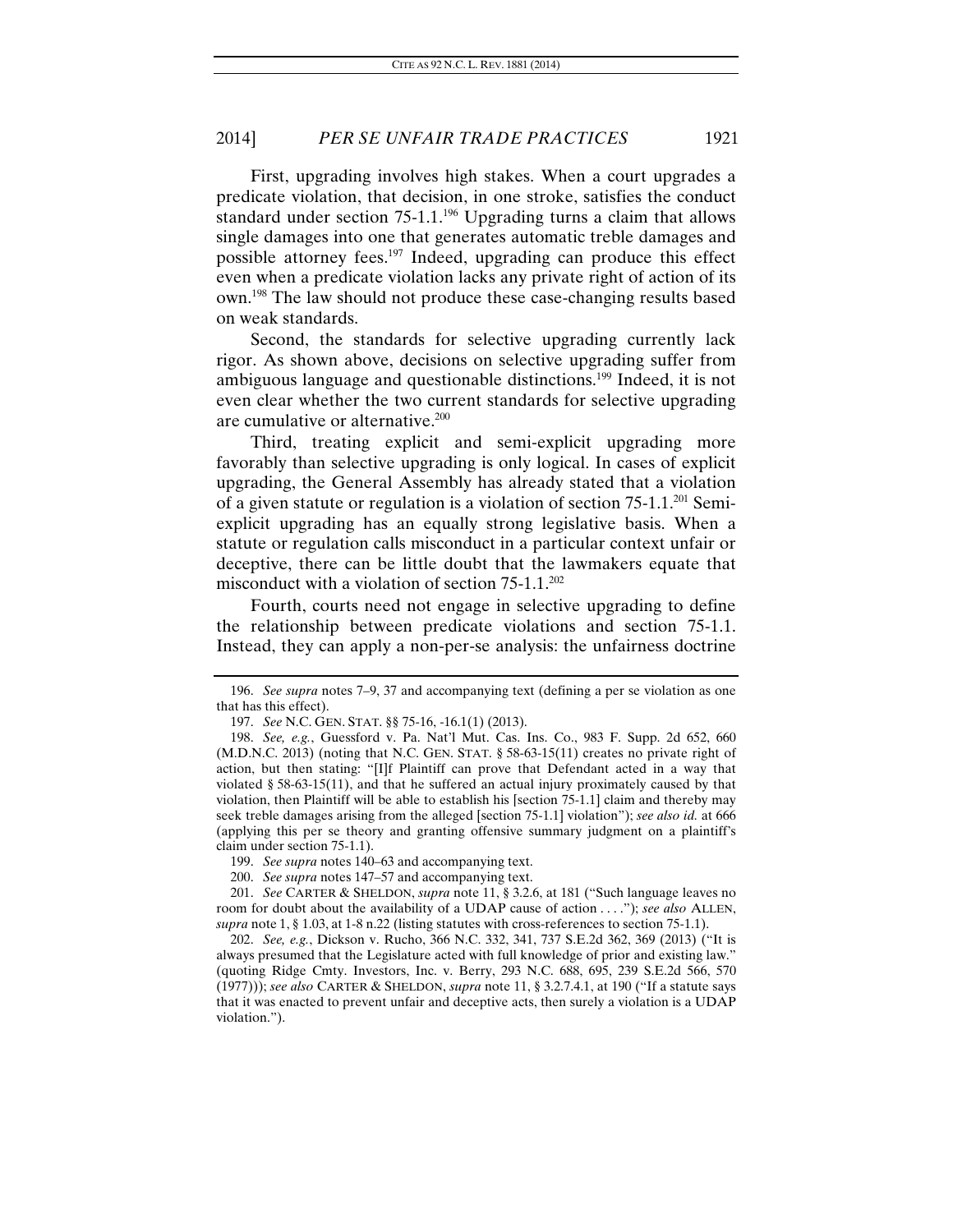First, upgrading involves high stakes. When a court upgrades a predicate violation, that decision, in one stroke, satisfies the conduct standard under section 75-1.1.[196] Upgrading turns a claim that allows single damages into one that generates automatic treble damages and possible attorney fees.[197] Indeed, upgrading can produce this effect even when a predicate violation lacks any private right of action of its own.[198] The law should not produce these case-changing results based on weak standards.

Second, the standards for selective upgrading currently lack rigor. As shown above, decisions on selective upgrading suffer from ambiguous language and questionable distinctions.[199] Indeed, it is not even clear whether the two current standards for selective upgrading are cumulative or alternative.[200]

Third, treating explicit and semi-explicit upgrading more favorably than selective upgrading is only logical. In cases of explicit upgrading, the General Assembly has already stated that a violation of a given statute or regulation is a violation of section 75-1.1.[201] Semi-explicit upgrading has an equally strong legislative basis. When a statute or regulation calls misconduct in a particular context unfair or deceptive, there can be little doubt that the lawmakers equate that misconduct with a violation of section 75-1.1.[202]

Fourth, courts need not engage in selective upgrading to define the relationship between predicate violations and section 75-1.1. Instead, they can apply a non-per-se analysis: the unfairness doctrine

---

196. *See supra* notes 7–9, 37 and accompanying text (defining a per se violation as one that has this effect).

197. *See* N.C. GEN. STAT. §§ 75-16, -16.1(1) (2013).

198. *See, e.g.*, Guessford v. Pa. Nat'l Mut. Cas. Ins. Co., 983 F. Supp. 2d 652, 660 (M.D.N.C. 2013) (noting that N.C. GEN. STAT. § 58-63-15(11) creates no private right of action, but then stating: "[I]f Plaintiff can prove that Defendant acted in a way that violated § 58-63-15(11), and that he suffered an actual injury proximately caused by that violation, then Plaintiff will be able to establish his [section 75-1.1] claim and thereby may seek treble damages arising from the alleged [section 75-1.1] violation"); *see also id.* at 666 (applying this per se theory and granting offensive summary judgment on a plaintiff's claim under section 75-1.1).

199. *See supra* notes 140–63 and accompanying text.

200. *See supra* notes 147–57 and accompanying text.

201. *See* CARTER & SHELDON, *supra* note 11, § 3.2.6, at 181 ("Such language leaves no room for doubt about the availability of a UDAP cause of action . . . ."); *see also* ALLEN, *supra* note 1, § 1.03, at 1-8 n.22 (listing statutes with cross-references to section 75-1.1).

202. *See, e.g.*, Dickson v. Rucho, 366 N.C. 332, 341, 737 S.E.2d 362, 369 (2013) ("It is always presumed that the Legislature acted with full knowledge of prior and existing law." (quoting Ridge Cmty. Investors, Inc. v. Berry, 293 N.C. 688, 695, 239 S.E.2d 566, 570 (1977))); *see also* CARTER & SHELDON, *supra* note 11, § 3.2.7.4.1, at 190 ("If a statute says that it was enacted to prevent unfair and deceptive acts, then surely a violation is a UDAP violation.").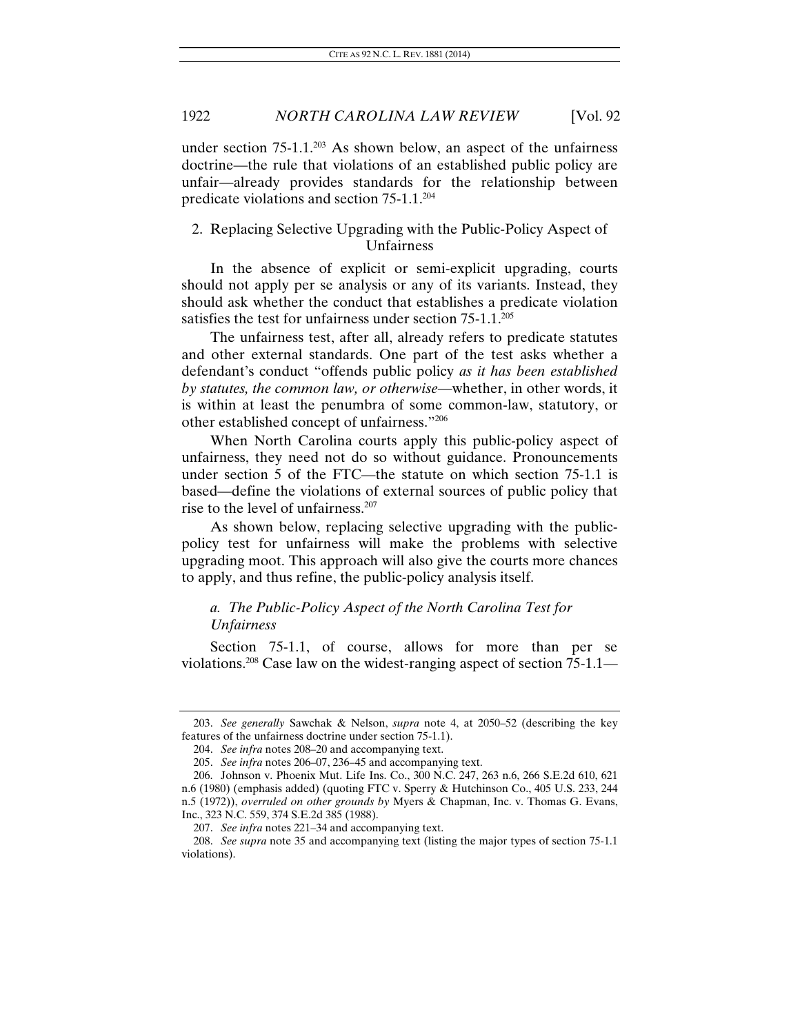under section 75-1.1.[203] As shown below, an aspect of the unfairness doctrine—the rule that violations of an established public policy are unfair—already provides standards for the relationship between predicate violations and section 75-1.1.[204]

### 2. Replacing Selective Upgrading with the Public-Policy Aspect of Unfairness

In the absence of explicit or semi-explicit upgrading, courts should not apply per se analysis or any of its variants. Instead, they should ask whether the conduct that establishes a predicate violation satisfies the test for unfairness under section 75-1.1.[205]

The unfairness test, after all, already refers to predicate statutes and other external standards. One part of the test asks whether a defendant's conduct "offends public policy *as it has been established by statutes, the common law, or otherwise*—whether, in other words, it is within at least the penumbra of some common-law, statutory, or other established concept of unfairness."[206]

When North Carolina courts apply this public-policy aspect of unfairness, they need not do so without guidance. Pronouncements under section 5 of the FTC—the statute on which section 75-1.1 is based—define the violations of external sources of public policy that rise to the level of unfairness.[207]

As shown below, replacing selective upgrading with the public-policy test for unfairness will make the problems with selective upgrading moot. This approach will also give the courts more chances to apply, and thus refine, the public-policy analysis itself.

#### *a. The Public-Policy Aspect of the North Carolina Test for Unfairness*

Section 75-1.1, of course, allows for more than per se violations.[208] Case law on the widest-ranging aspect of section 75-1.1—

---

203. *See generally* Sawchak & Nelson, *supra* note 4, at 2050–52 (describing the key features of the unfairness doctrine under section 75-1.1).

204. *See infra* notes 208–20 and accompanying text.

205. *See infra* notes 206–07, 236–45 and accompanying text.

206. Johnson v. Phoenix Mut. Life Ins. Co., 300 N.C. 247, 263 n.6, 266 S.E.2d 610, 621 n.6 (1980) (emphasis added) (quoting FTC v. Sperry & Hutchinson Co., 405 U.S. 233, 244 n.5 (1972)), *overruled on other grounds by* Myers & Chapman, Inc. v. Thomas G. Evans, Inc., 323 N.C. 559, 374 S.E.2d 385 (1988).

207. *See infra* notes 221–34 and accompanying text.

208. *See supra* note 35 and accompanying text (listing the major types of section 75-1.1 violations).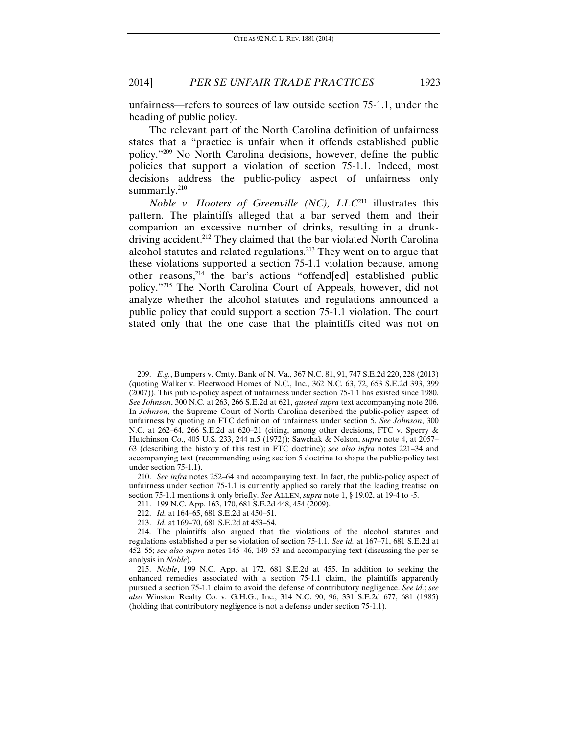unfairness—refers to sources of law outside section 75-1.1, under the heading of public policy.

The relevant part of the North Carolina definition of unfairness states that a "practice is unfair when it offends established public policy."[209] No North Carolina decisions, however, define the public policies that support a violation of section 75-1.1. Indeed, most decisions address the public-policy aspect of unfairness only summarily.[210]

*Noble v. Hooters of Greenville (NC), LLC*[211] illustrates this pattern. The plaintiffs alleged that a bar served them and their companion an excessive number of drinks, resulting in a drunk-driving accident.[212] They claimed that the bar violated North Carolina alcohol statutes and related regulations.[213] They went on to argue that these violations supported a section 75-1.1 violation because, among other reasons,[214] the bar's actions "offend[ed] established public policy."[215] The North Carolina Court of Appeals, however, did not analyze whether the alcohol statutes and regulations announced a public policy that could support a section 75-1.1 violation. The court stated only that the one case that the plaintiffs cited was not on

---

209. *E.g.*, Bumpers v. Cmty. Bank of N. Va., 367 N.C. 81, 91, 747 S.E.2d 220, 228 (2013) (quoting Walker v. Fleetwood Homes of N.C., Inc., 362 N.C. 63, 72, 653 S.E.2d 393, 399 (2007)). This public-policy aspect of unfairness under section 75-1.1 has existed since 1980. *See Johnson*, 300 N.C. at 263, 266 S.E.2d at 621, *quoted supra* text accompanying note 206. In *Johnson*, the Supreme Court of North Carolina described the public-policy aspect of unfairness by quoting an FTC definition of unfairness under section 5. *See Johnson*, 300 N.C. at 262–64, 266 S.E.2d at 620–21 (citing, among other decisions, FTC v. Sperry & Hutchinson Co., 405 U.S. 233, 244 n.5 (1972)); Sawchak & Nelson, *supra* note 4, at 2057–63 (describing the history of this test in FTC doctrine); *see also infra* notes 221–34 and accompanying text (recommending using section 5 doctrine to shape the public-policy test under section 75-1.1).

210. *See infra* notes 252–64 and accompanying text. In fact, the public-policy aspect of unfairness under section 75-1.1 is currently applied so rarely that the leading treatise on section 75-1.1 mentions it only briefly. *See* ALLEN, *supra* note 1, § 19.02, at 19-4 to -5.

211. 199 N.C. App. 163, 170, 681 S.E.2d 448, 454 (2009).

212. *Id.* at 164–65, 681 S.E.2d at 450–51.

213. *Id.* at 169–70, 681 S.E.2d at 453–54.

214. The plaintiffs also argued that the violations of the alcohol statutes and regulations established a per se violation of section 75-1.1. *See id.* at 167–71, 681 S.E.2d at 452–55; *see also supra* notes 145–46, 149–53 and accompanying text (discussing the per se analysis in *Noble*).

215. *Noble*, 199 N.C. App. at 172, 681 S.E.2d at 455. In addition to seeking the enhanced remedies associated with a section 75-1.1 claim, the plaintiffs apparently pursued a section 75-1.1 claim to avoid the defense of contributory negligence. *See id.*; *see also* Winston Realty Co. v. G.H.G., Inc., 314 N.C. 90, 96, 331 S.E.2d 677, 681 (1985) (holding that contributory negligence is not a defense under section 75-1.1).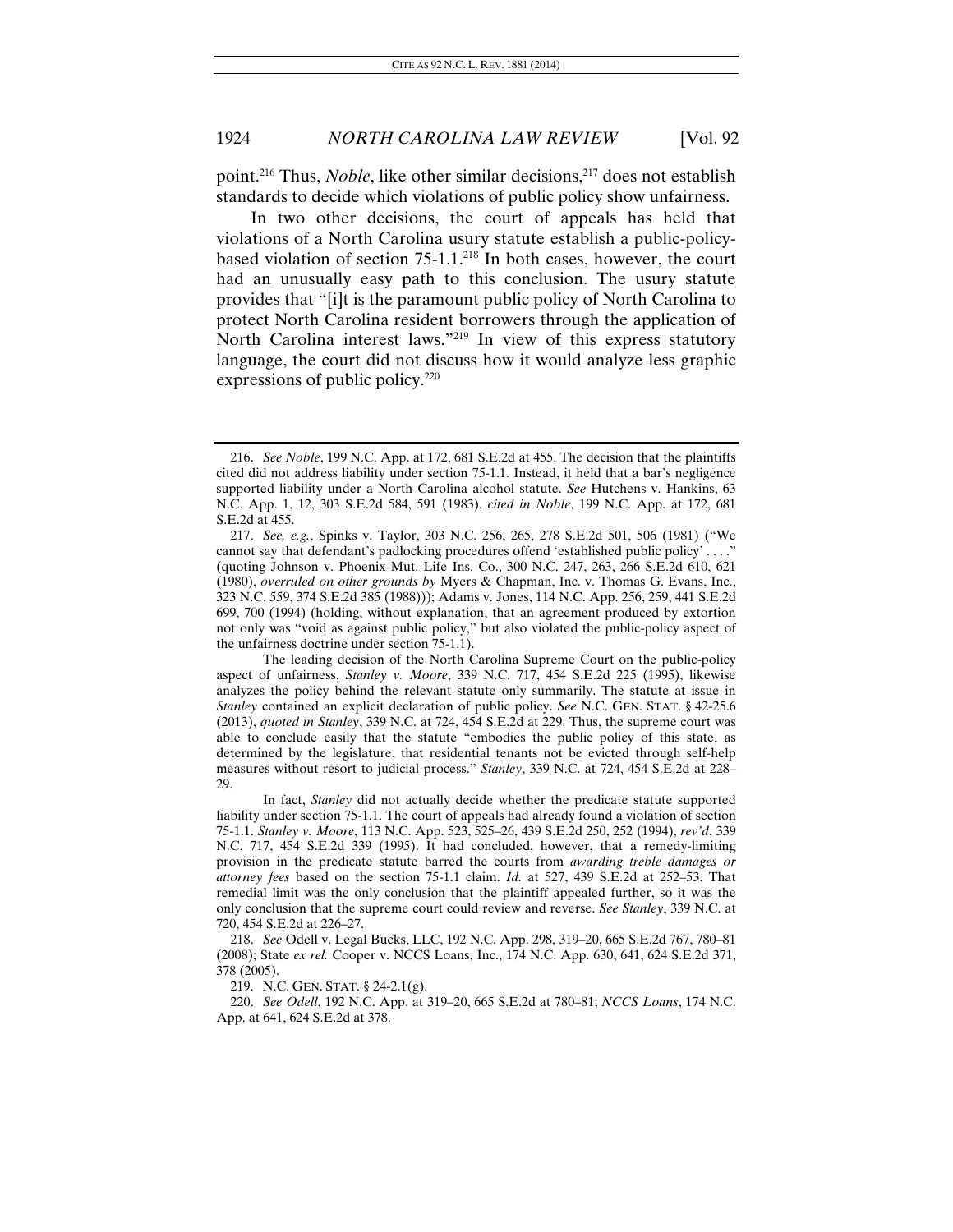point.[216] Thus, *Noble*, like other similar decisions,[217] does not establish standards to decide which violations of public policy show unfairness.

In two other decisions, the court of appeals has held that violations of a North Carolina usury statute establish a public-policy-based violation of section 75-1.1.[218] In both cases, however, the court had an unusually easy path to this conclusion. The usury statute provides that "[i]t is the paramount public policy of North Carolina to protect North Carolina resident borrowers through the application of North Carolina interest laws."[219] In view of this express statutory language, the court did not discuss how it would analyze less graphic expressions of public policy.[220]

---

216. *See Noble*, 199 N.C. App. at 172, 681 S.E.2d at 455. The decision that the plaintiffs cited did not address liability under section 75-1.1. Instead, it held that a bar's negligence supported liability under a North Carolina alcohol statute. *See* Hutchens v. Hankins, 63 N.C. App. 1, 12, 303 S.E.2d 584, 591 (1983), *cited in Noble*, 199 N.C. App. at 172, 681 S.E.2d at 455.

217. *See, e.g.*, Spinks v. Taylor, 303 N.C. 256, 265, 278 S.E.2d 501, 506 (1981) ("We cannot say that defendant's padlocking procedures offend 'established public policy' . . . ." (quoting Johnson v. Phoenix Mut. Life Ins. Co., 300 N.C. 247, 263, 266 S.E.2d 610, 621 (1980), *overruled on other grounds by* Myers & Chapman, Inc. v. Thomas G. Evans, Inc., 323 N.C. 559, 374 S.E.2d 385 (1988))); Adams v. Jones, 114 N.C. App. 256, 259, 441 S.E.2d 699, 700 (1994) (holding, without explanation, that an agreement produced by extortion not only was "void as against public policy," but also violated the public-policy aspect of the unfairness doctrine under section 75-1.1).

The leading decision of the North Carolina Supreme Court on the public-policy aspect of unfairness, *Stanley v. Moore*, 339 N.C. 717, 454 S.E.2d 225 (1995), likewise analyzes the policy behind the relevant statute only summarily. The statute at issue in *Stanley* contained an explicit declaration of public policy. *See* N.C. GEN. STAT. § 42-25.6 (2013), *quoted in Stanley*, 339 N.C. at 724, 454 S.E.2d at 229. Thus, the supreme court was able to conclude easily that the statute "embodies the public policy of this state, as determined by the legislature, that residential tenants not be evicted through self-help measures without resort to judicial process." *Stanley*, 339 N.C. at 724, 454 S.E.2d at 228–29.

In fact, *Stanley* did not actually decide whether the predicate statute supported liability under section 75-1.1. The court of appeals had already found a violation of section 75-1.1. *Stanley v. Moore*, 113 N.C. App. 523, 525–26, 439 S.E.2d 250, 252 (1994), *rev'd*, 339 N.C. 717, 454 S.E.2d 339 (1995). It had concluded, however, that a remedy-limiting provision in the predicate statute barred the courts from *awarding treble damages or attorney fees* based on the section 75-1.1 claim. *Id.* at 527, 439 S.E.2d at 252–53. That remedial limit was the only conclusion that the plaintiff appealed further, so it was the only conclusion that the supreme court could review and reverse. *See Stanley*, 339 N.C. at 720, 454 S.E.2d at 226–27.

218. *See* Odell v. Legal Bucks, LLC, 192 N.C. App. 298, 319–20, 665 S.E.2d 767, 780–81 (2008); State *ex rel.* Cooper v. NCCS Loans, Inc., 174 N.C. App. 630, 641, 624 S.E.2d 371, 378 (2005).

219. N.C. GEN. STAT. § 24-2.1(g).

220. *See Odell*, 192 N.C. App. at 319–20, 665 S.E.2d at 780–81; *NCCS Loans*, 174 N.C. App. at 641, 624 S.E.2d at 378.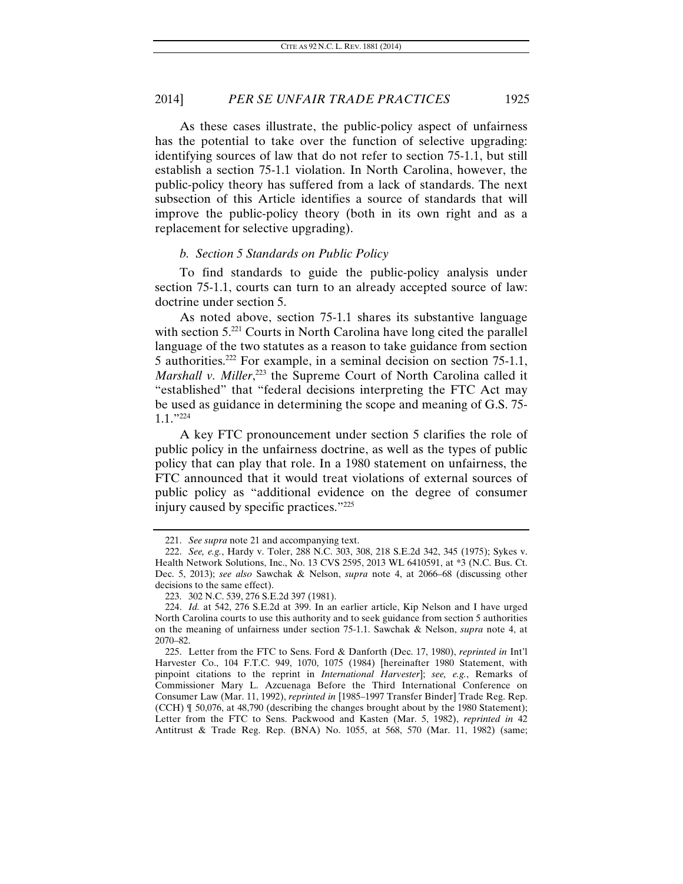As these cases illustrate, the public-policy aspect of unfairness has the potential to take over the function of selective upgrading: identifying sources of law that do not refer to section 75-1.1, but still establish a section 75-1.1 violation. In North Carolina, however, the public-policy theory has suffered from a lack of standards. The next subsection of this Article identifies a source of standards that will improve the public-policy theory (both in its own right and as a replacement for selective upgrading).

*b. Section 5 Standards on Public Policy*

To find standards to guide the public-policy analysis under section 75-1.1, courts can turn to an already accepted source of law: doctrine under section 5.

As noted above, section 75-1.1 shares its substantive language with section 5.[221] Courts in North Carolina have long cited the parallel language of the two statutes as a reason to take guidance from section 5 authorities.[222] For example, in a seminal decision on section 75-1.1, *Marshall v. Miller*,[223] the Supreme Court of North Carolina called it "established" that "federal decisions interpreting the FTC Act may be used as guidance in determining the scope and meaning of G.S. 75-1.1."[224]

A key FTC pronouncement under section 5 clarifies the role of public policy in the unfairness doctrine, as well as the types of public policy that can play that role. In a 1980 statement on unfairness, the FTC announced that it would treat violations of external sources of public policy as "additional evidence on the degree of consumer injury caused by specific practices."[225]

---

221. *See supra* note 21 and accompanying text.

222. *See, e.g.*, Hardy v. Toler, 288 N.C. 303, 308, 218 S.E.2d 342, 345 (1975); Sykes v. Health Network Solutions, Inc., No. 13 CVS 2595, 2013 WL 6410591, at *3 (N.C. Bus. Ct. Dec. 5, 2013); *see also* Sawchak & Nelson, *supra* note 4, at 2066–68 (discussing other decisions to the same effect).

223. 302 N.C. 539, 276 S.E.2d 397 (1981).

224. *Id.* at 542, 276 S.E.2d at 399. In an earlier article, Kip Nelson and I have urged North Carolina courts to use this authority and to seek guidance from section 5 authorities on the meaning of unfairness under section 75-1.1. Sawchak & Nelson, *supra* note 4, at 2070–82.

225. Letter from the FTC to Sens. Ford & Danforth (Dec. 17, 1980), *reprinted in* Int'l Harvester Co., 104 F.T.C. 949, 1070, 1075 (1984) [hereinafter 1980 Statement, with pinpoint citations to the reprint in *International Harvester*]; *see, e.g.*, Remarks of Commissioner Mary L. Azcuenaga Before the Third International Conference on Consumer Law (Mar. 11, 1992), *reprinted in* [1985–1997 Transfer Binder] Trade Reg. Rep. (CCH) ¶ 50,076, at 48,790 (describing the changes brought about by the 1980 Statement); Letter from the FTC to Sens. Packwood and Kasten (Mar. 5, 1982), *reprinted in* 42 Antitrust & Trade Reg. Rep. (BNA) No. 1055, at 568, 570 (Mar. 11, 1982) (same;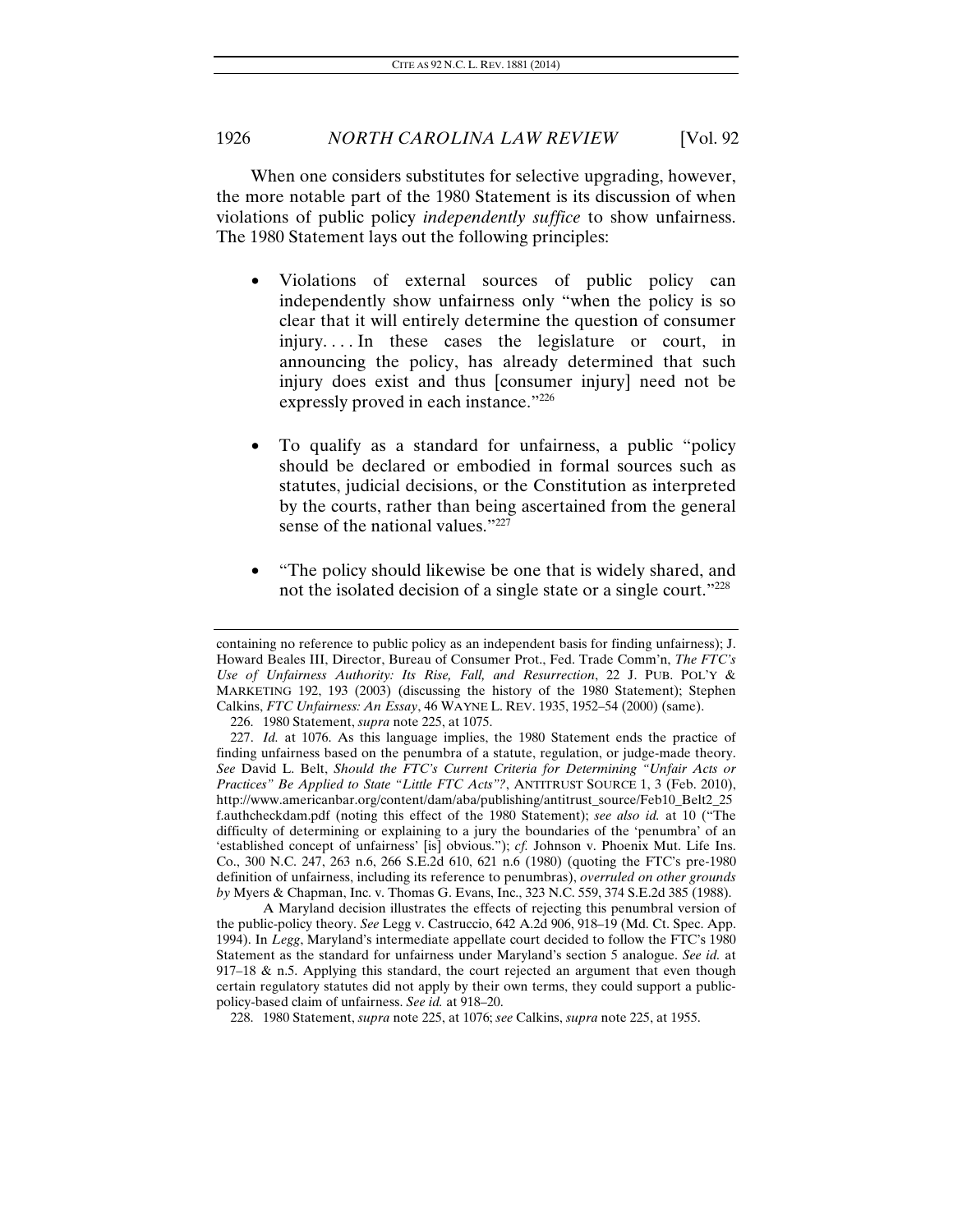When one considers substitutes for selective upgrading, however, the more notable part of the 1980 Statement is its discussion of when violations of public policy *independently suffice* to show unfairness. The 1980 Statement lays out the following principles:

- Violations of external sources of public policy can independently show unfairness only "when the policy is so clear that it will entirely determine the question of consumer injury. . . . In these cases the legislature or court, in announcing the policy, has already determined that such injury does exist and thus [consumer injury] need not be expressly proved in each instance."[226]

- To qualify as a standard for unfairness, a public "policy should be declared or embodied in formal sources such as statutes, judicial decisions, or the Constitution as interpreted by the courts, rather than being ascertained from the general sense of the national values."[227]

- "The policy should likewise be one that is widely shared, and not the isolated decision of a single state or a single court."[228]

---

containing no reference to public policy as an independent basis for finding unfairness); J. Howard Beales III, Director, Bureau of Consumer Prot., Fed. Trade Comm'n, *The FTC's Use of Unfairness Authority: Its Rise, Fall, and Resurrection*, 22 J. PUB. POL'Y & MARKETING 192, 193 (2003) (discussing the history of the 1980 Statement); Stephen Calkins, *FTC Unfairness: An Essay*, 46 WAYNE L. REV. 1935, 1952–54 (2000) (same).

226. 1980 Statement, *supra* note 225, at 1075.

227. *Id.* at 1076. As this language implies, the 1980 Statement ends the practice of finding unfairness based on the penumbra of a statute, regulation, or judge-made theory. *See* David L. Belt, *Should the FTC's Current Criteria for Determining "Unfair Acts or Practices" Be Applied to State "Little FTC Acts"?*, ANTITRUST SOURCE 1, 3 (Feb. 2010), http://www.americanbar.org/content/dam/aba/publishing/antitrust_source/Feb10_Belt2_25f.authcheckdam.pdf (noting this effect of the 1980 Statement); *see also id.* at 10 ("The difficulty of determining or explaining to a jury the boundaries of the 'penumbra' of an 'established concept of unfairness' [is] obvious."); *cf.* Johnson v. Phoenix Mut. Life Ins. Co., 300 N.C. 247, 263 n.6, 266 S.E.2d 610, 621 n.6 (1980) (quoting the FTC's pre-1980 definition of unfairness, including its reference to penumbras), *overruled on other grounds by* Myers & Chapman, Inc. v. Thomas G. Evans, Inc., 323 N.C. 559, 374 S.E.2d 385 (1988).

A Maryland decision illustrates the effects of rejecting this penumbral version of the public-policy theory. *See* Legg v. Castruccio, 642 A.2d 906, 918–19 (Md. Ct. Spec. App. 1994). In *Legg*, Maryland's intermediate appellate court decided to follow the FTC's 1980 Statement as the standard for unfairness under Maryland's section 5 analogue. *See id.* at 917–18 & n.5. Applying this standard, the court rejected an argument that even though certain regulatory statutes did not apply by their own terms, they could support a public-policy-based claim of unfairness. *See id.* at 918–20.

228. 1980 Statement, *supra* note 225, at 1076; *see* Calkins, *supra* note 225, at 1955.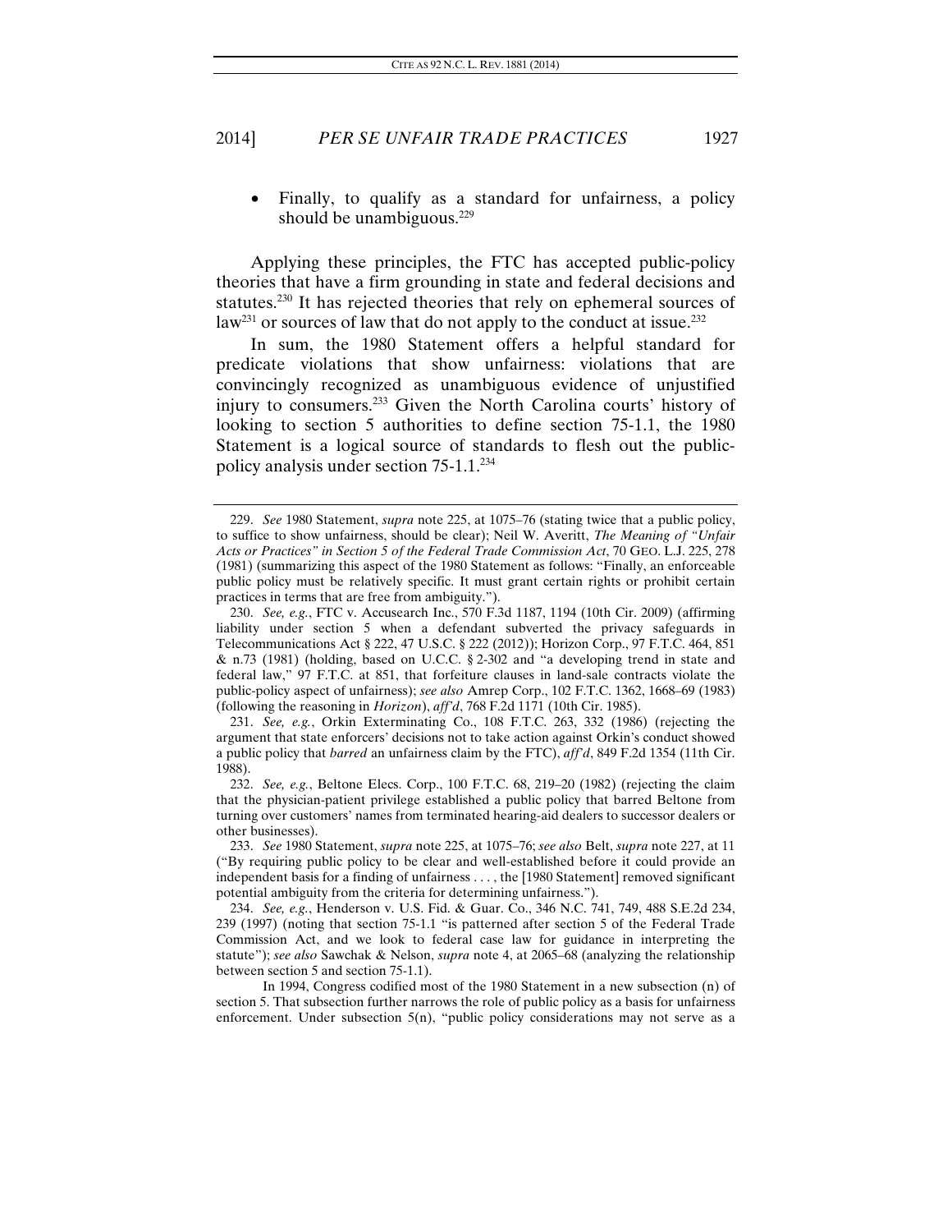- Finally, to qualify as a standard for unfairness, a policy should be unambiguous.[229]

Applying these principles, the FTC has accepted public-policy theories that have a firm grounding in state and federal decisions and statutes.[230] It has rejected theories that rely on ephemeral sources of law[231] or sources of law that do not apply to the conduct at issue.[232]

In sum, the 1980 Statement offers a helpful standard for predicate violations that show unfairness: violations that are convincingly recognized as unambiguous evidence of unjustified injury to consumers.[233] Given the North Carolina courts' history of looking to section 5 authorities to define section 75-1.1, the 1980 Statement is a logical source of standards to flesh out the public-policy analysis under section 75-1.1.[234]

---

229. *See* 1980 Statement, *supra* note 225, at 1075–76 (stating twice that a public policy, to suffice to show unfairness, should be clear); Neil W. Averitt, *The Meaning of "Unfair Acts or Practices" in Section 5 of the Federal Trade Commission Act*, 70 GEO. L.J. 225, 278 (1981) (summarizing this aspect of the 1980 Statement as follows: "Finally, an enforceable public policy must be relatively specific. It must grant certain rights or prohibit certain practices in terms that are free from ambiguity.").

230. *See, e.g.*, FTC v. Accusearch Inc., 570 F.3d 1187, 1194 (10th Cir. 2009) (affirming liability under section 5 when a defendant subverted the privacy safeguards in Telecommunications Act § 222, 47 U.S.C. § 222 (2012)); Horizon Corp., 97 F.T.C. 464, 851 & n.73 (1981) (holding, based on U.C.C. § 2-302 and "a developing trend in state and federal law," 97 F.T.C. at 851, that forfeiture clauses in land-sale contracts violate the public-policy aspect of unfairness); *see also* Amrep Corp., 102 F.T.C. 1362, 1668–69 (1983) (following the reasoning in *Horizon*), *aff'd*, 768 F.2d 1171 (10th Cir. 1985).

231. *See, e.g.*, Orkin Exterminating Co., 108 F.T.C. 263, 332 (1986) (rejecting the argument that state enforcers' decisions not to take action against Orkin's conduct showed a public policy that *barred* an unfairness claim by the FTC), *aff'd*, 849 F.2d 1354 (11th Cir. 1988).

232. *See, e.g.*, Beltone Elecs. Corp., 100 F.T.C. 68, 219–20 (1982) (rejecting the claim that the physician-patient privilege established a public policy that barred Beltone from turning over customers' names from terminated hearing-aid dealers to successor dealers or other businesses).

233. *See* 1980 Statement, *supra* note 225, at 1075–76; *see also* Belt, *supra* note 227, at 11 ("By requiring public policy to be clear and well-established before it could provide an independent basis for a finding of unfairness . . . , the [1980 Statement] removed significant potential ambiguity from the criteria for determining unfairness.").

234. *See, e.g.*, Henderson v. U.S. Fid. & Guar. Co., 346 N.C. 741, 749, 488 S.E.2d 234, 239 (1997) (noting that section 75-1.1 "is patterned after section 5 of the Federal Trade Commission Act, and we look to federal case law for guidance in interpreting the statute"); *see also* Sawchak & Nelson, *supra* note 4, at 2065–68 (analyzing the relationship between section 5 and section 75-1.1).

In 1994, Congress codified most of the 1980 Statement in a new subsection (n) of section 5. That subsection further narrows the role of public policy as a basis for unfairness enforcement. Under subsection 5(n), "public policy considerations may not serve as a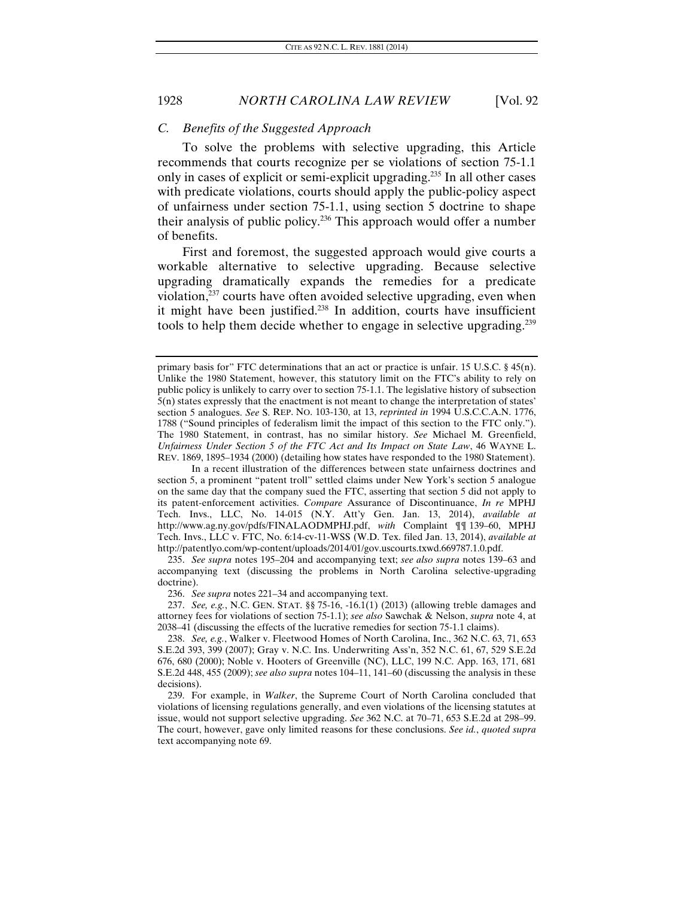### *C. Benefits of the Suggested Approach*

To solve the problems with selective upgrading, this Article recommends that courts recognize per se violations of section 75-1.1 only in cases of explicit or semi-explicit upgrading.[235] In all other cases with predicate violations, courts should apply the public-policy aspect of unfairness under section 75-1.1, using section 5 doctrine to shape their analysis of public policy.[236] This approach would offer a number of benefits.

First and foremost, the suggested approach would give courts a workable alternative to selective upgrading. Because selective upgrading dramatically expands the remedies for a predicate violation,[237] courts have often avoided selective upgrading, even when it might have been justified.[238] In addition, courts have insufficient tools to help them decide whether to engage in selective upgrading.[239]

---

primary basis for" FTC determinations that an act or practice is unfair. 15 U.S.C. § 45(n). Unlike the 1980 Statement, however, this statutory limit on the FTC's ability to rely on public policy is unlikely to carry over to section 75-1.1. The legislative history of subsection 5(n) states expressly that the enactment is not meant to change the interpretation of states' section 5 analogues. *See* S. REP. NO. 103-130, at 13, *reprinted in* 1994 U.S.C.C.A.N. 1776, 1788 ("Sound principles of federalism limit the impact of this section to the FTC only."). The 1980 Statement, in contrast, has no similar history. *See* Michael M. Greenfield, *Unfairness Under Section 5 of the FTC Act and Its Impact on State Law*, 46 WAYNE L. REV. 1869, 1895–1934 (2000) (detailing how states have responded to the 1980 Statement).

In a recent illustration of the differences between state unfairness doctrines and section 5, a prominent "patent troll" settled claims under New York's section 5 analogue on the same day that the company sued the FTC, asserting that section 5 did not apply to its patent-enforcement activities. *Compare* Assurance of Discontinuance, *In re* MPHJ Tech. Invs., LLC, No. 14-015 (N.Y. Att'y Gen. Jan. 13, 2014), *available at* http://www.ag.ny.gov/pdfs/FINALAODMPHJ.pdf, *with* Complaint ¶¶ 139–60, MPHJ Tech. Invs., LLC v. FTC, No. 6:14-cv-11-WSS (W.D. Tex. filed Jan. 13, 2014), *available at* http://patentlyo.com/wp-content/uploads/2014/01/gov.uscourts.txwd.669787.1.0.pdf.

235. *See supra* notes 195–204 and accompanying text; *see also supra* notes 139–63 and accompanying text (discussing the problems in North Carolina selective-upgrading doctrine).

236. *See supra* notes 221–34 and accompanying text.

237. *See, e.g.*, N.C. GEN. STAT. §§ 75-16, -16.1(1) (2013) (allowing treble damages and attorney fees for violations of section 75-1.1); *see also* Sawchak & Nelson, *supra* note 4, at 2038–41 (discussing the effects of the lucrative remedies for section 75-1.1 claims).

238. *See, e.g.*, Walker v. Fleetwood Homes of North Carolina, Inc., 362 N.C. 63, 71, 653 S.E.2d 393, 399 (2007); Gray v. N.C. Ins. Underwriting Ass'n, 352 N.C. 61, 67, 529 S.E.2d 676, 680 (2000); Noble v. Hooters of Greenville (NC), LLC, 199 N.C. App. 163, 171, 681 S.E.2d 448, 455 (2009); *see also supra* notes 104–11, 141–60 (discussing the analysis in these decisions).

239. For example, in *Walker*, the Supreme Court of North Carolina concluded that violations of licensing regulations generally, and even violations of the licensing statutes at issue, would not support selective upgrading. *See* 362 N.C. at 70–71, 653 S.E.2d at 298–99. The court, however, gave only limited reasons for these conclusions. *See id.*, *quoted supra* text accompanying note 69.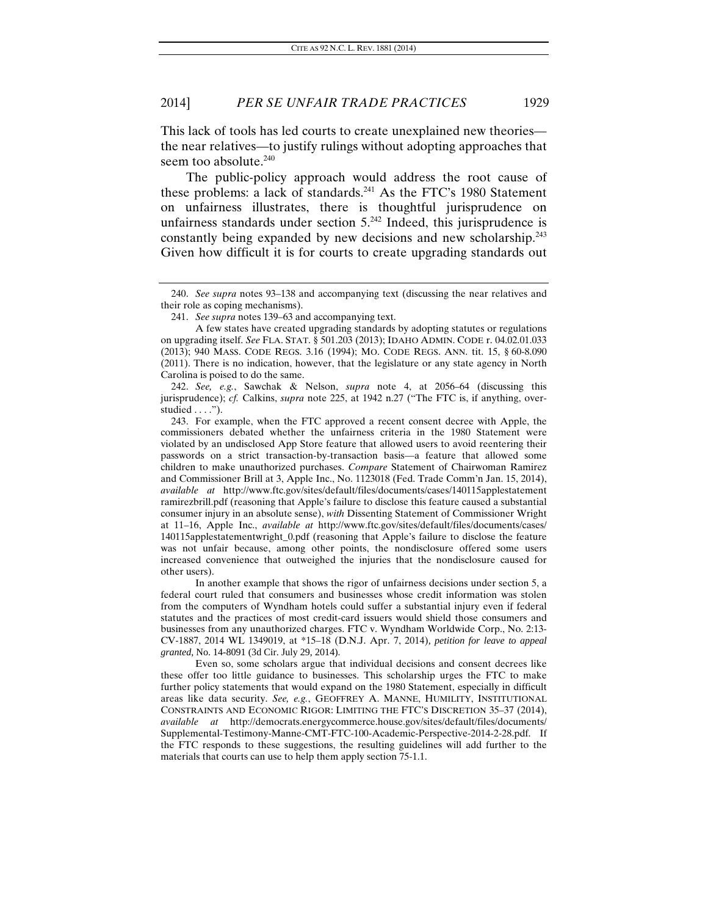This lack of tools has led courts to create unexplained new theories—the near relatives—to justify rulings without adopting approaches that seem too absolute.[240]

The public-policy approach would address the root cause of these problems: a lack of standards.[241] As the FTC's 1980 Statement on unfairness illustrates, there is thoughtful jurisprudence on unfairness standards under section 5.[242] Indeed, this jurisprudence is constantly being expanded by new decisions and new scholarship.[243] Given how difficult it is for courts to create upgrading standards out

---

240. *See supra* notes 93–138 and accompanying text (discussing the near relatives and their role as coping mechanisms).

241. *See supra* notes 139–63 and accompanying text.

A few states have created upgrading standards by adopting statutes or regulations on upgrading itself. *See* FLA. STAT. § 501.203 (2013); IDAHO ADMIN. CODE r. 04.02.01.033 (2013); 940 MASS. CODE REGS. 3.16 (1994); MO. CODE REGS. ANN. tit. 15, § 60-8.090 (2011). There is no indication, however, that the legislature or any state agency in North Carolina is poised to do the same.

242. *See, e.g.*, Sawchak & Nelson, *supra* note 4, at 2056–64 (discussing this jurisprudence); *cf.* Calkins, *supra* note 225, at 1942 n.27 ("The FTC is, if anything, over-studied . . . .").

243. For example, when the FTC approved a recent consent decree with Apple, the commissioners debated whether the unfairness criteria in the 1980 Statement were violated by an undisclosed App Store feature that allowed users to avoid reentering their passwords on a strict transaction-by-transaction basis—a feature that allowed some children to make unauthorized purchases. *Compare* Statement of Chairwoman Ramirez and Commissioner Brill at 3, Apple Inc., No. 1123018 (Fed. Trade Comm'n Jan. 15, 2014), *available at* http://www.ftc.gov/sites/default/files/documents/cases/140115applestatementramirezbrill.pdf (reasoning that Apple's failure to disclose this feature caused a substantial consumer injury in an absolute sense), *with* Dissenting Statement of Commissioner Wright at 11–16, Apple Inc., *available at* http://www.ftc.gov/sites/default/files/documents/cases/140115applestatementwright_0.pdf (reasoning that Apple's failure to disclose the feature was not unfair because, among other points, the nondisclosure offered some users increased convenience that outweighed the injuries that the nondisclosure caused for other users).

In another example that shows the rigor of unfairness decisions under section 5, a federal court ruled that consumers and businesses whose credit information was stolen from the computers of Wyndham hotels could suffer a substantial injury even if federal statutes and the practices of most credit-card issuers would shield those consumers and businesses from any unauthorized charges. FTC v. Wyndham Worldwide Corp., No. 2:13-CV-1887, 2014 WL 1349019, at *15–18 (D.N.J. Apr. 7, 2014), *petition for leave to appeal granted,* No. 14-8091 (3d Cir. July 29, 2014).

Even so, some scholars argue that individual decisions and consent decrees like these offer too little guidance to businesses. This scholarship urges the FTC to make further policy statements that would expand on the 1980 Statement, especially in difficult areas like data security. *See, e.g.*, GEOFFREY A. MANNE, HUMILITY, INSTITUTIONAL CONSTRAINTS AND ECONOMIC RIGOR: LIMITING THE FTC'S DISCRETION 35–37 (2014), *available at* http://democrats.energycommerce.house.gov/sites/default/files/documents/Supplemental-Testimony-Manne-CMT-FTC-100-Academic-Perspective-2014-2-28.pdf. If the FTC responds to these suggestions, the resulting guidelines will add further to the materials that courts can use to help them apply section 75-1.1.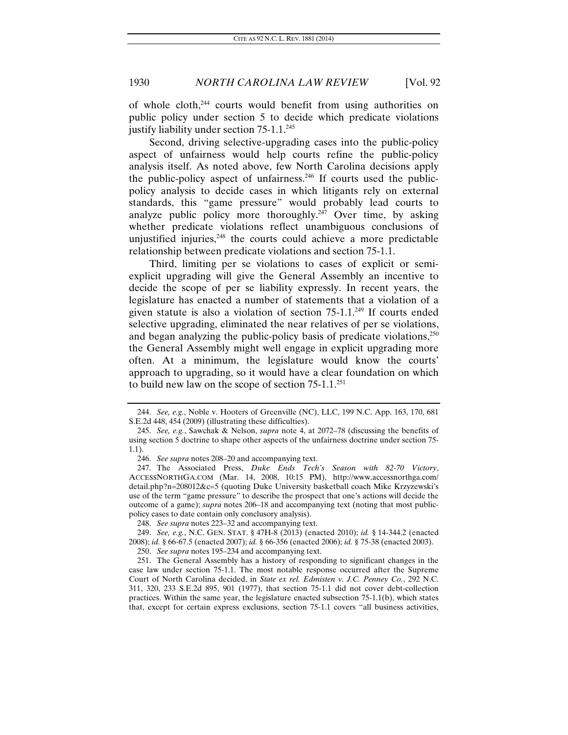of whole cloth,[244] courts would benefit from using authorities on public policy under section 5 to decide which predicate violations justify liability under section 75-1.1.[245]

Second, driving selective-upgrading cases into the public-policy aspect of unfairness would help courts refine the public-policy analysis itself. As noted above, few North Carolina decisions apply the public-policy aspect of unfairness.[246] If courts used the public-policy analysis to decide cases in which litigants rely on external standards, this "game pressure" would probably lead courts to analyze public policy more thoroughly.[247] Over time, by asking whether predicate violations reflect unambiguous conclusions of unjustified injuries,[248] the courts could achieve a more predictable relationship between predicate violations and section 75-1.1.

Third, limiting per se violations to cases of explicit or semi-explicit upgrading will give the General Assembly an incentive to decide the scope of per se liability expressly. In recent years, the legislature has enacted a number of statements that a violation of a given statute is also a violation of section 75-1.1.[249] If courts ended selective upgrading, eliminated the near relatives of per se violations, and began analyzing the public-policy basis of predicate violations,[250] the General Assembly might well engage in explicit upgrading more often. At a minimum, the legislature would know the courts' approach to upgrading, so it would have a clear foundation on which to build new law on the scope of section 75-1.1.[251]

---

244. *See, e.g.*, Noble v. Hooters of Greenville (NC), LLC, 199 N.C. App. 163, 170, 681 S.E.2d 448, 454 (2009) (illustrating these difficulties).

245. *See, e.g.*, Sawchak & Nelson, *supra* note 4, at 2072–78 (discussing the benefits of using section 5 doctrine to shape other aspects of the unfairness doctrine under section 75-1.1).

246. *See supra* notes 208–20 and accompanying text.

247. The Associated Press, *Duke Ends Tech's Season with 82-70 Victory*, ACCESSNORTHGA.COM (Mar. 14, 2008, 10:15 PM), http://www.accessnorthga.com/detail.php?n=208012&c=5 (quoting Duke University basketball coach Mike Krzyzewski's use of the term "game pressure" to describe the prospect that one's actions will decide the outcome of a game); *supra* notes 206–18 and accompanying text (noting that most public-policy cases to date contain only conclusory analysis).

248. *See supra* notes 223–32 and accompanying text.

249. *See, e.g.*, N.C. GEN. STAT. § 47H-8 (2013) (enacted 2010); *id.* § 14-344.2 (enacted 2008); *id.* § 66-67.5 (enacted 2007); *id.* § 66-356 (enacted 2006); *id.* § 75-38 (enacted 2003).

250. *See supra* notes 195–234 and accompanying text.

251. The General Assembly has a history of responding to significant changes in the case law under section 75-1.1. The most notable response occurred after the Supreme Court of North Carolina decided, in *State ex rel. Edmisten v. J.C. Penney Co.*, 292 N.C. 311, 320, 233 S.E.2d 895, 901 (1977), that section 75-1.1 did not cover debt-collection practices. Within the same year, the legislature enacted subsection 75-1.1(b), which states that, except for certain express exclusions, section 75-1.1 covers "all business activities,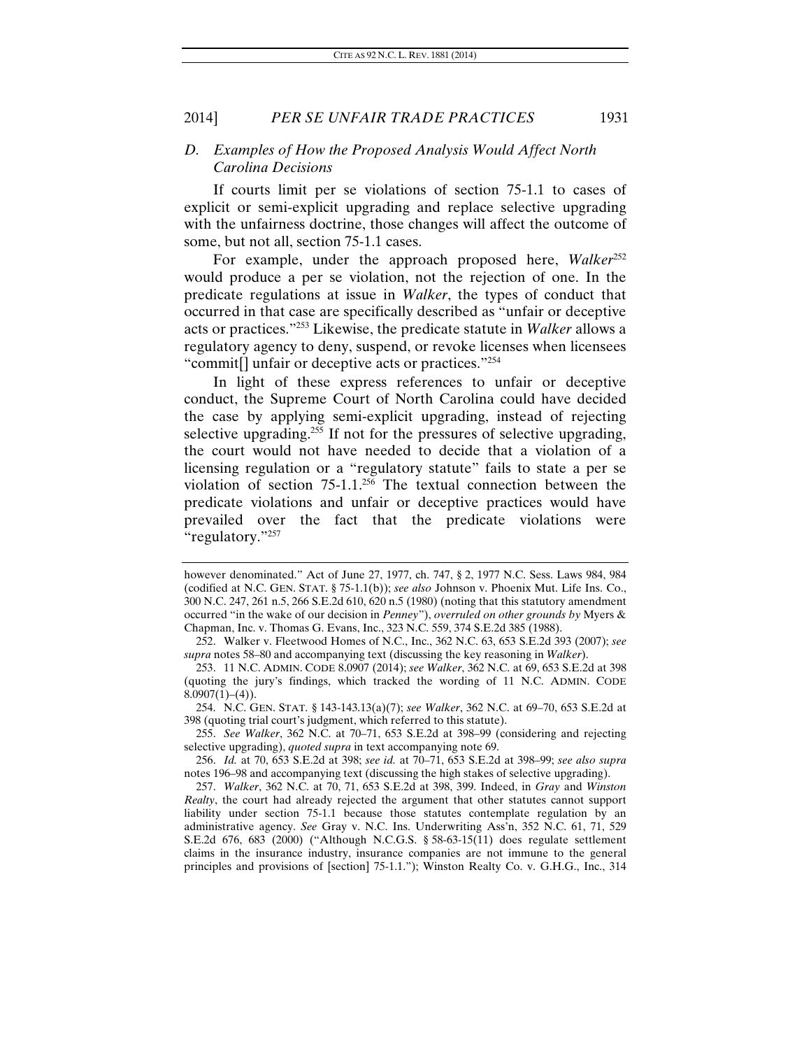### D. *Examples of How the Proposed Analysis Would Affect North Carolina Decisions*

If courts limit per se violations of section 75-1.1 to cases of explicit or semi-explicit upgrading and replace selective upgrading with the unfairness doctrine, those changes will affect the outcome of some, but not all, section 75-1.1 cases.

For example, under the approach proposed here, *Walker*[252] would produce a per se violation, not the rejection of one. In the predicate regulations at issue in *Walker*, the types of conduct that occurred in that case are specifically described as "unfair or deceptive acts or practices."[253] Likewise, the predicate statute in *Walker* allows a regulatory agency to deny, suspend, or revoke licenses when licensees "commit[] unfair or deceptive acts or practices."[254]

In light of these express references to unfair or deceptive conduct, the Supreme Court of North Carolina could have decided the case by applying semi-explicit upgrading, instead of rejecting selective upgrading.[255] If not for the pressures of selective upgrading, the court would not have needed to decide that a violation of a licensing regulation or a "regulatory statute" fails to state a per se violation of section 75-1.1.[256] The textual connection between the predicate violations and unfair or deceptive practices would have prevailed over the fact that the predicate violations were "regulatory."[257]

---

however denominated." Act of June 27, 1977, ch. 747, § 2, 1977 N.C. Sess. Laws 984, 984 (codified at N.C. GEN. STAT. § 75-1.1(b)); *see also* Johnson v. Phoenix Mut. Life Ins. Co., 300 N.C. 247, 261 n.5, 266 S.E.2d 610, 620 n.5 (1980) (noting that this statutory amendment occurred "in the wake of our decision in *Penney*"), *overruled on other grounds by* Myers & Chapman, Inc. v. Thomas G. Evans, Inc., 323 N.C. 559, 374 S.E.2d 385 (1988).

252. Walker v. Fleetwood Homes of N.C., Inc., 362 N.C. 63, 653 S.E.2d 393 (2007); *see supra* notes 58–80 and accompanying text (discussing the key reasoning in *Walker*).

253. 11 N.C. ADMIN. CODE 8.0907 (2014); *see Walker*, 362 N.C. at 69, 653 S.E.2d at 398 (quoting the jury's findings, which tracked the wording of 11 N.C. ADMIN. CODE 8.0907(1)–(4)).

254. N.C. GEN. STAT. § 143-143.13(a)(7); *see Walker*, 362 N.C. at 69–70, 653 S.E.2d at 398 (quoting trial court's judgment, which referred to this statute).

255. *See Walker*, 362 N.C. at 70–71, 653 S.E.2d at 398–99 (considering and rejecting selective upgrading), *quoted supra* in text accompanying note 69.

256. *Id.* at 70, 653 S.E.2d at 398; *see id.* at 70–71, 653 S.E.2d at 398–99; *see also supra* notes 196–98 and accompanying text (discussing the high stakes of selective upgrading).

257. *Walker*, 362 N.C. at 70, 71, 653 S.E.2d at 398, 399. Indeed, in *Gray* and *Winston Realty*, the court had already rejected the argument that other statutes cannot support liability under section 75-1.1 because those statutes contemplate regulation by an administrative agency. *See* Gray v. N.C. Ins. Underwriting Ass'n, 352 N.C. 61, 71, 529 S.E.2d 676, 683 (2000) ("Although N.C.G.S. § 58-63-15(11) does regulate settlement claims in the insurance industry, insurance companies are not immune to the general principles and provisions of [section] 75-1.1."); Winston Realty Co. v. G.H.G., Inc., 314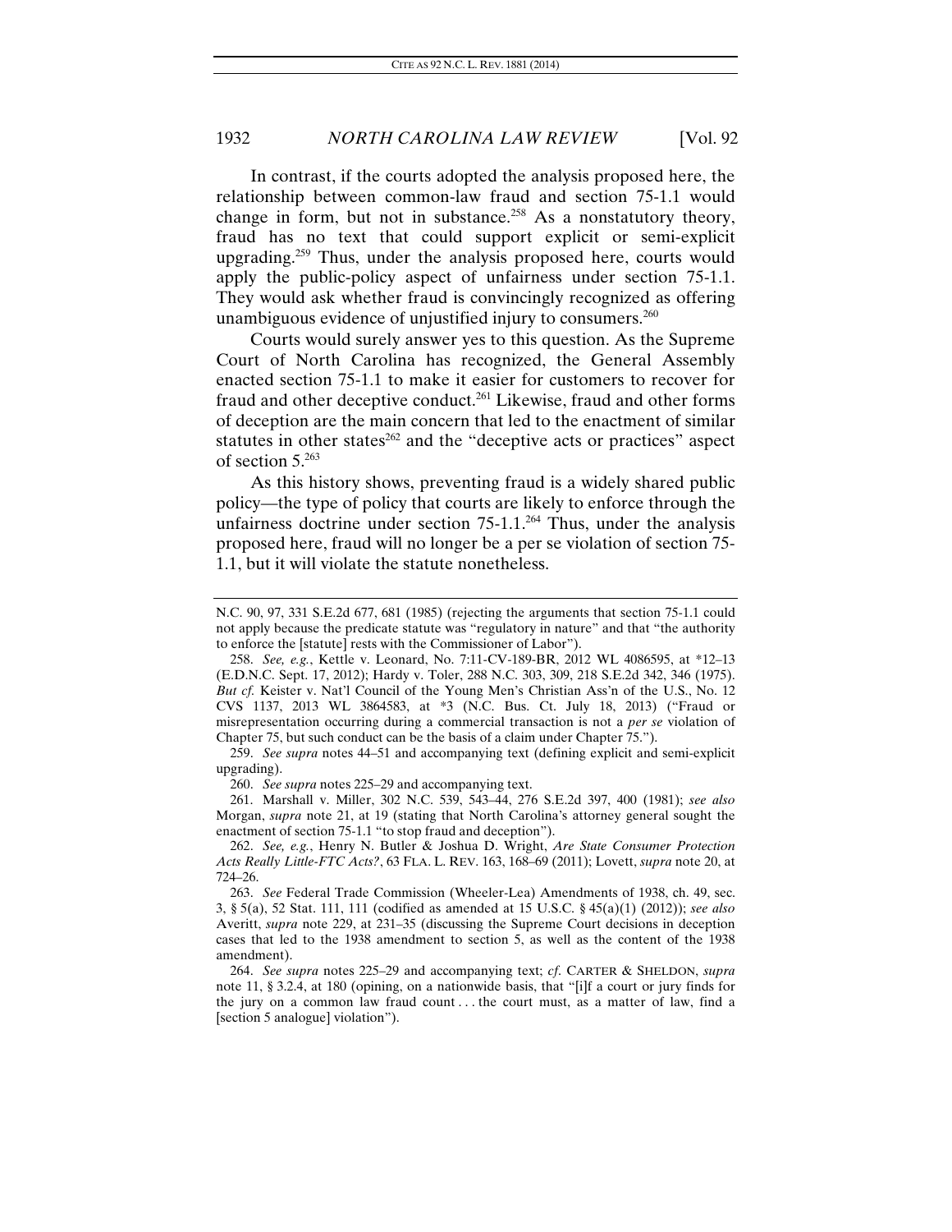In contrast, if the courts adopted the analysis proposed here, the relationship between common-law fraud and section 75-1.1 would change in form, but not in substance.[258] As a nonstatutory theory, fraud has no text that could support explicit or semi-explicit upgrading.[259] Thus, under the analysis proposed here, courts would apply the public-policy aspect of unfairness under section 75-1.1. They would ask whether fraud is convincingly recognized as offering unambiguous evidence of unjustified injury to consumers.[260]

Courts would surely answer yes to this question. As the Supreme Court of North Carolina has recognized, the General Assembly enacted section 75-1.1 to make it easier for customers to recover for fraud and other deceptive conduct.[261] Likewise, fraud and other forms of deception are the main concern that led to the enactment of similar statutes in other states[262] and the "deceptive acts or practices" aspect of section 5.[263]

As this history shows, preventing fraud is a widely shared public policy—the type of policy that courts are likely to enforce through the unfairness doctrine under section 75-1.1.[264] Thus, under the analysis proposed here, fraud will no longer be a per se violation of section 75-1.1, but it will violate the statute nonetheless.

---

N.C. 90, 97, 331 S.E.2d 677, 681 (1985) (rejecting the arguments that section 75-1.1 could not apply because the predicate statute was "regulatory in nature" and that "the authority to enforce the [statute] rests with the Commissioner of Labor").

258. *See, e.g.*, Kettle v. Leonard, No. 7:11-CV-189-BR, 2012 WL 4086595, at *12–13 (E.D.N.C. Sept. 17, 2012); Hardy v. Toler, 288 N.C. 303, 309, 218 S.E.2d 342, 346 (1975). *But cf.* Keister v. Nat'l Council of the Young Men's Christian Ass'n of the U.S., No. 12 CVS 1137, 2013 WL 3864583, at *3 (N.C. Bus. Ct. July 18, 2013) ("Fraud or misrepresentation occurring during a commercial transaction is not a *per se* violation of Chapter 75, but such conduct can be the basis of a claim under Chapter 75.").

259. *See supra* notes 44–51 and accompanying text (defining explicit and semi-explicit upgrading).

260. *See supra* notes 225–29 and accompanying text.

261. Marshall v. Miller, 302 N.C. 539, 543–44, 276 S.E.2d 397, 400 (1981); *see also* Morgan, *supra* note 21, at 19 (stating that North Carolina's attorney general sought the enactment of section 75-1.1 "to stop fraud and deception").

262. *See, e.g.*, Henry N. Butler & Joshua D. Wright, *Are State Consumer Protection Acts Really Little-FTC Acts?*, 63 FLA. L. REV. 163, 168–69 (2011); Lovett, *supra* note 20, at 724–26.

263. *See* Federal Trade Commission (Wheeler-Lea) Amendments of 1938, ch. 49, sec. 3, § 5(a), 52 Stat. 111, 111 (codified as amended at 15 U.S.C. § 45(a)(1) (2012)); *see also* Averitt, *supra* note 229, at 231–35 (discussing the Supreme Court decisions in deception cases that led to the 1938 amendment to section 5, as well as the content of the 1938 amendment).

264. *See supra* notes 225–29 and accompanying text; *cf.* CARTER & SHELDON, *supra* note 11, § 3.2.4, at 180 (opining, on a nationwide basis, that "[i]f a court or jury finds for the jury on a common law fraud count . . . the court must, as a matter of law, find a [section 5 analogue] violation").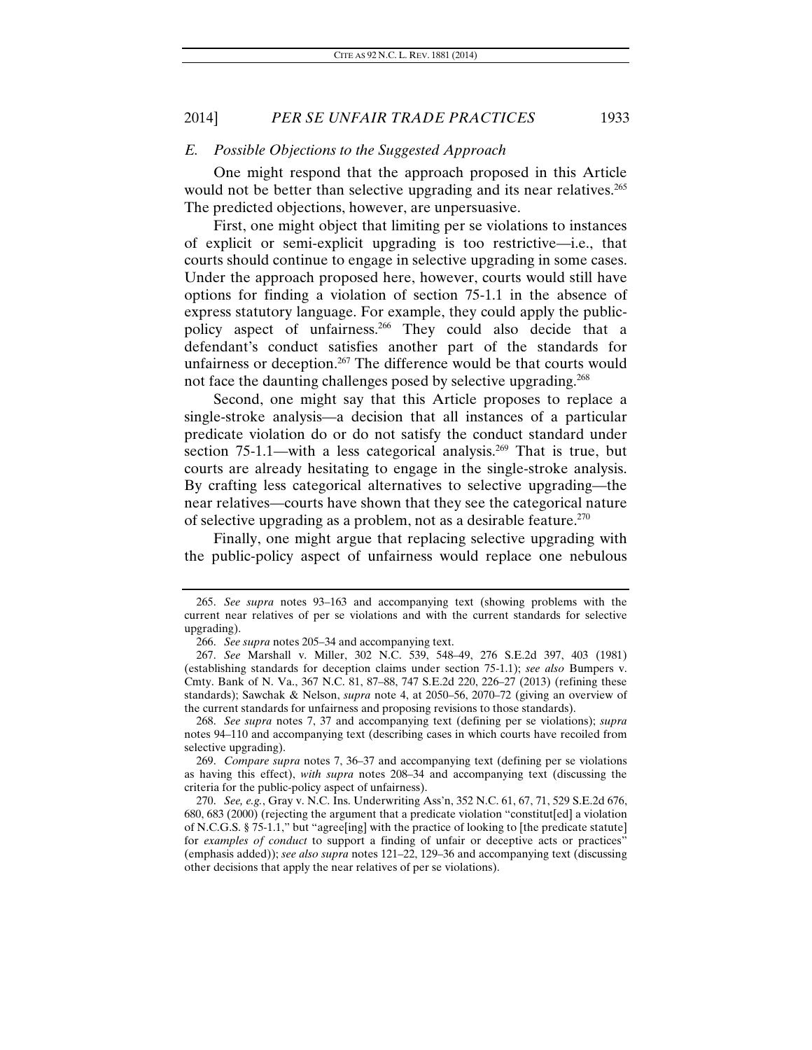### *E. Possible Objections to the Suggested Approach*

One might respond that the approach proposed in this Article would not be better than selective upgrading and its near relatives.[265] The predicted objections, however, are unpersuasive.

First, one might object that limiting per se violations to instances of explicit or semi-explicit upgrading is too restrictive—i.e., that courts should continue to engage in selective upgrading in some cases. Under the approach proposed here, however, courts would still have options for finding a violation of section 75-1.1 in the absence of express statutory language. For example, they could apply the public-policy aspect of unfairness.[266] They could also decide that a defendant's conduct satisfies another part of the standards for unfairness or deception.[267] The difference would be that courts would not face the daunting challenges posed by selective upgrading.[268]

Second, one might say that this Article proposes to replace a single-stroke analysis—a decision that all instances of a particular predicate violation do or do not satisfy the conduct standard under section 75-1.1—with a less categorical analysis.[269] That is true, but courts are already hesitating to engage in the single-stroke analysis. By crafting less categorical alternatives to selective upgrading—the near relatives—courts have shown that they see the categorical nature of selective upgrading as a problem, not as a desirable feature.[270]

Finally, one might argue that replacing selective upgrading with the public-policy aspect of unfairness would replace one nebulous

---

265. *See supra* notes 93–163 and accompanying text (showing problems with the current near relatives of per se violations and with the current standards for selective upgrading).

266. *See supra* notes 205–34 and accompanying text.

267. *See* Marshall v. Miller, 302 N.C. 539, 548–49, 276 S.E.2d 397, 403 (1981) (establishing standards for deception claims under section 75-1.1); *see also* Bumpers v. Cmty. Bank of N. Va., 367 N.C. 81, 87–88, 747 S.E.2d 220, 226–27 (2013) (refining these standards); Sawchak & Nelson, *supra* note 4, at 2050–56, 2070–72 (giving an overview of the current standards for unfairness and proposing revisions to those standards).

268. *See supra* notes 7, 37 and accompanying text (defining per se violations); *supra* notes 94–110 and accompanying text (describing cases in which courts have recoiled from selective upgrading).

269. *Compare supra* notes 7, 36–37 and accompanying text (defining per se violations as having this effect), *with supra* notes 208–34 and accompanying text (discussing the criteria for the public-policy aspect of unfairness).

270. *See, e.g.*, Gray v. N.C. Ins. Underwriting Ass'n, 352 N.C. 61, 67, 71, 529 S.E.2d 676, 680, 683 (2000) (rejecting the argument that a predicate violation "constitut[ed] a violation of N.C.G.S. § 75-1.1," but "agree[ing] with the practice of looking to [the predicate statute] for *examples of conduct* to support a finding of unfair or deceptive acts or practices" (emphasis added)); *see also supra* notes 121–22, 129–36 and accompanying text (discussing other decisions that apply the near relatives of per se violations).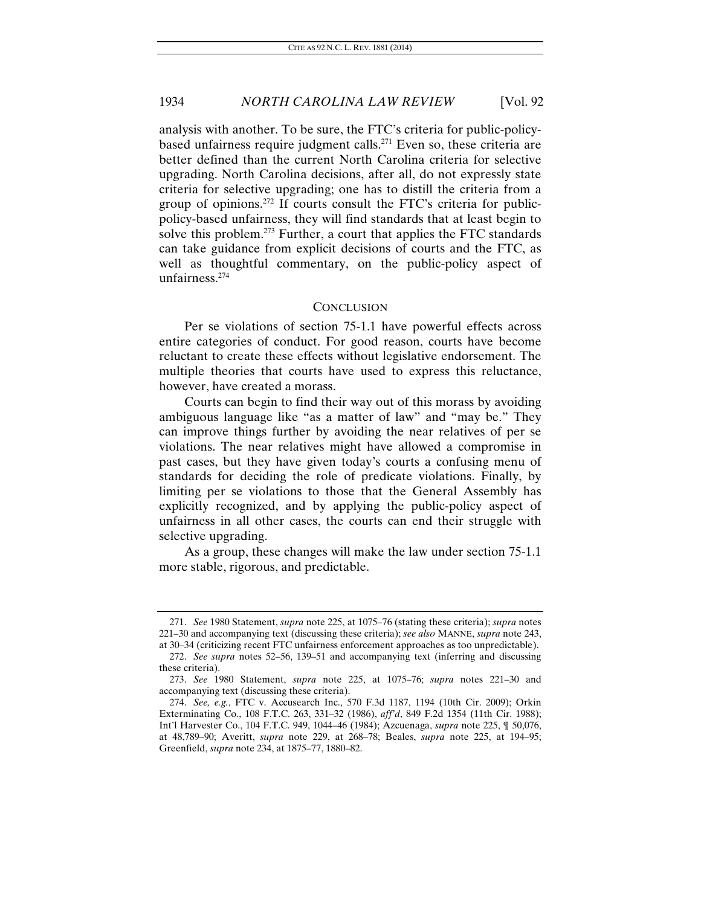analysis with another. To be sure, the FTC's criteria for public-policy-based unfairness require judgment calls.[271] Even so, these criteria are better defined than the current North Carolina criteria for selective upgrading. North Carolina decisions, after all, do not expressly state criteria for selective upgrading; one has to distill the criteria from a group of opinions.[272] If courts consult the FTC's criteria for public-policy-based unfairness, they will find standards that at least begin to solve this problem.[273] Further, a court that applies the FTC standards can take guidance from explicit decisions of courts and the FTC, as well as thoughtful commentary, on the public-policy aspect of unfairness.[274]

## CONCLUSION

Per se violations of section 75-1.1 have powerful effects across entire categories of conduct. For good reason, courts have become reluctant to create these effects without legislative endorsement. The multiple theories that courts have used to express this reluctance, however, have created a morass.

Courts can begin to find their way out of this morass by avoiding ambiguous language like "as a matter of law" and "may be." They can improve things further by avoiding the near relatives of per se violations. The near relatives might have allowed a compromise in past cases, but they have given today's courts a confusing menu of standards for deciding the role of predicate violations. Finally, by limiting per se violations to those that the General Assembly has explicitly recognized, and by applying the public-policy aspect of unfairness in all other cases, the courts can end their struggle with selective upgrading.

As a group, these changes will make the law under section 75-1.1 more stable, rigorous, and predictable.

---

271. *See* 1980 Statement, *supra* note 225, at 1075–76 (stating these criteria); *supra* notes 221–30 and accompanying text (discussing these criteria); *see also* MANNE, *supra* note 243, at 30–34 (criticizing recent FTC unfairness enforcement approaches as too unpredictable).

272. *See supra* notes 52–56, 139–51 and accompanying text (inferring and discussing these criteria).

273. *See* 1980 Statement, *supra* note 225, at 1075–76; *supra* notes 221–30 and accompanying text (discussing these criteria).

274. *See, e.g.*, FTC v. Accusearch Inc., 570 F.3d 1187, 1194 (10th Cir. 2009); Orkin Exterminating Co., 108 F.T.C. 263, 331–32 (1986), *aff'd*, 849 F.2d 1354 (11th Cir. 1988); Int'l Harvester Co., 104 F.T.C. 949, 1044–46 (1984); Azcuenaga, *supra* note 225, ¶ 50,076, at 48,789–90; Averitt, *supra* note 229, at 268–78; Beales, *supra* note 225, at 194–95; Greenfield, *supra* note 234, at 1875–77, 1880–82.